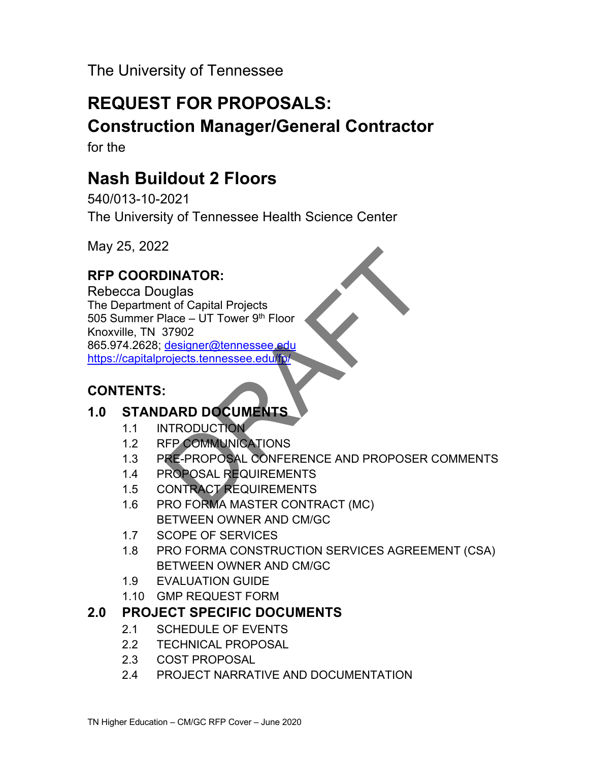The University of Tennessee

# REQUEST FOR PROPOSALS:
# Construction Manager/General Contractor

for the

## Nash Buildout 2 Floors

540/013-10-2021
The University of Tennessee Health Science Center

May 25, 2022

### RFP COORDINATOR:

Rebecca Douglas
The Department of Capital Projects
505 Summer Place – UT Tower 9th Floor
Knoxville, TN 37902
865.974.2628; designer@tennessee.edu
https://capitalprojects.tennessee.edu/fp/

DRAFT

### CONTENTS:

### 1.0 STANDARD DOCUMENTS

- 1.1 INTRODUCTION
- 1.2 RFP COMMUNICATIONS
- 1.3 PRE-PROPOSAL CONFERENCE AND PROPOSER COMMENTS
- 1.4 PROPOSAL REQUIREMENTS
- 1.5 CONTRACT REQUIREMENTS
- 1.6 PRO FORMA MASTER CONTRACT (MC) BETWEEN OWNER AND CM/GC
- 1.7 SCOPE OF SERVICES
- 1.8 PRO FORMA CONSTRUCTION SERVICES AGREEMENT (CSA) BETWEEN OWNER AND CM/GC
- 1.9 EVALUATION GUIDE
- 1.10 GMP REQUEST FORM

### 2.0 PROJECT SPECIFIC DOCUMENTS

- 2.1 SCHEDULE OF EVENTS
- 2.2 TECHNICAL PROPOSAL
- 2.3 COST PROPOSAL
- 2.4 PROJECT NARRATIVE AND DOCUMENTATION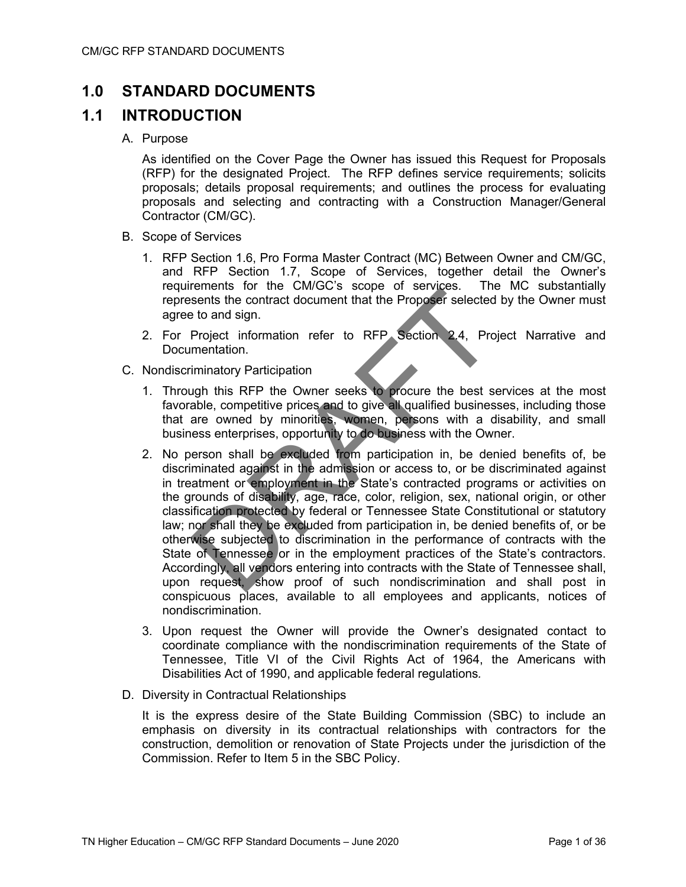# 1.0 STANDARD DOCUMENTS

## 1.1 INTRODUCTION

A. Purpose

As identified on the Cover Page the Owner has issued this Request for Proposals (RFP) for the designated Project. The RFP defines service requirements; solicits proposals; details proposal requirements; and outlines the process for evaluating proposals and selecting and contracting with a Construction Manager/General Contractor (CM/GC).

B. Scope of Services

1. RFP Section 1.6, Pro Forma Master Contract (MC) Between Owner and CM/GC, and RFP Section 1.7, Scope of Services, together detail the Owner's requirements for the CM/GC's scope of services. The MC substantially represents the contract document that the Proposer selected by the Owner must agree to and sign.
2. For Project information refer to RFP Section 2.4, Project Narrative and Documentation.

C. Nondiscriminatory Participation

1. Through this RFP the Owner seeks to procure the best services at the most favorable, competitive prices and to give all qualified businesses, including those that are owned by minorities, women, persons with a disability, and small business enterprises, opportunity to do business with the Owner.
2. No person shall be excluded from participation in, be denied benefits of, be discriminated against in the admission or access to, or be discriminated against in treatment or employment in the State's contracted programs or activities on the grounds of disability, age, race, color, religion, sex, national origin, or other classification protected by federal or Tennessee State Constitutional or statutory law; nor shall they be excluded from participation in, be denied benefits of, or be otherwise subjected to discrimination in the performance of contracts with the State of Tennessee or in the employment practices of the State's contractors. Accordingly, all vendors entering into contracts with the State of Tennessee shall, upon request, show proof of such nondiscrimination and shall post in conspicuous places, available to all employees and applicants, notices of nondiscrimination.
3. Upon request the Owner will provide the Owner's designated contact to coordinate compliance with the nondiscrimination requirements of the State of Tennessee, Title VI of the Civil Rights Act of 1964, the Americans with Disabilities Act of 1990, and applicable federal regulations*.*

D. Diversity in Contractual Relationships

It is the express desire of the State Building Commission (SBC) to include an emphasis on diversity in its contractual relationships with contractors for the construction, demolition or renovation of State Projects under the jurisdiction of the Commission. Refer to Item 5 in the SBC Policy.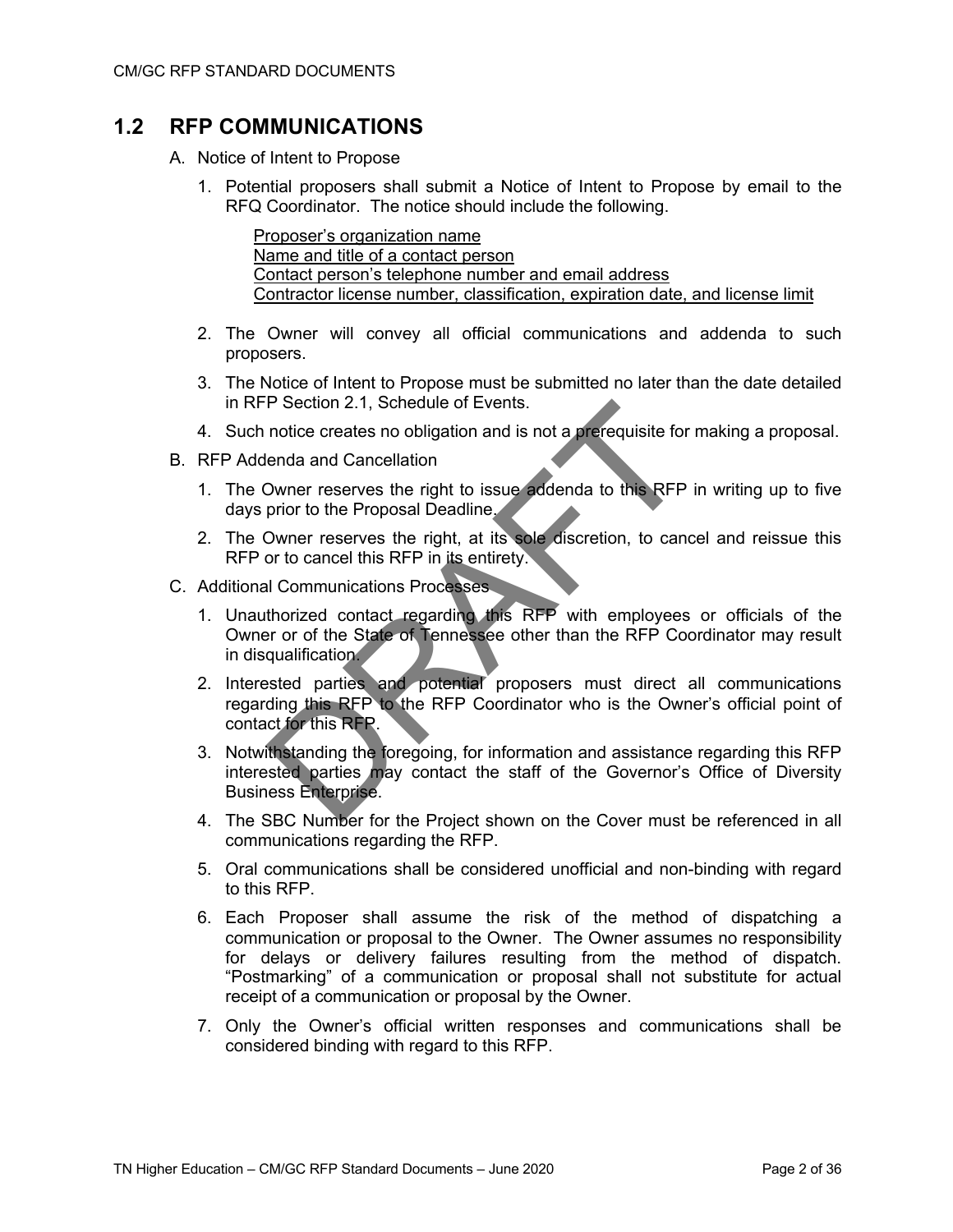## 1.2 RFP COMMUNICATIONS

A. Notice of Intent to Propose

1. Potential proposers shall submit a Notice of Intent to Propose by email to the RFQ Coordinator. The notice should include the following.

   Proposer's organization name
   Name and title of a contact person
   Contact person's telephone number and email address
   Contractor license number, classification, expiration date, and license limit

2. The Owner will convey all official communications and addenda to such proposers.

3. The Notice of Intent to Propose must be submitted no later than the date detailed in RFP Section 2.1, Schedule of Events.

4. Such notice creates no obligation and is not a prerequisite for making a proposal.

B. RFP Addenda and Cancellation

1. The Owner reserves the right to issue addenda to this RFP in writing up to five days prior to the Proposal Deadline.

2. The Owner reserves the right, at its sole discretion, to cancel and reissue this RFP or to cancel this RFP in its entirety.

C. Additional Communications Processes

1. Unauthorized contact regarding this RFP with employees or officials of the Owner or of the State of Tennessee other than the RFP Coordinator may result in disqualification.

2. Interested parties and potential proposers must direct all communications regarding this RFP to the RFP Coordinator who is the Owner's official point of contact for this RFP.

3. Notwithstanding the foregoing, for information and assistance regarding this RFP interested parties may contact the staff of the Governor's Office of Diversity Business Enterprise.

4. The SBC Number for the Project shown on the Cover must be referenced in all communications regarding the RFP.

5. Oral communications shall be considered unofficial and non-binding with regard to this RFP.

6. Each Proposer shall assume the risk of the method of dispatching a communication or proposal to the Owner. The Owner assumes no responsibility for delays or delivery failures resulting from the method of dispatch. "Postmarking" of a communication or proposal shall not substitute for actual receipt of a communication or proposal by the Owner.

7. Only the Owner's official written responses and communications shall be considered binding with regard to this RFP.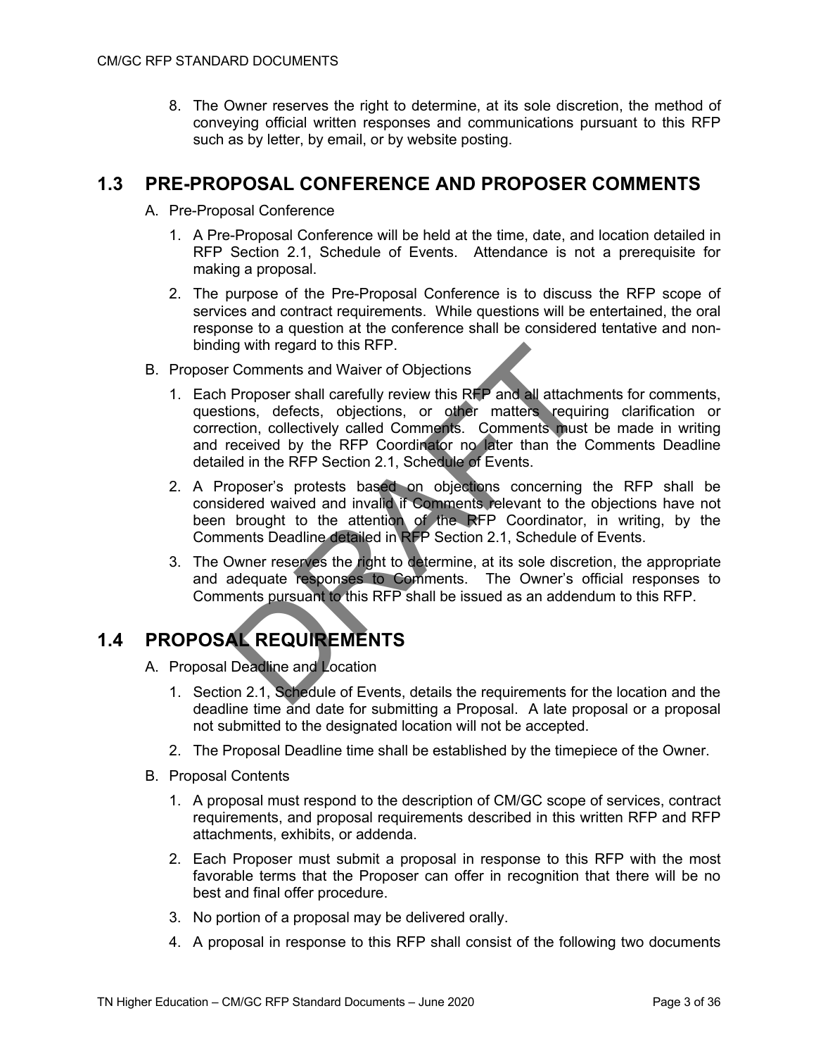8. The Owner reserves the right to determine, at its sole discretion, the method of conveying official written responses and communications pursuant to this RFP such as by letter, by email, or by website posting.

## 1.3 PRE-PROPOSAL CONFERENCE AND PROPOSER COMMENTS

A. Pre-Proposal Conference

1. A Pre-Proposal Conference will be held at the time, date, and location detailed in RFP Section 2.1, Schedule of Events. Attendance is not a prerequisite for making a proposal.
2. The purpose of the Pre-Proposal Conference is to discuss the RFP scope of services and contract requirements. While questions will be entertained, the oral response to a question at the conference shall be considered tentative and non-binding with regard to this RFP.

B. Proposer Comments and Waiver of Objections

1. Each Proposer shall carefully review this RFP and all attachments for comments, questions, defects, objections, or other matters requiring clarification or correction, collectively called Comments. Comments must be made in writing and received by the RFP Coordinator no later than the Comments Deadline detailed in the RFP Section 2.1, Schedule of Events.
2. A Proposer's protests based on objections concerning the RFP shall be considered waived and invalid if Comments relevant to the objections have not been brought to the attention of the RFP Coordinator, in writing, by the Comments Deadline detailed in RFP Section 2.1, Schedule of Events.
3. The Owner reserves the right to determine, at its sole discretion, the appropriate and adequate responses to Comments. The Owner's official responses to Comments pursuant to this RFP shall be issued as an addendum to this RFP.

## 1.4 PROPOSAL REQUIREMENTS

A. Proposal Deadline and Location

1. Section 2.1, Schedule of Events, details the requirements for the location and the deadline time and date for submitting a Proposal. A late proposal or a proposal not submitted to the designated location will not be accepted.
2. The Proposal Deadline time shall be established by the timepiece of the Owner.

B. Proposal Contents

1. A proposal must respond to the description of CM/GC scope of services, contract requirements, and proposal requirements described in this written RFP and RFP attachments, exhibits, or addenda.
2. Each Proposer must submit a proposal in response to this RFP with the most favorable terms that the Proposer can offer in recognition that there will be no best and final offer procedure.
3. No portion of a proposal may be delivered orally.
4. A proposal in response to this RFP shall consist of the following two documents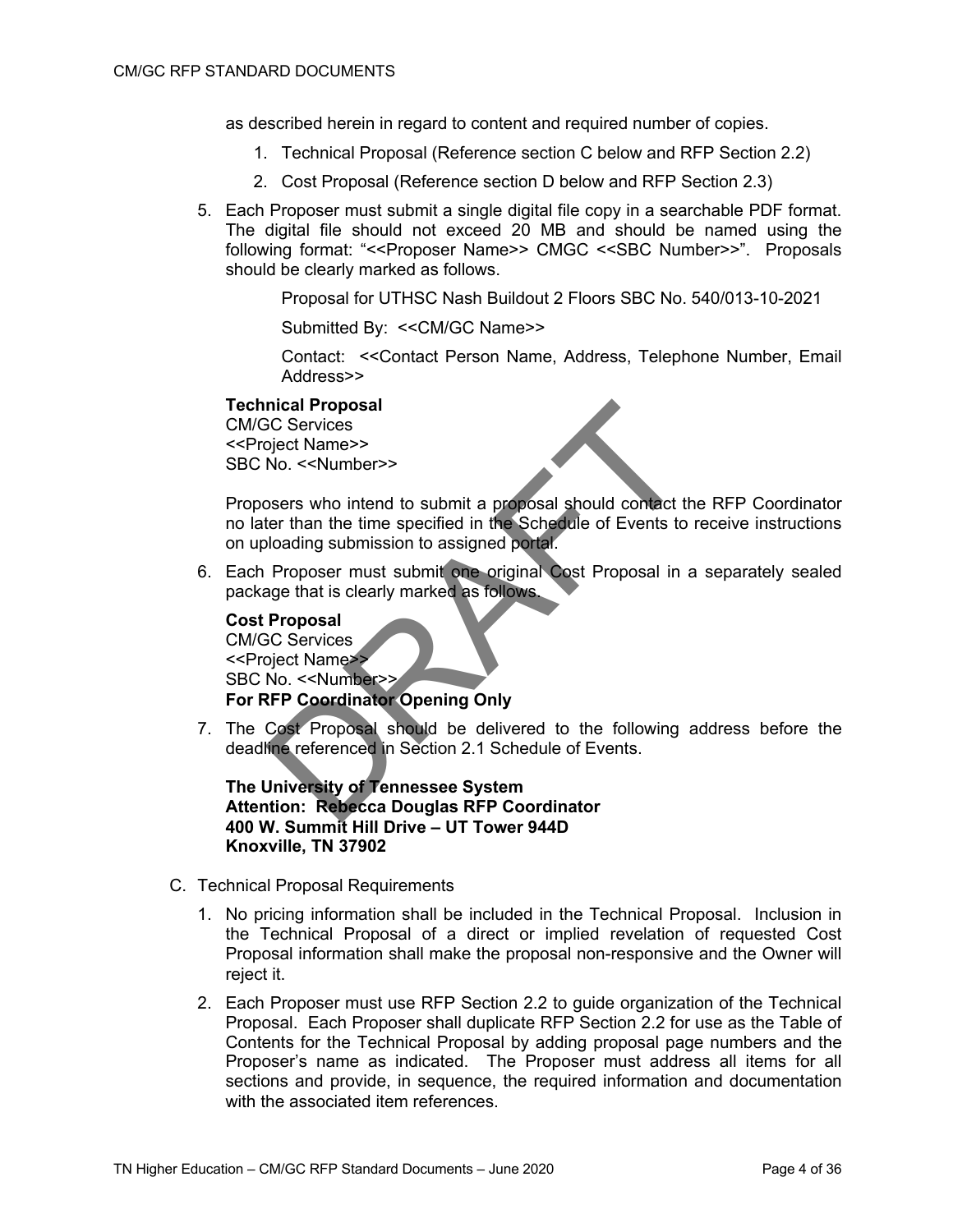as described herein in regard to content and required number of copies.

1. Technical Proposal (Reference section C below and RFP Section 2.2)
2. Cost Proposal (Reference section D below and RFP Section 2.3)

5. Each Proposer must submit a single digital file copy in a searchable PDF format. The digital file should not exceed 20 MB and should be named using the following format: "<<Proposer Name>> CMGC <<SBC Number>>". Proposals should be clearly marked as follows.

   Proposal for UTHSC Nash Buildout 2 Floors SBC No. 540/013-10-2021

   Submitted By: <<CM/GC Name>>

   Contact: <<Contact Person Name, Address, Telephone Number, Email Address>>

   **Technical Proposal**
   CM/GC Services
   <<Project Name>>
   SBC No. <<Number>>

   Proposers who intend to submit a proposal should contact the RFP Coordinator no later than the time specified in the Schedule of Events to receive instructions on uploading submission to assigned portal.

6. Each Proposer must submit one original Cost Proposal in a separately sealed package that is clearly marked as follows.

   **Cost Proposal**
   CM/GC Services
   <<Project Name>>
   SBC No. <<Number>>
   **For RFP Coordinator Opening Only**

7. The Cost Proposal should be delivered to the following address before the deadline referenced in Section 2.1 Schedule of Events.

   **The University of Tennessee System**
   **Attention: Rebecca Douglas RFP Coordinator**
   **400 W. Summit Hill Drive – UT Tower 944D**
   **Knoxville, TN 37902**

C. Technical Proposal Requirements

1. No pricing information shall be included in the Technical Proposal. Inclusion in the Technical Proposal of a direct or implied revelation of requested Cost Proposal information shall make the proposal non-responsive and the Owner will reject it.

2. Each Proposer must use RFP Section 2.2 to guide organization of the Technical Proposal. Each Proposer shall duplicate RFP Section 2.2 for use as the Table of Contents for the Technical Proposal by adding proposal page numbers and the Proposer's name as indicated. The Proposer must address all items for all sections and provide, in sequence, the required information and documentation with the associated item references.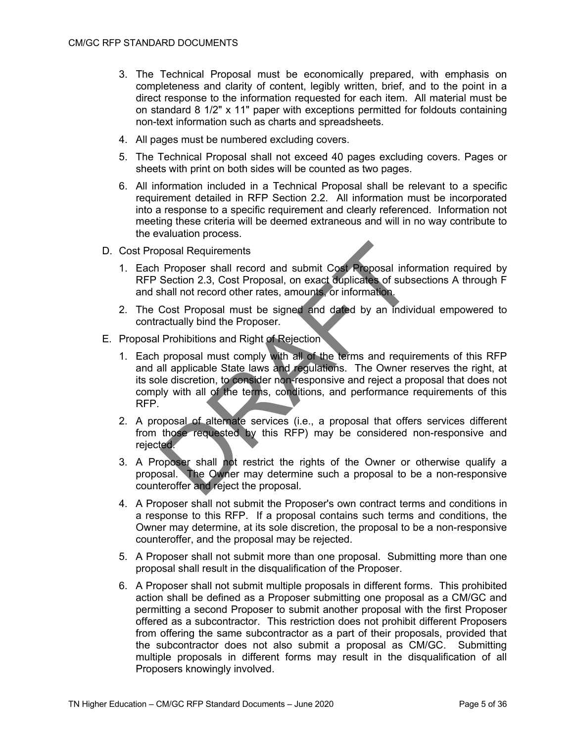3. The Technical Proposal must be economically prepared, with emphasis on completeness and clarity of content, legibly written, brief, and to the point in a direct response to the information requested for each item. All material must be on standard 8 1/2" x 11" paper with exceptions permitted for foldouts containing non-text information such as charts and spreadsheets.

4. All pages must be numbered excluding covers.

5. The Technical Proposal shall not exceed 40 pages excluding covers. Pages or sheets with print on both sides will be counted as two pages.

6. All information included in a Technical Proposal shall be relevant to a specific requirement detailed in RFP Section 2.2. All information must be incorporated into a response to a specific requirement and clearly referenced. Information not meeting these criteria will be deemed extraneous and will in no way contribute to the evaluation process.

D. Cost Proposal Requirements

1. Each Proposer shall record and submit Cost Proposal information required by RFP Section 2.3, Cost Proposal, on exact duplicates of subsections A through F and shall not record other rates, amounts, or information.

2. The Cost Proposal must be signed and dated by an individual empowered to contractually bind the Proposer.

E. Proposal Prohibitions and Right of Rejection

1. Each proposal must comply with all of the terms and requirements of this RFP and all applicable State laws and regulations. The Owner reserves the right, at its sole discretion, to consider non-responsive and reject a proposal that does not comply with all of the terms, conditions, and performance requirements of this RFP.

2. A proposal of alternate services (i.e., a proposal that offers services different from those requested by this RFP) may be considered non-responsive and rejected.

3. A Proposer shall not restrict the rights of the Owner or otherwise qualify a proposal. The Owner may determine such a proposal to be a non-responsive counteroffer and reject the proposal.

4. A Proposer shall not submit the Proposer's own contract terms and conditions in a response to this RFP. If a proposal contains such terms and conditions, the Owner may determine, at its sole discretion, the proposal to be a non-responsive counteroffer, and the proposal may be rejected.

5. A Proposer shall not submit more than one proposal. Submitting more than one proposal shall result in the disqualification of the Proposer.

6. A Proposer shall not submit multiple proposals in different forms. This prohibited action shall be defined as a Proposer submitting one proposal as a CM/GC and permitting a second Proposer to submit another proposal with the first Proposer offered as a subcontractor. This restriction does not prohibit different Proposers from offering the same subcontractor as a part of their proposals, provided that the subcontractor does not also submit a proposal as CM/GC. Submitting multiple proposals in different forms may result in the disqualification of all Proposers knowingly involved.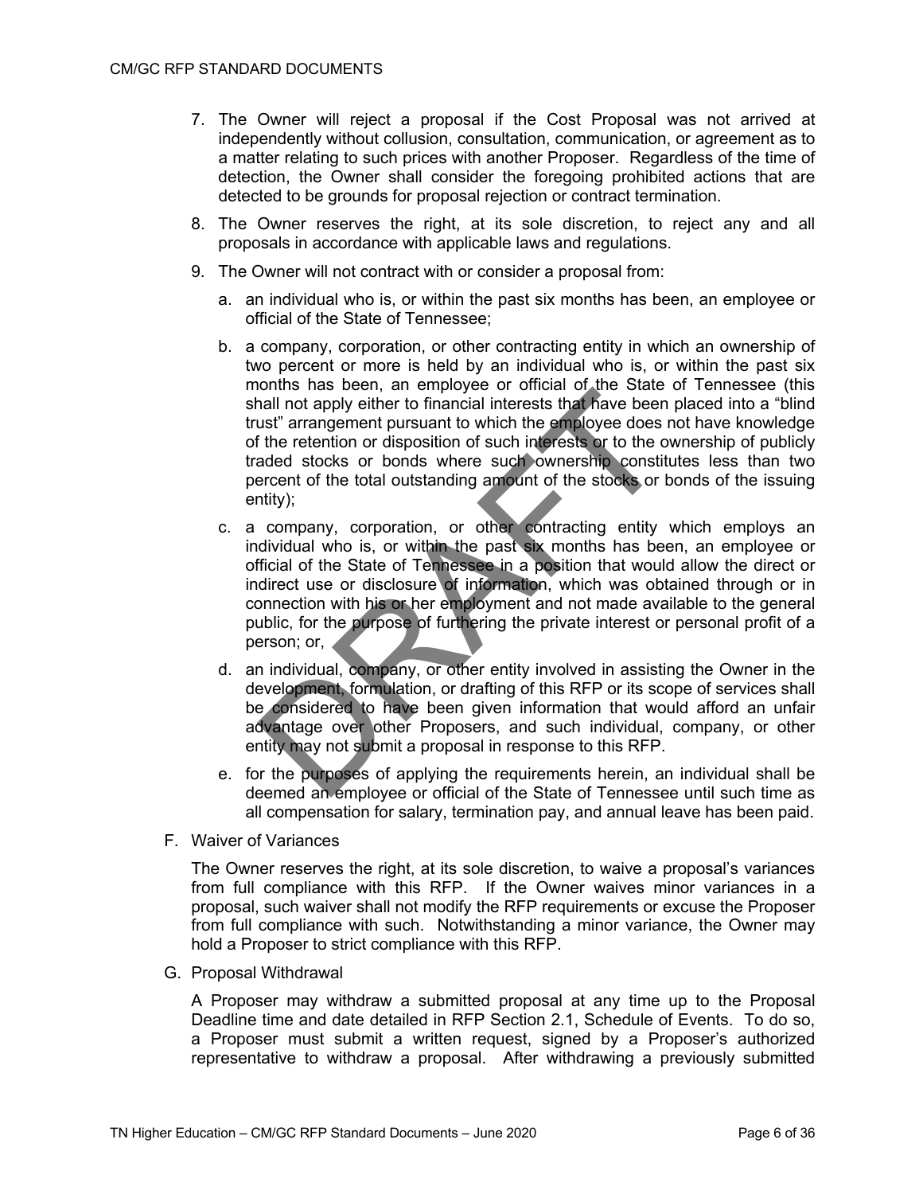7. The Owner will reject a proposal if the Cost Proposal was not arrived at independently without collusion, consultation, communication, or agreement as to a matter relating to such prices with another Proposer. Regardless of the time of detection, the Owner shall consider the foregoing prohibited actions that are detected to be grounds for proposal rejection or contract termination.

8. The Owner reserves the right, at its sole discretion, to reject any and all proposals in accordance with applicable laws and regulations.

9. The Owner will not contract with or consider a proposal from:

   a. an individual who is, or within the past six months has been, an employee or official of the State of Tennessee;

   b. a company, corporation, or other contracting entity in which an ownership of two percent or more is held by an individual who is, or within the past six months has been, an employee or official of the State of Tennessee (this shall not apply either to financial interests that have been placed into a "blind trust" arrangement pursuant to which the employee does not have knowledge of the retention or disposition of such interests or to the ownership of publicly traded stocks or bonds where such ownership constitutes less than two percent of the total outstanding amount of the stocks or bonds of the issuing entity);

   c. a company, corporation, or other contracting entity which employs an individual who is, or within the past six months has been, an employee or official of the State of Tennessee in a position that would allow the direct or indirect use or disclosure of information, which was obtained through or in connection with his or her employment and not made available to the general public, for the purpose of furthering the private interest or personal profit of a person; or,

   d. an individual, company, or other entity involved in assisting the Owner in the development, formulation, or drafting of this RFP or its scope of services shall be considered to have been given information that would afford an unfair advantage over other Proposers, and such individual, company, or other entity may not submit a proposal in response to this RFP.

   e. for the purposes of applying the requirements herein, an individual shall be deemed an employee or official of the State of Tennessee until such time as all compensation for salary, termination pay, and annual leave has been paid.

F. Waiver of Variances

The Owner reserves the right, at its sole discretion, to waive a proposal's variances from full compliance with this RFP. If the Owner waives minor variances in a proposal, such waiver shall not modify the RFP requirements or excuse the Proposer from full compliance with such. Notwithstanding a minor variance, the Owner may hold a Proposer to strict compliance with this RFP.

G. Proposal Withdrawal

A Proposer may withdraw a submitted proposal at any time up to the Proposal Deadline time and date detailed in RFP Section 2.1, Schedule of Events. To do so, a Proposer must submit a written request, signed by a Proposer's authorized representative to withdraw a proposal. After withdrawing a previously submitted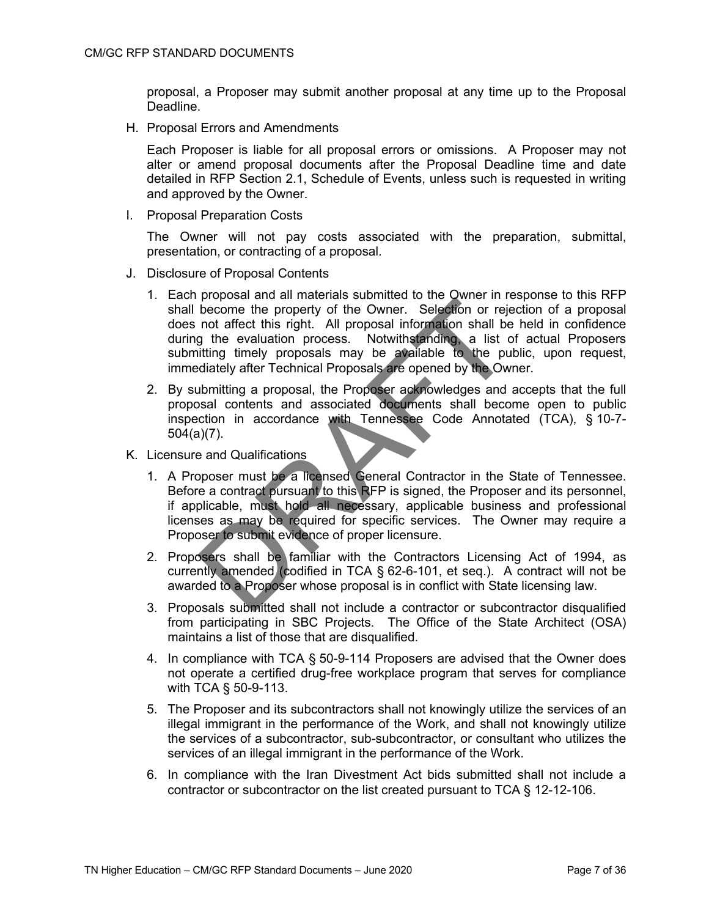proposal, a Proposer may submit another proposal at any time up to the Proposal Deadline.

H. Proposal Errors and Amendments

   Each Proposer is liable for all proposal errors or omissions. A Proposer may not alter or amend proposal documents after the Proposal Deadline time and date detailed in RFP Section 2.1, Schedule of Events, unless such is requested in writing and approved by the Owner.

I. Proposal Preparation Costs

   The Owner will not pay costs associated with the preparation, submittal, presentation, or contracting of a proposal.

J. Disclosure of Proposal Contents

   1. Each proposal and all materials submitted to the Owner in response to this RFP shall become the property of the Owner. Selection or rejection of a proposal does not affect this right. All proposal information shall be held in confidence during the evaluation process. Notwithstanding, a list of actual Proposers submitting timely proposals may be available to the public, upon request, immediately after Technical Proposals are opened by the Owner.

   2. By submitting a proposal, the Proposer acknowledges and accepts that the full proposal contents and associated documents shall become open to public inspection in accordance with Tennessee Code Annotated (TCA), § 10-7-504(a)(7).

K. Licensure and Qualifications

   1. A Proposer must be a licensed General Contractor in the State of Tennessee. Before a contract pursuant to this RFP is signed, the Proposer and its personnel, if applicable, must hold all necessary, applicable business and professional licenses as may be required for specific services. The Owner may require a Proposer to submit evidence of proper licensure.

   2. Proposers shall be familiar with the Contractors Licensing Act of 1994, as currently amended (codified in TCA § 62-6-101, et seq.). A contract will not be awarded to a Proposer whose proposal is in conflict with State licensing law.

   3. Proposals submitted shall not include a contractor or subcontractor disqualified from participating in SBC Projects. The Office of the State Architect (OSA) maintains a list of those that are disqualified.

   4. In compliance with TCA § 50-9-114 Proposers are advised that the Owner does not operate a certified drug-free workplace program that serves for compliance with TCA § 50-9-113.

   5. The Proposer and its subcontractors shall not knowingly utilize the services of an illegal immigrant in the performance of the Work, and shall not knowingly utilize the services of a subcontractor, sub-subcontractor, or consultant who utilizes the services of an illegal immigrant in the performance of the Work.

   6. In compliance with the Iran Divestment Act bids submitted shall not include a contractor or subcontractor on the list created pursuant to TCA § 12-12-106.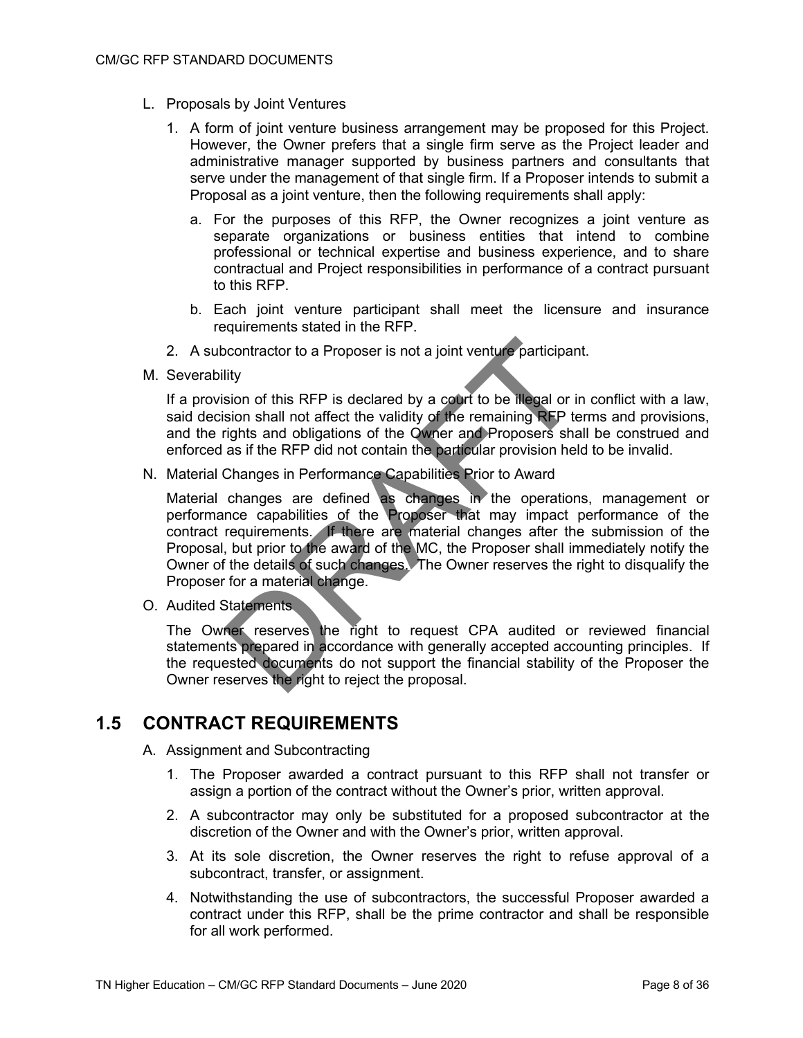L. Proposals by Joint Ventures

1. A form of joint venture business arrangement may be proposed for this Project. However, the Owner prefers that a single firm serve as the Project leader and administrative manager supported by business partners and consultants that serve under the management of that single firm. If a Proposer intends to submit a Proposal as a joint venture, then the following requirements shall apply:

   a. For the purposes of this RFP, the Owner recognizes a joint venture as separate organizations or business entities that intend to combine professional or technical expertise and business experience, and to share contractual and Project responsibilities in performance of a contract pursuant to this RFP.

   b. Each joint venture participant shall meet the licensure and insurance requirements stated in the RFP.

2. A subcontractor to a Proposer is not a joint venture participant.

M. Severability

If a provision of this RFP is declared by a court to be illegal or in conflict with a law, said decision shall not affect the validity of the remaining RFP terms and provisions, and the rights and obligations of the Owner and Proposers shall be construed and enforced as if the RFP did not contain the particular provision held to be invalid.

N. Material Changes in Performance Capabilities Prior to Award

Material changes are defined as changes in the operations, management or performance capabilities of the Proposer that may impact performance of the contract requirements. If there are material changes after the submission of the Proposal, but prior to the award of the MC, the Proposer shall immediately notify the Owner of the details of such changes. The Owner reserves the right to disqualify the Proposer for a material change.

O. Audited Statements

The Owner reserves the right to request CPA audited or reviewed financial statements prepared in accordance with generally accepted accounting principles. If the requested documents do not support the financial stability of the Proposer the Owner reserves the right to reject the proposal.

## 1.5 CONTRACT REQUIREMENTS

A. Assignment and Subcontracting

1. The Proposer awarded a contract pursuant to this RFP shall not transfer or assign a portion of the contract without the Owner's prior, written approval.

2. A subcontractor may only be substituted for a proposed subcontractor at the discretion of the Owner and with the Owner's prior, written approval.

3. At its sole discretion, the Owner reserves the right to refuse approval of a subcontract, transfer, or assignment.

4. Notwithstanding the use of subcontractors, the successful Proposer awarded a contract under this RFP, shall be the prime contractor and shall be responsible for all work performed.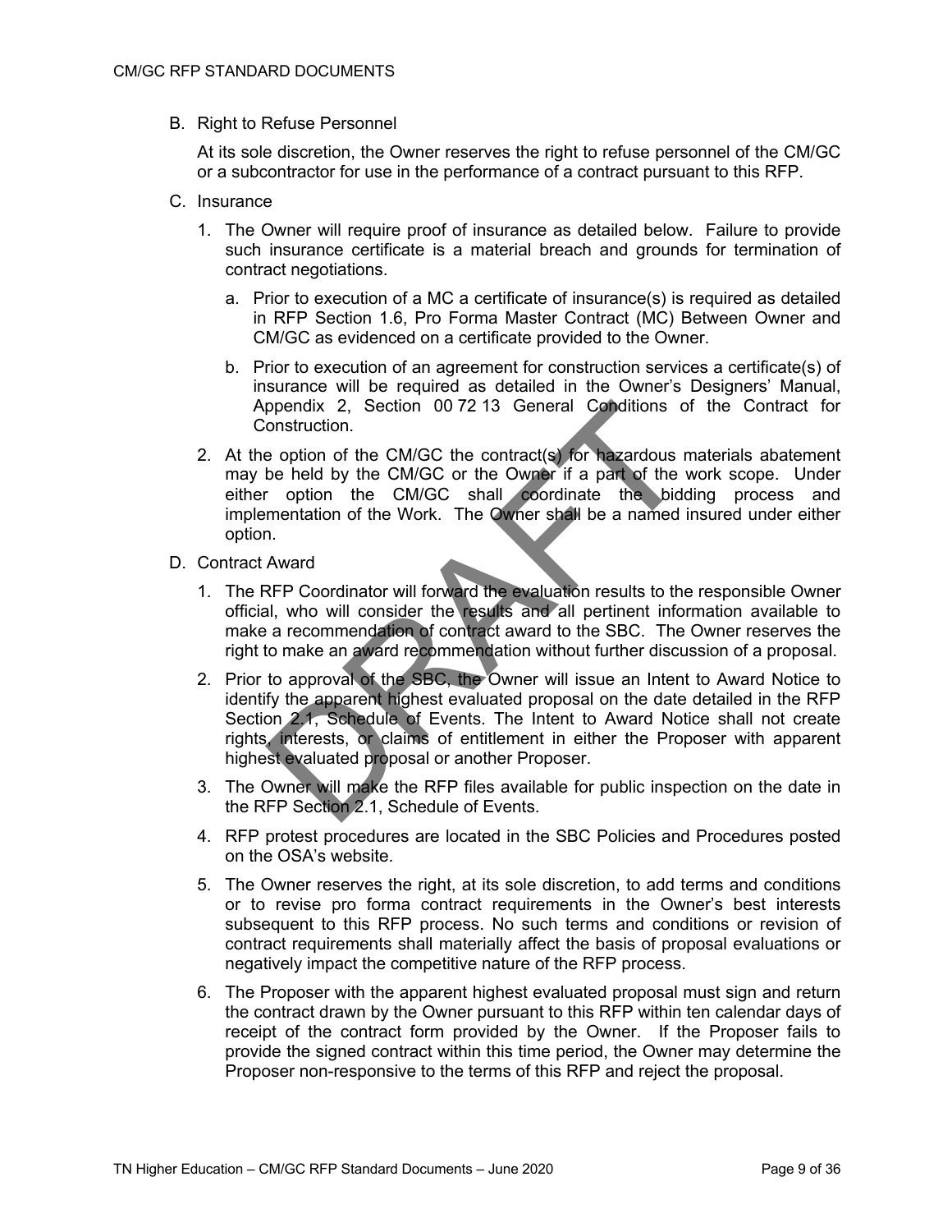B. Right to Refuse Personnel

   At its sole discretion, the Owner reserves the right to refuse personnel of the CM/GC or a subcontractor for use in the performance of a contract pursuant to this RFP.

C. Insurance

   1. The Owner will require proof of insurance as detailed below. Failure to provide such insurance certificate is a material breach and grounds for termination of contract negotiations.

      a. Prior to execution of a MC a certificate of insurance(s) is required as detailed in RFP Section 1.6, Pro Forma Master Contract (MC) Between Owner and CM/GC as evidenced on a certificate provided to the Owner.

      b. Prior to execution of an agreement for construction services a certificate(s) of insurance will be required as detailed in the Owner's Designers' Manual, Appendix 2, Section 00 72 13 General Conditions of the Contract for Construction.

   2. At the option of the CM/GC the contract(s) for hazardous materials abatement may be held by the CM/GC or the Owner if a part of the work scope. Under either option the CM/GC shall coordinate the bidding process and implementation of the Work. The Owner shall be a named insured under either option.

D. Contract Award

   1. The RFP Coordinator will forward the evaluation results to the responsible Owner official, who will consider the results and all pertinent information available to make a recommendation of contract award to the SBC. The Owner reserves the right to make an award recommendation without further discussion of a proposal.

   2. Prior to approval of the SBC, the Owner will issue an Intent to Award Notice to identify the apparent highest evaluated proposal on the date detailed in the RFP Section 2.1, Schedule of Events. The Intent to Award Notice shall not create rights, interests, or claims of entitlement in either the Proposer with apparent highest evaluated proposal or another Proposer.

   3. The Owner will make the RFP files available for public inspection on the date in the RFP Section 2.1, Schedule of Events.

   4. RFP protest procedures are located in the SBC Policies and Procedures posted on the OSA's website.

   5. The Owner reserves the right, at its sole discretion, to add terms and conditions or to revise pro forma contract requirements in the Owner's best interests subsequent to this RFP process. No such terms and conditions or revision of contract requirements shall materially affect the basis of proposal evaluations or negatively impact the competitive nature of the RFP process.

   6. The Proposer with the apparent highest evaluated proposal must sign and return the contract drawn by the Owner pursuant to this RFP within ten calendar days of receipt of the contract form provided by the Owner. If the Proposer fails to provide the signed contract within this time period, the Owner may determine the Proposer non-responsive to the terms of this RFP and reject the proposal.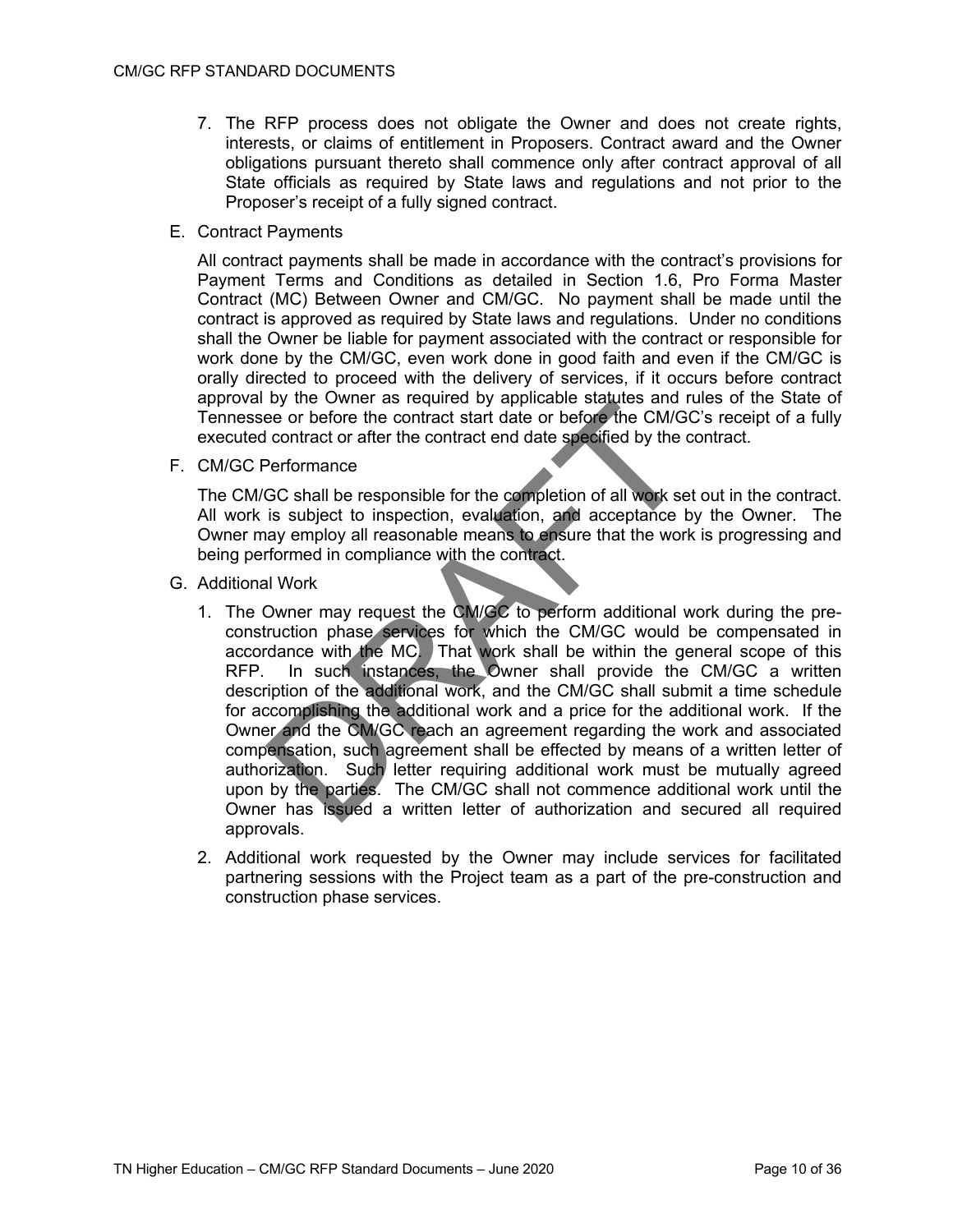7. The RFP process does not obligate the Owner and does not create rights, interests, or claims of entitlement in Proposers. Contract award and the Owner obligations pursuant thereto shall commence only after contract approval of all State officials as required by State laws and regulations and not prior to the Proposer's receipt of a fully signed contract.

E. Contract Payments

All contract payments shall be made in accordance with the contract's provisions for Payment Terms and Conditions as detailed in Section 1.6, Pro Forma Master Contract (MC) Between Owner and CM/GC. No payment shall be made until the contract is approved as required by State laws and regulations. Under no conditions shall the Owner be liable for payment associated with the contract or responsible for work done by the CM/GC, even work done in good faith and even if the CM/GC is orally directed to proceed with the delivery of services, if it occurs before contract approval by the Owner as required by applicable statutes and rules of the State of Tennessee or before the contract start date or before the CM/GC's receipt of a fully executed contract or after the contract end date specified by the contract.

F. CM/GC Performance

The CM/GC shall be responsible for the completion of all work set out in the contract. All work is subject to inspection, evaluation, and acceptance by the Owner. The Owner may employ all reasonable means to ensure that the work is progressing and being performed in compliance with the contract.

G. Additional Work

1. The Owner may request the CM/GC to perform additional work during the pre-construction phase services for which the CM/GC would be compensated in accordance with the MC. That work shall be within the general scope of this RFP. In such instances, the Owner shall provide the CM/GC a written description of the additional work, and the CM/GC shall submit a time schedule for accomplishing the additional work and a price for the additional work. If the Owner and the CM/GC reach an agreement regarding the work and associated compensation, such agreement shall be effected by means of a written letter of authorization. Such letter requiring additional work must be mutually agreed upon by the parties. The CM/GC shall not commence additional work until the Owner has issued a written letter of authorization and secured all required approvals.

2. Additional work requested by the Owner may include services for facilitated partnering sessions with the Project team as a part of the pre-construction and construction phase services.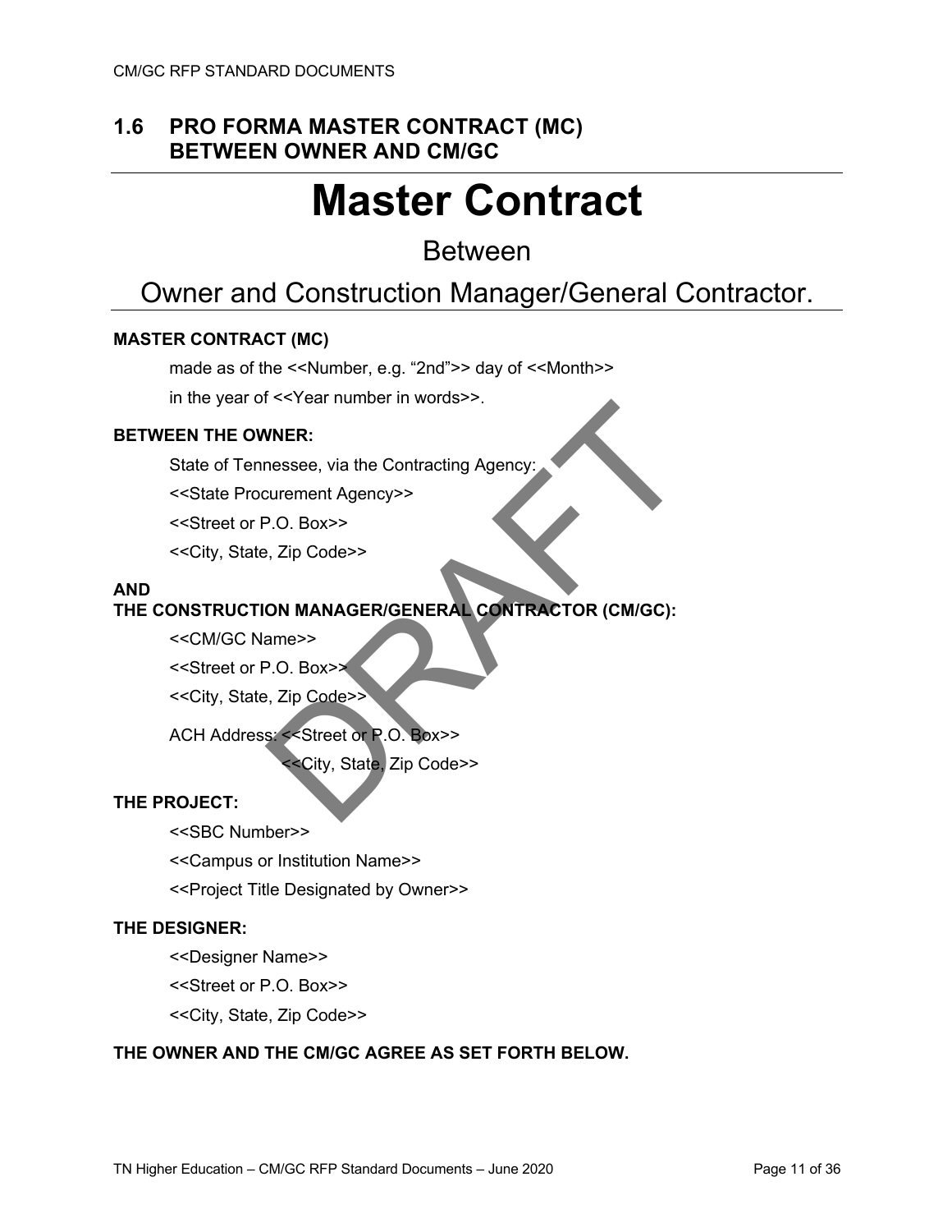## 1.6 PRO FORMA MASTER CONTRACT (MC) BETWEEN OWNER AND CM/GC

# Master Contract

Between

Owner and Construction Manager/General Contractor.

**MASTER CONTRACT (MC)**

made as of the <<Number, e.g. "2nd">> day of <<Month>>

in the year of <<Year number in words>>.

**BETWEEN THE OWNER:**

State of Tennessee, via the Contracting Agency:

<<State Procurement Agency>>

<<Street or P.O. Box>>

<<City, State, Zip Code>>

**AND**
**THE CONSTRUCTION MANAGER/GENERAL CONTRACTOR (CM/GC):**

<<CM/GC Name>>

<<Street or P.O. Box>>

<<City, State, Zip Code>>

ACH Address: <<Street or P.O. Box>>

<<City, State, Zip Code>>

**THE PROJECT:**

<<SBC Number>>

<<Campus or Institution Name>>

<<Project Title Designated by Owner>>

**THE DESIGNER:**

<<Designer Name>>

<<Street or P.O. Box>>

<<City, State, Zip Code>>

**THE OWNER AND THE CM/GC AGREE AS SET FORTH BELOW.**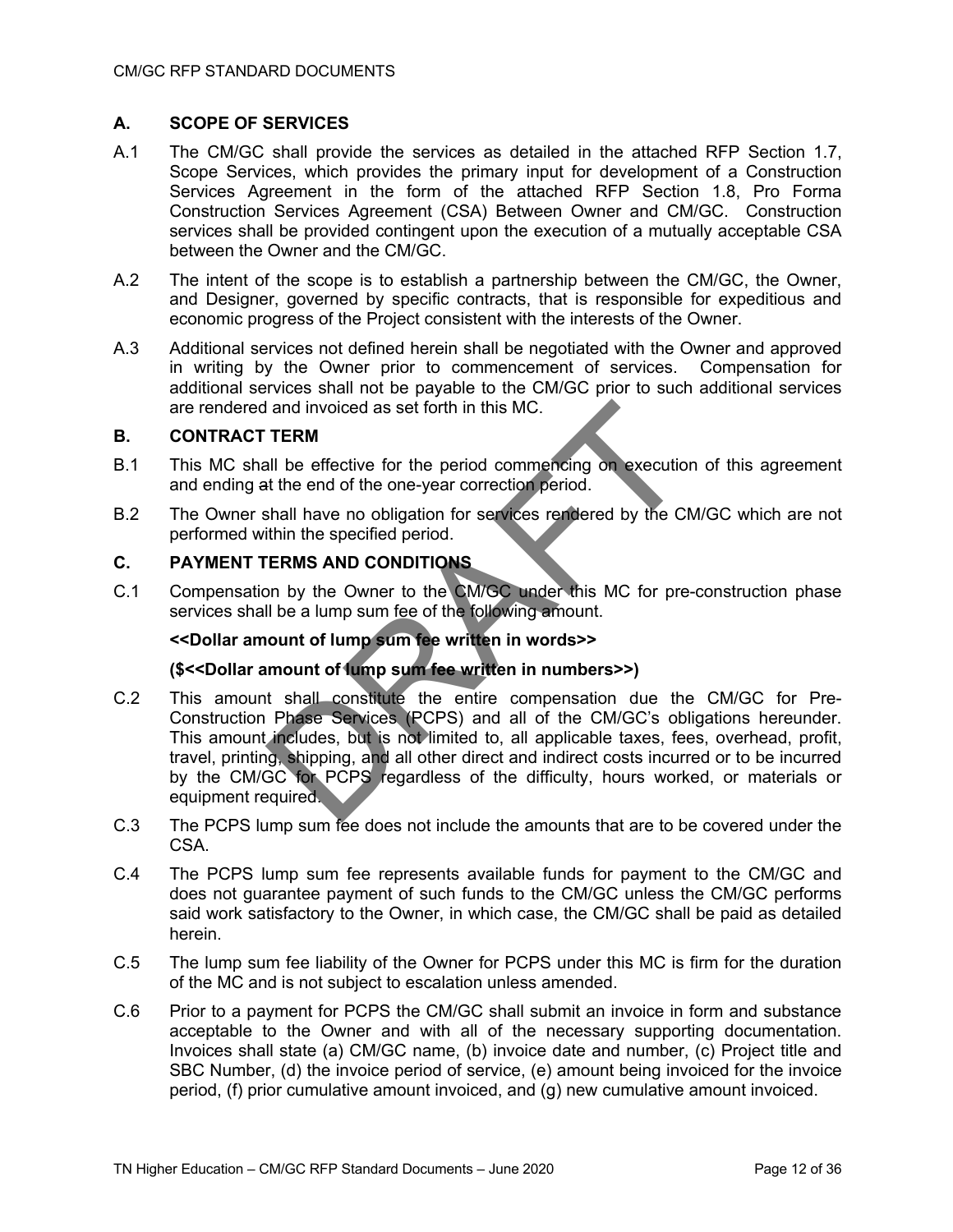## A. SCOPE OF SERVICES

A.1 The CM/GC shall provide the services as detailed in the attached RFP Section 1.7, Scope Services, which provides the primary input for development of a Construction Services Agreement in the form of the attached RFP Section 1.8, Pro Forma Construction Services Agreement (CSA) Between Owner and CM/GC. Construction services shall be provided contingent upon the execution of a mutually acceptable CSA between the Owner and the CM/GC.

A.2 The intent of the scope is to establish a partnership between the CM/GC, the Owner, and Designer, governed by specific contracts, that is responsible for expeditious and economic progress of the Project consistent with the interests of the Owner.

A.3 Additional services not defined herein shall be negotiated with the Owner and approved in writing by the Owner prior to commencement of services. Compensation for additional services shall not be payable to the CM/GC prior to such additional services are rendered and invoiced as set forth in this MC.

## B. CONTRACT TERM

B.1 This MC shall be effective for the period commencing on execution of this agreement and ending at the end of the one-year correction period.

B.2 The Owner shall have no obligation for services rendered by the CM/GC which are not performed within the specified period.

## C. PAYMENT TERMS AND CONDITIONS

C.1 Compensation by the Owner to the CM/GC under this MC for pre-construction phase services shall be a lump sum fee of the following amount.

**<<Dollar amount of lump sum fee written in words>>**

**($<<Dollar amount of lump sum fee written in numbers>>)**

C.2 This amount shall constitute the entire compensation due the CM/GC for Pre-Construction Phase Services (PCPS) and all of the CM/GC's obligations hereunder. This amount includes, but is not limited to, all applicable taxes, fees, overhead, profit, travel, printing, shipping, and all other direct and indirect costs incurred or to be incurred by the CM/GC for PCPS regardless of the difficulty, hours worked, or materials or equipment required.

C.3 The PCPS lump sum fee does not include the amounts that are to be covered under the CSA.

C.4 The PCPS lump sum fee represents available funds for payment to the CM/GC and does not guarantee payment of such funds to the CM/GC unless the CM/GC performs said work satisfactory to the Owner, in which case, the CM/GC shall be paid as detailed herein.

C.5 The lump sum fee liability of the Owner for PCPS under this MC is firm for the duration of the MC and is not subject to escalation unless amended.

C.6 Prior to a payment for PCPS the CM/GC shall submit an invoice in form and substance acceptable to the Owner and with all of the necessary supporting documentation. Invoices shall state (a) CM/GC name, (b) invoice date and number, (c) Project title and SBC Number, (d) the invoice period of service, (e) amount being invoiced for the invoice period, (f) prior cumulative amount invoiced, and (g) new cumulative amount invoiced.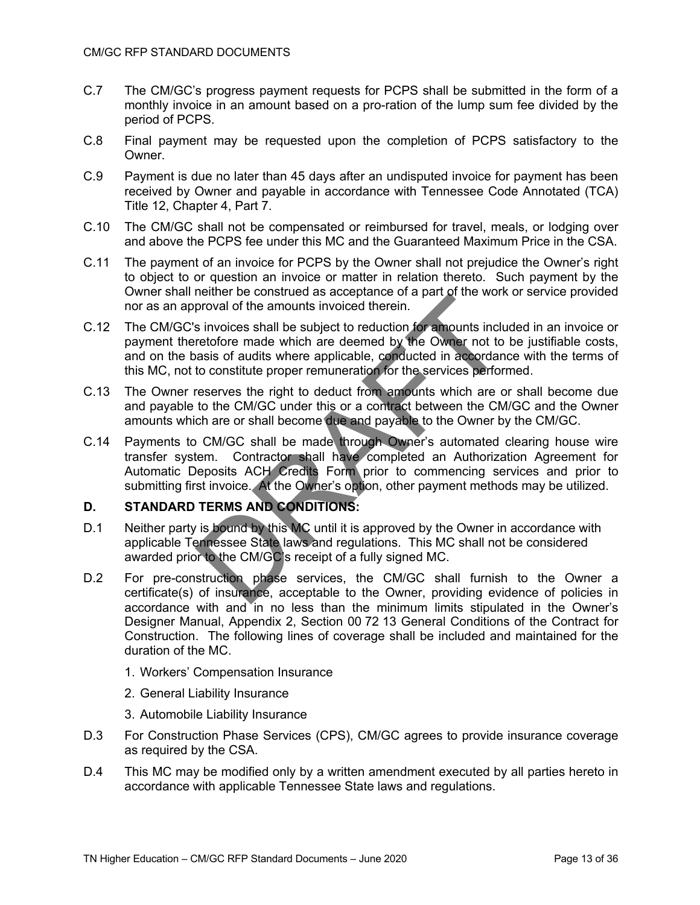C.7 The CM/GC's progress payment requests for PCPS shall be submitted in the form of a monthly invoice in an amount based on a pro-ration of the lump sum fee divided by the period of PCPS.

C.8 Final payment may be requested upon the completion of PCPS satisfactory to the Owner.

C.9 Payment is due no later than 45 days after an undisputed invoice for payment has been received by Owner and payable in accordance with Tennessee Code Annotated (TCA) Title 12, Chapter 4, Part 7.

C.10 The CM/GC shall not be compensated or reimbursed for travel, meals, or lodging over and above the PCPS fee under this MC and the Guaranteed Maximum Price in the CSA.

C.11 The payment of an invoice for PCPS by the Owner shall not prejudice the Owner's right to object to or question an invoice or matter in relation thereto. Such payment by the Owner shall neither be construed as acceptance of a part of the work or service provided nor as an approval of the amounts invoiced therein.

C.12 The CM/GC's invoices shall be subject to reduction for amounts included in an invoice or payment theretofore made which are deemed by the Owner not to be justifiable costs, and on the basis of audits where applicable, conducted in accordance with the terms of this MC, not to constitute proper remuneration for the services performed.

C.13 The Owner reserves the right to deduct from amounts which are or shall become due and payable to the CM/GC under this or a contract between the CM/GC and the Owner amounts which are or shall become due and payable to the Owner by the CM/GC.

C.14 Payments to CM/GC shall be made through Owner's automated clearing house wire transfer system. Contractor shall have completed an Authorization Agreement for Automatic Deposits ACH Credits Form prior to commencing services and prior to submitting first invoice. At the Owner's option, other payment methods may be utilized.

## D. STANDARD TERMS AND CONDITIONS:

D.1 Neither party is bound by this MC until it is approved by the Owner in accordance with applicable Tennessee State laws and regulations. This MC shall not be considered awarded prior to the CM/GC's receipt of a fully signed MC.

D.2 For pre-construction phase services, the CM/GC shall furnish to the Owner a certificate(s) of insurance, acceptable to the Owner, providing evidence of policies in accordance with and in no less than the minimum limits stipulated in the Owner's Designer Manual, Appendix 2, Section 00 72 13 General Conditions of the Contract for Construction. The following lines of coverage shall be included and maintained for the duration of the MC.

1. Workers' Compensation Insurance
2. General Liability Insurance
3. Automobile Liability Insurance

D.3 For Construction Phase Services (CPS), CM/GC agrees to provide insurance coverage as required by the CSA.

D.4 This MC may be modified only by a written amendment executed by all parties hereto in accordance with applicable Tennessee State laws and regulations.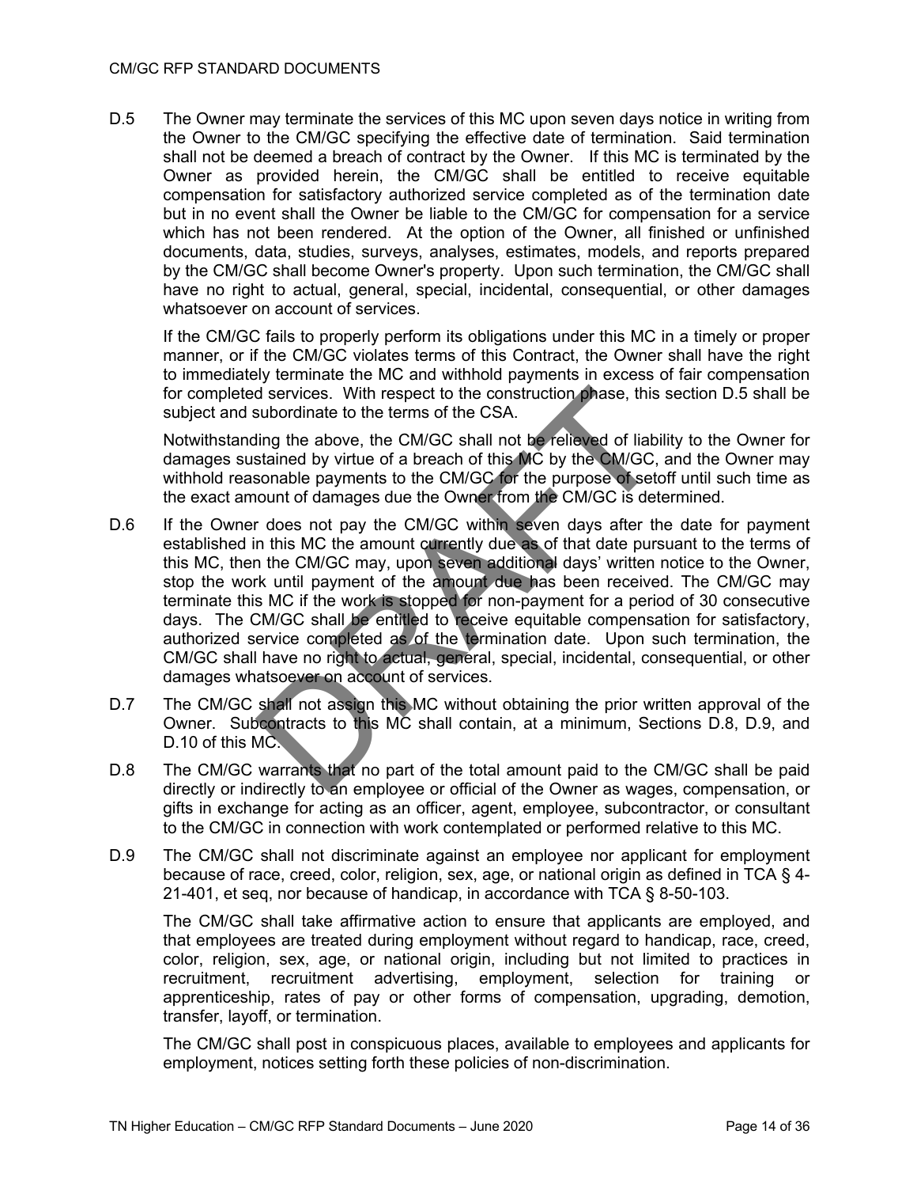D.5 The Owner may terminate the services of this MC upon seven days notice in writing from the Owner to the CM/GC specifying the effective date of termination. Said termination shall not be deemed a breach of contract by the Owner. If this MC is terminated by the Owner as provided herein, the CM/GC shall be entitled to receive equitable compensation for satisfactory authorized service completed as of the termination date but in no event shall the Owner be liable to the CM/GC for compensation for a service which has not been rendered. At the option of the Owner, all finished or unfinished documents, data, studies, surveys, analyses, estimates, models, and reports prepared by the CM/GC shall become Owner's property. Upon such termination, the CM/GC shall have no right to actual, general, special, incidental, consequential, or other damages whatsoever on account of services.

If the CM/GC fails to properly perform its obligations under this MC in a timely or proper manner, or if the CM/GC violates terms of this Contract, the Owner shall have the right to immediately terminate the MC and withhold payments in excess of fair compensation for completed services. With respect to the construction phase, this section D.5 shall be subject and subordinate to the terms of the CSA.

Notwithstanding the above, the CM/GC shall not be relieved of liability to the Owner for damages sustained by virtue of a breach of this MC by the CM/GC, and the Owner may withhold reasonable payments to the CM/GC for the purpose of setoff until such time as the exact amount of damages due the Owner from the CM/GC is determined.

D.6 If the Owner does not pay the CM/GC within seven days after the date for payment established in this MC the amount currently due as of that date pursuant to the terms of this MC, then the CM/GC may, upon seven additional days' written notice to the Owner, stop the work until payment of the amount due has been received. The CM/GC may terminate this MC if the work is stopped for non-payment for a period of 30 consecutive days. The CM/GC shall be entitled to receive equitable compensation for satisfactory, authorized service completed as of the termination date. Upon such termination, the CM/GC shall have no right to actual, general, special, incidental, consequential, or other damages whatsoever on account of services.

D.7 The CM/GC shall not assign this MC without obtaining the prior written approval of the Owner. Subcontracts to this MC shall contain, at a minimum, Sections D.8, D.9, and D.10 of this MC.

D.8 The CM/GC warrants that no part of the total amount paid to the CM/GC shall be paid directly or indirectly to an employee or official of the Owner as wages, compensation, or gifts in exchange for acting as an officer, agent, employee, subcontractor, or consultant to the CM/GC in connection with work contemplated or performed relative to this MC.

D.9 The CM/GC shall not discriminate against an employee nor applicant for employment because of race, creed, color, religion, sex, age, or national origin as defined in TCA § 4-21-401, et seq, nor because of handicap, in accordance with TCA § 8-50-103.

The CM/GC shall take affirmative action to ensure that applicants are employed, and that employees are treated during employment without regard to handicap, race, creed, color, religion, sex, age, or national origin, including but not limited to practices in recruitment, recruitment advertising, employment, selection for training or apprenticeship, rates of pay or other forms of compensation, upgrading, demotion, transfer, layoff, or termination.

The CM/GC shall post in conspicuous places, available to employees and applicants for employment, notices setting forth these policies of non-discrimination.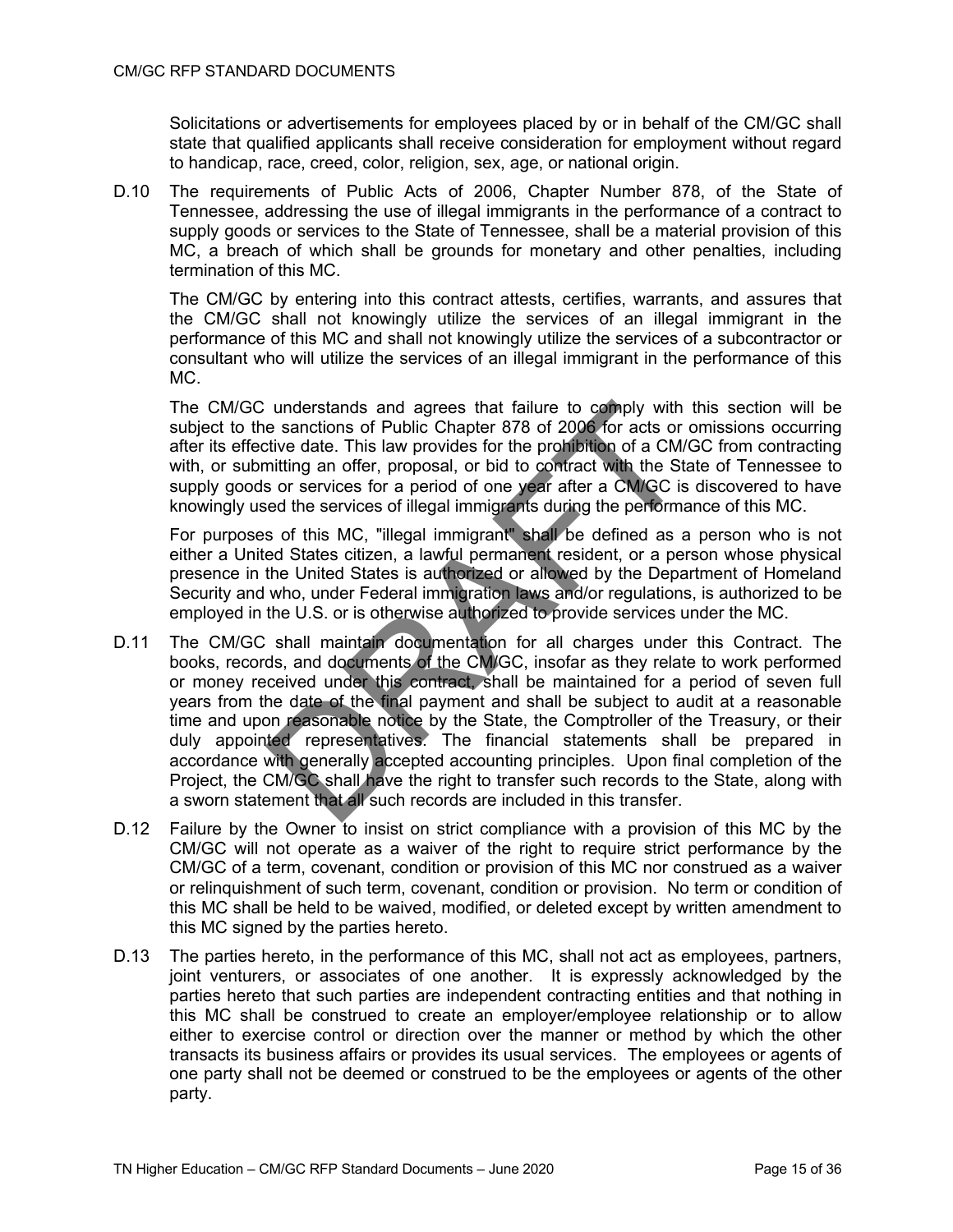Solicitations or advertisements for employees placed by or in behalf of the CM/GC shall state that qualified applicants shall receive consideration for employment without regard to handicap, race, creed, color, religion, sex, age, or national origin.

D.10 The requirements of Public Acts of 2006, Chapter Number 878, of the State of Tennessee, addressing the use of illegal immigrants in the performance of a contract to supply goods or services to the State of Tennessee, shall be a material provision of this MC, a breach of which shall be grounds for monetary and other penalties, including termination of this MC.

The CM/GC by entering into this contract attests, certifies, warrants, and assures that the CM/GC shall not knowingly utilize the services of an illegal immigrant in the performance of this MC and shall not knowingly utilize the services of a subcontractor or consultant who will utilize the services of an illegal immigrant in the performance of this MC.

The CM/GC understands and agrees that failure to comply with this section will be subject to the sanctions of Public Chapter 878 of 2006 for acts or omissions occurring after its effective date. This law provides for the prohibition of a CM/GC from contracting with, or submitting an offer, proposal, or bid to contract with the State of Tennessee to supply goods or services for a period of one year after a CM/GC is discovered to have knowingly used the services of illegal immigrants during the performance of this MC.

For purposes of this MC, "illegal immigrant" shall be defined as a person who is not either a United States citizen, a lawful permanent resident, or a person whose physical presence in the United States is authorized or allowed by the Department of Homeland Security and who, under Federal immigration laws and/or regulations, is authorized to be employed in the U.S. or is otherwise authorized to provide services under the MC.

D.11 The CM/GC shall maintain documentation for all charges under this Contract. The books, records, and documents of the CM/GC, insofar as they relate to work performed or money received under this contract, shall be maintained for a period of seven full years from the date of the final payment and shall be subject to audit at a reasonable time and upon reasonable notice by the State, the Comptroller of the Treasury, or their duly appointed representatives. The financial statements shall be prepared in accordance with generally accepted accounting principles. Upon final completion of the Project, the CM/GC shall have the right to transfer such records to the State, along with a sworn statement that all such records are included in this transfer.

D.12 Failure by the Owner to insist on strict compliance with a provision of this MC by the CM/GC will not operate as a waiver of the right to require strict performance by the CM/GC of a term, covenant, condition or provision of this MC nor construed as a waiver or relinquishment of such term, covenant, condition or provision. No term or condition of this MC shall be held to be waived, modified, or deleted except by written amendment to this MC signed by the parties hereto.

D.13 The parties hereto, in the performance of this MC, shall not act as employees, partners, joint venturers, or associates of one another. It is expressly acknowledged by the parties hereto that such parties are independent contracting entities and that nothing in this MC shall be construed to create an employer/employee relationship or to allow either to exercise control or direction over the manner or method by which the other transacts its business affairs or provides its usual services. The employees or agents of one party shall not be deemed or construed to be the employees or agents of the other party.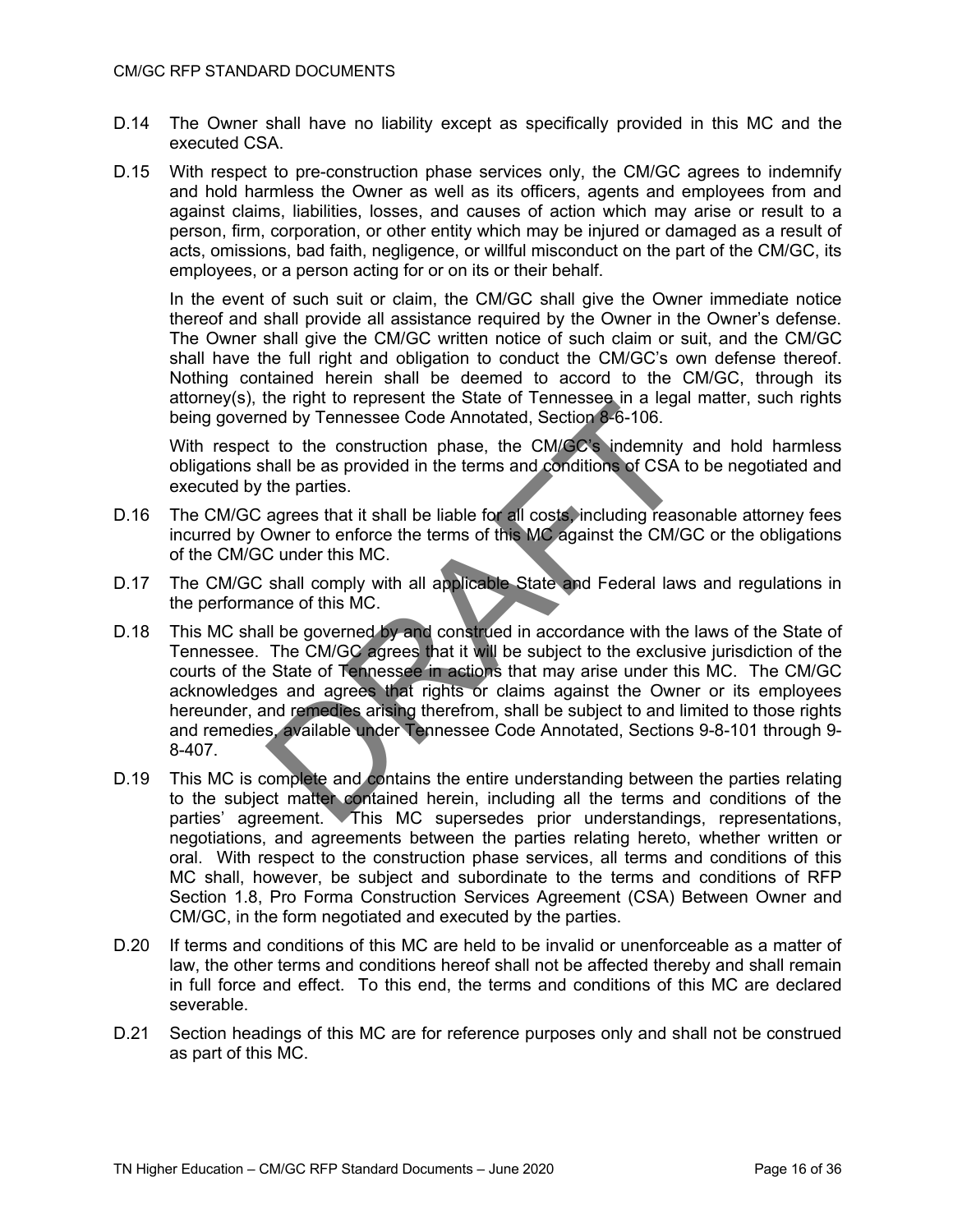D.14 The Owner shall have no liability except as specifically provided in this MC and the executed CSA.

D.15 With respect to pre-construction phase services only, the CM/GC agrees to indemnify and hold harmless the Owner as well as its officers, agents and employees from and against claims, liabilities, losses, and causes of action which may arise or result to a person, firm, corporation, or other entity which may be injured or damaged as a result of acts, omissions, bad faith, negligence, or willful misconduct on the part of the CM/GC, its employees, or a person acting for or on its or their behalf.

In the event of such suit or claim, the CM/GC shall give the Owner immediate notice thereof and shall provide all assistance required by the Owner in the Owner's defense. The Owner shall give the CM/GC written notice of such claim or suit, and the CM/GC shall have the full right and obligation to conduct the CM/GC's own defense thereof. Nothing contained herein shall be deemed to accord to the CM/GC, through its attorney(s), the right to represent the State of Tennessee in a legal matter, such rights being governed by Tennessee Code Annotated, Section 8-6-106.

With respect to the construction phase, the CM/GC's indemnity and hold harmless obligations shall be as provided in the terms and conditions of CSA to be negotiated and executed by the parties.

D.16 The CM/GC agrees that it shall be liable for all costs, including reasonable attorney fees incurred by Owner to enforce the terms of this MC against the CM/GC or the obligations of the CM/GC under this MC.

D.17 The CM/GC shall comply with all applicable State and Federal laws and regulations in the performance of this MC.

D.18 This MC shall be governed by and construed in accordance with the laws of the State of Tennessee. The CM/GC agrees that it will be subject to the exclusive jurisdiction of the courts of the State of Tennessee in actions that may arise under this MC. The CM/GC acknowledges and agrees that rights or claims against the Owner or its employees hereunder, and remedies arising therefrom, shall be subject to and limited to those rights and remedies, available under Tennessee Code Annotated, Sections 9-8-101 through 9-8-407.

D.19 This MC is complete and contains the entire understanding between the parties relating to the subject matter contained herein, including all the terms and conditions of the parties' agreement. This MC supersedes prior understandings, representations, negotiations, and agreements between the parties relating hereto, whether written or oral. With respect to the construction phase services, all terms and conditions of this MC shall, however, be subject and subordinate to the terms and conditions of RFP Section 1.8, Pro Forma Construction Services Agreement (CSA) Between Owner and CM/GC, in the form negotiated and executed by the parties.

D.20 If terms and conditions of this MC are held to be invalid or unenforceable as a matter of law, the other terms and conditions hereof shall not be affected thereby and shall remain in full force and effect. To this end, the terms and conditions of this MC are declared severable.

D.21 Section headings of this MC are for reference purposes only and shall not be construed as part of this MC.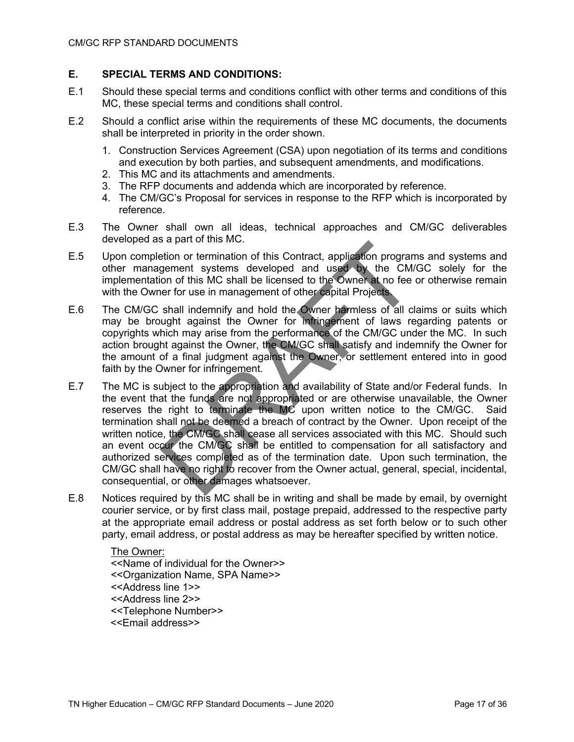## E. SPECIAL TERMS AND CONDITIONS:

E.1 Should these special terms and conditions conflict with other terms and conditions of this MC, these special terms and conditions shall control.

E.2 Should a conflict arise within the requirements of these MC documents, the documents shall be interpreted in priority in the order shown.

1. Construction Services Agreement (CSA) upon negotiation of its terms and conditions and execution by both parties, and subsequent amendments, and modifications.
2. This MC and its attachments and amendments.
3. The RFP documents and addenda which are incorporated by reference.
4. The CM/GC's Proposal for services in response to the RFP which is incorporated by reference.

E.3 The Owner shall own all ideas, technical approaches and CM/GC deliverables developed as a part of this MC.

E.5 Upon completion or termination of this Contract, application programs and systems and other management systems developed and used by the CM/GC solely for the implementation of this MC shall be licensed to the Owner at no fee or otherwise remain with the Owner for use in management of other capital Projects.

E.6 The CM/GC shall indemnify and hold the Owner harmless of all claims or suits which may be brought against the Owner for infringement of laws regarding patents or copyrights which may arise from the performance of the CM/GC under the MC. In such action brought against the Owner, the CM/GC shall satisfy and indemnify the Owner for the amount of a final judgment against the Owner, or settlement entered into in good faith by the Owner for infringement.

E.7 The MC is subject to the appropriation and availability of State and/or Federal funds. In the event that the funds are not appropriated or are otherwise unavailable, the Owner reserves the right to terminate the MC upon written notice to the CM/GC. Said termination shall not be deemed a breach of contract by the Owner. Upon receipt of the written notice, the CM/GC shall cease all services associated with this MC. Should such an event occur the CM/GC shall be entitled to compensation for all satisfactory and authorized services completed as of the termination date. Upon such termination, the CM/GC shall have no right to recover from the Owner actual, general, special, incidental, consequential, or other damages whatsoever.

E.8 Notices required by this MC shall be in writing and shall be made by email, by overnight courier service, or by first class mail, postage prepaid, addressed to the respective party at the appropriate email address or postal address as set forth below or to such other party, email address, or postal address as may be hereafter specified by written notice.

<u>The Owner:</u>
<<Name of individual for the Owner>>
<<Organization Name, SPA Name>>
<<Address line 1>>
<<Address line 2>>
<<Telephone Number>>
<<Email address>>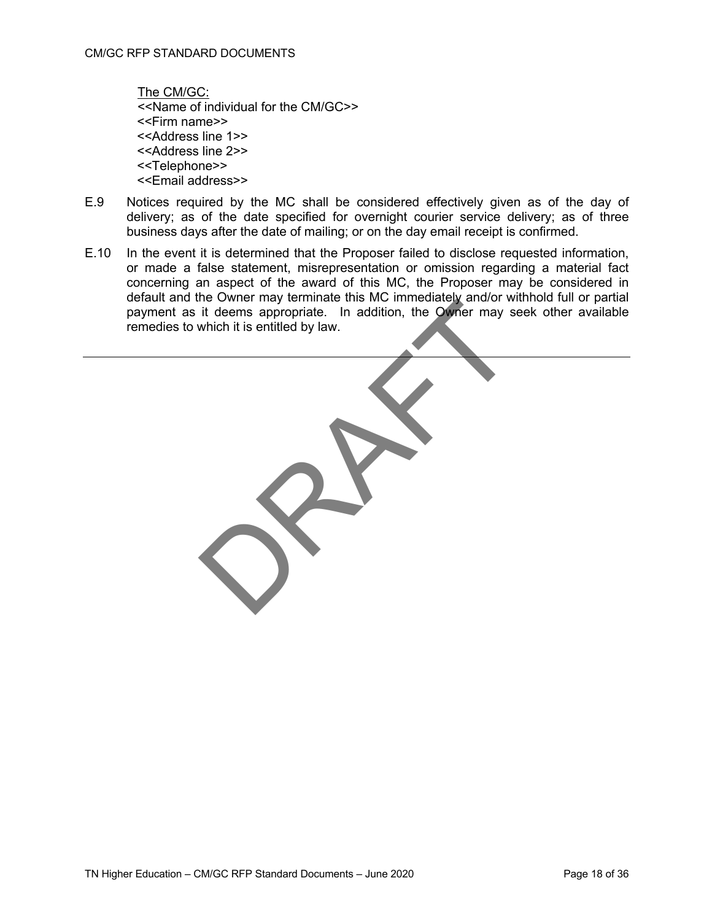The CM/GC:
<<Name of individual for the CM/GC>>
<<Firm name>>
<<Address line 1>>
<<Address line 2>>
<<Telephone>>
<<Email address>>

E.9 Notices required by the MC shall be considered effectively given as of the day of delivery; as of the date specified for overnight courier service delivery; as of three business days after the date of mailing; or on the day email receipt is confirmed.

E.10 In the event it is determined that the Proposer failed to disclose requested information, or made a false statement, misrepresentation or omission regarding a material fact concerning an aspect of the award of this MC, the Proposer may be considered in default and the Owner may terminate this MC immediately and/or withhold full or partial payment as it deems appropriate. In addition, the Owner may seek other available remedies to which it is entitled by law.

---

DRAFT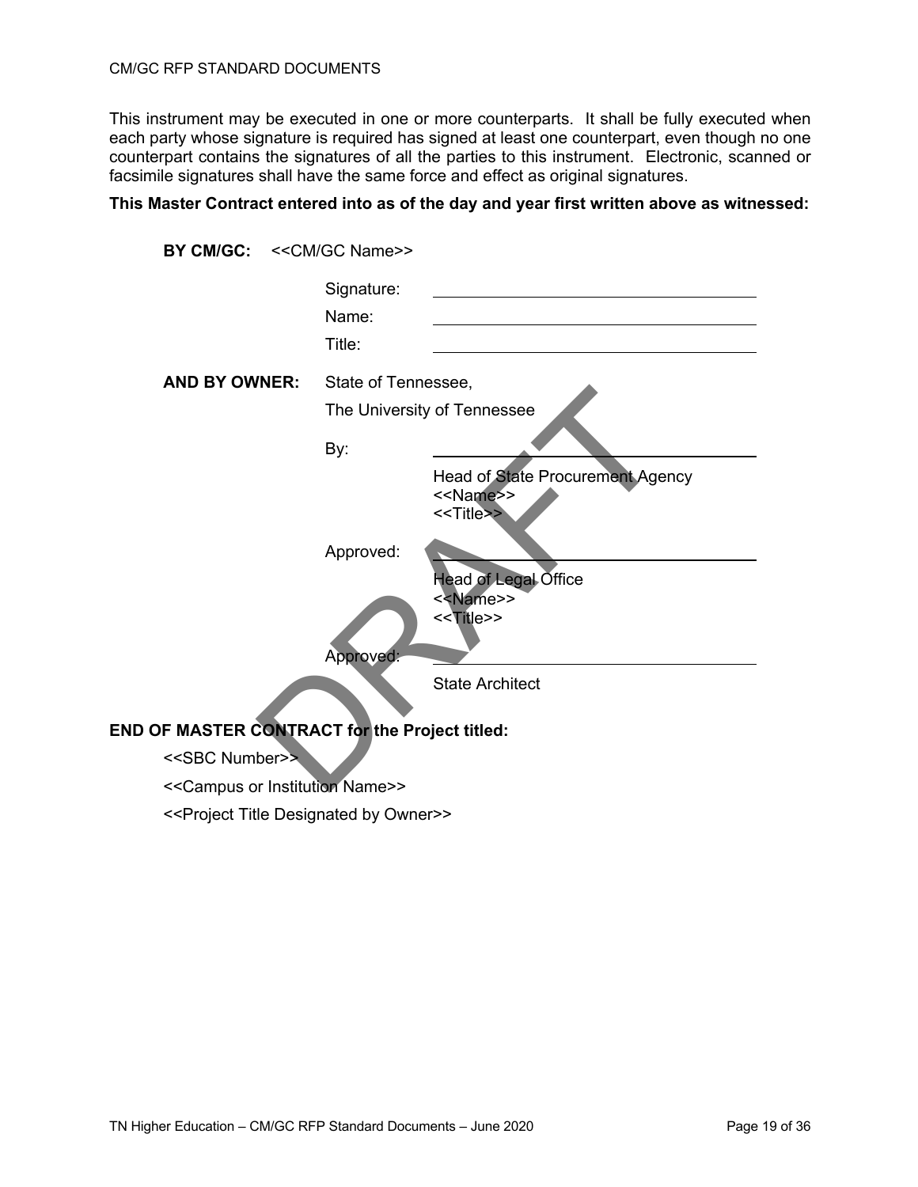This instrument may be executed in one or more counterparts. It shall be fully executed when each party whose signature is required has signed at least one counterpart, even though no one counterpart contains the signatures of all the parties to this instrument. Electronic, scanned or facsimile signatures shall have the same force and effect as original signatures.

**This Master Contract entered into as of the day and year first written above as witnessed:**

**BY CM/GC:** <<CM/GC Name>>

Signature: ______________________________

Name: ______________________________

Title: ______________________________

**AND BY OWNER:** State of Tennessee,
The University of Tennessee

By: ______________________________
Head of State Procurement Agency
<<Name>>
<<Title>>

Approved: ______________________________
Head of Legal Office
<<Name>>
<<Title>>

Approved: ______________________________
State Architect

**END OF MASTER CONTRACT for the Project titled:**

<<SBC Number>>

<<Campus or Institution Name>>

<<Project Title Designated by Owner>>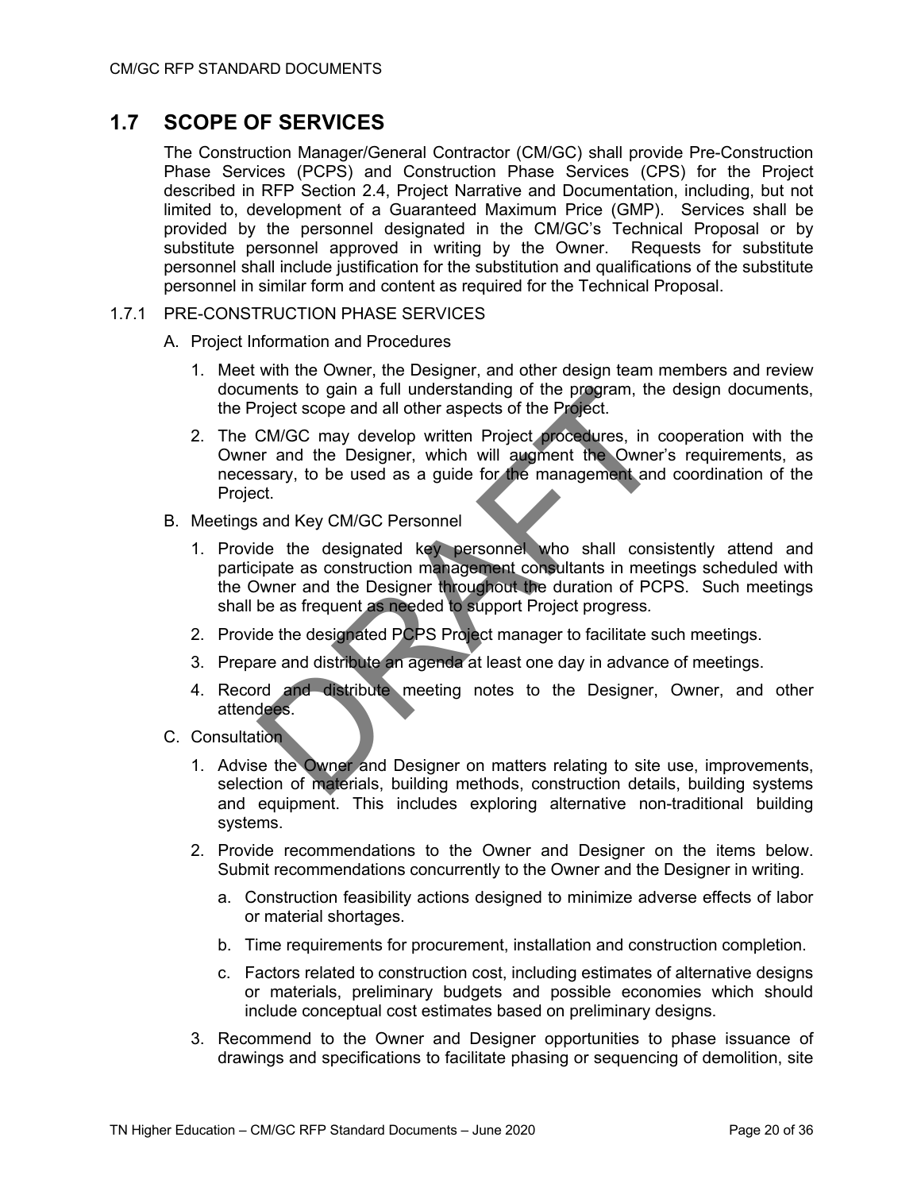## 1.7 SCOPE OF SERVICES

The Construction Manager/General Contractor (CM/GC) shall provide Pre-Construction Phase Services (PCPS) and Construction Phase Services (CPS) for the Project described in RFP Section 2.4, Project Narrative and Documentation, including, but not limited to, development of a Guaranteed Maximum Price (GMP). Services shall be provided by the personnel designated in the CM/GC's Technical Proposal or by substitute personnel approved in writing by the Owner. Requests for substitute personnel shall include justification for the substitution and qualifications of the substitute personnel in similar form and content as required for the Technical Proposal.

### 1.7.1 PRE-CONSTRUCTION PHASE SERVICES

A. Project Information and Procedures

1. Meet with the Owner, the Designer, and other design team members and review documents to gain a full understanding of the program, the design documents, the Project scope and all other aspects of the Project.
2. The CM/GC may develop written Project procedures, in cooperation with the Owner and the Designer, which will augment the Owner's requirements, as necessary, to be used as a guide for the management and coordination of the Project.

B. Meetings and Key CM/GC Personnel

1. Provide the designated key personnel who shall consistently attend and participate as construction management consultants in meetings scheduled with the Owner and the Designer throughout the duration of PCPS. Such meetings shall be as frequent as needed to support Project progress.
2. Provide the designated PCPS Project manager to facilitate such meetings.
3. Prepare and distribute an agenda at least one day in advance of meetings.
4. Record and distribute meeting notes to the Designer, Owner, and other attendees.

C. Consultation

1. Advise the Owner and Designer on matters relating to site use, improvements, selection of materials, building methods, construction details, building systems and equipment. This includes exploring alternative non-traditional building systems.
2. Provide recommendations to the Owner and Designer on the items below. Submit recommendations concurrently to the Owner and the Designer in writing.
   a. Construction feasibility actions designed to minimize adverse effects of labor or material shortages.
   b. Time requirements for procurement, installation and construction completion.
   c. Factors related to construction cost, including estimates of alternative designs or materials, preliminary budgets and possible economies which should include conceptual cost estimates based on preliminary designs.
3. Recommend to the Owner and Designer opportunities to phase issuance of drawings and specifications to facilitate phasing or sequencing of demolition, site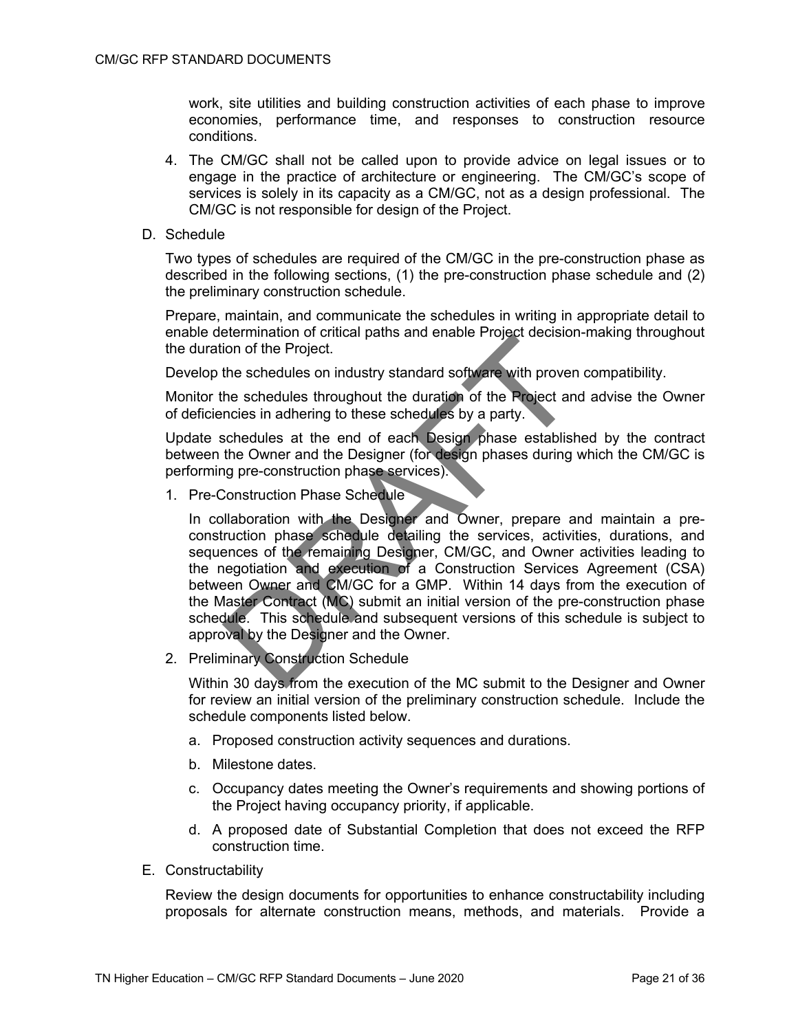work, site utilities and building construction activities of each phase to improve economies, performance time, and responses to construction resource conditions.

4. The CM/GC shall not be called upon to provide advice on legal issues or to engage in the practice of architecture or engineering. The CM/GC's scope of services is solely in its capacity as a CM/GC, not as a design professional. The CM/GC is not responsible for design of the Project.

D. Schedule

Two types of schedules are required of the CM/GC in the pre-construction phase as described in the following sections, (1) the pre-construction phase schedule and (2) the preliminary construction schedule.

Prepare, maintain, and communicate the schedules in writing in appropriate detail to enable determination of critical paths and enable Project decision-making throughout the duration of the Project.

Develop the schedules on industry standard software with proven compatibility.

Monitor the schedules throughout the duration of the Project and advise the Owner of deficiencies in adhering to these schedules by a party.

Update schedules at the end of each Design phase established by the contract between the Owner and the Designer (for design phases during which the CM/GC is performing pre-construction phase services).

1. Pre-Construction Phase Schedule

   In collaboration with the Designer and Owner, prepare and maintain a pre-construction phase schedule detailing the services, activities, durations, and sequences of the remaining Designer, CM/GC, and Owner activities leading to the negotiation and execution of a Construction Services Agreement (CSA) between Owner and CM/GC for a GMP. Within 14 days from the execution of the Master Contract (MC) submit an initial version of the pre-construction phase schedule. This schedule and subsequent versions of this schedule is subject to approval by the Designer and the Owner.

2. Preliminary Construction Schedule

   Within 30 days from the execution of the MC submit to the Designer and Owner for review an initial version of the preliminary construction schedule. Include the schedule components listed below.

   a. Proposed construction activity sequences and durations.

   b. Milestone dates.

   c. Occupancy dates meeting the Owner's requirements and showing portions of the Project having occupancy priority, if applicable.

   d. A proposed date of Substantial Completion that does not exceed the RFP construction time.

E. Constructability

Review the design documents for opportunities to enhance constructability including proposals for alternate construction means, methods, and materials. Provide a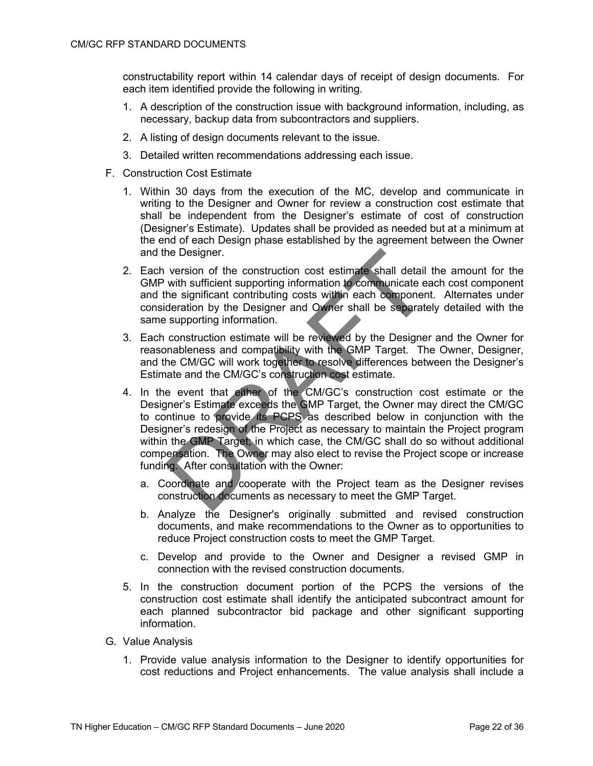constructability report within 14 calendar days of receipt of design documents. For each item identified provide the following in writing.

1. A description of the construction issue with background information, including, as necessary, backup data from subcontractors and suppliers.
2. A listing of design documents relevant to the issue.
3. Detailed written recommendations addressing each issue.

F. Construction Cost Estimate

1. Within 30 days from the execution of the MC, develop and communicate in writing to the Designer and Owner for review a construction cost estimate that shall be independent from the Designer's estimate of cost of construction (Designer's Estimate). Updates shall be provided as needed but at a minimum at the end of each Design phase established by the agreement between the Owner and the Designer.
2. Each version of the construction cost estimate shall detail the amount for the GMP with sufficient supporting information to communicate each cost component and the significant contributing costs within each component. Alternates under consideration by the Designer and Owner shall be separately detailed with the same supporting information.
3. Each construction estimate will be reviewed by the Designer and the Owner for reasonableness and compatibility with the GMP Target. The Owner, Designer, and the CM/GC will work together to resolve differences between the Designer's Estimate and the CM/GC's construction cost estimate.
4. In the event that either of the CM/GC's construction cost estimate or the Designer's Estimate exceeds the GMP Target, the Owner may direct the CM/GC to continue to provide its PCPS as described below in conjunction with the Designer's redesign of the Project as necessary to maintain the Project program within the GMP Target, in which case, the CM/GC shall do so without additional compensation. The Owner may also elect to revise the Project scope or increase funding. After consultation with the Owner:
   a. Coordinate and cooperate with the Project team as the Designer revises construction documents as necessary to meet the GMP Target.
   b. Analyze the Designer's originally submitted and revised construction documents, and make recommendations to the Owner as to opportunities to reduce Project construction costs to meet the GMP Target.
   c. Develop and provide to the Owner and Designer a revised GMP in connection with the revised construction documents.
5. In the construction document portion of the PCPS the versions of the construction cost estimate shall identify the anticipated subcontract amount for each planned subcontractor bid package and other significant supporting information.

G. Value Analysis

1. Provide value analysis information to the Designer to identify opportunities for cost reductions and Project enhancements. The value analysis shall include a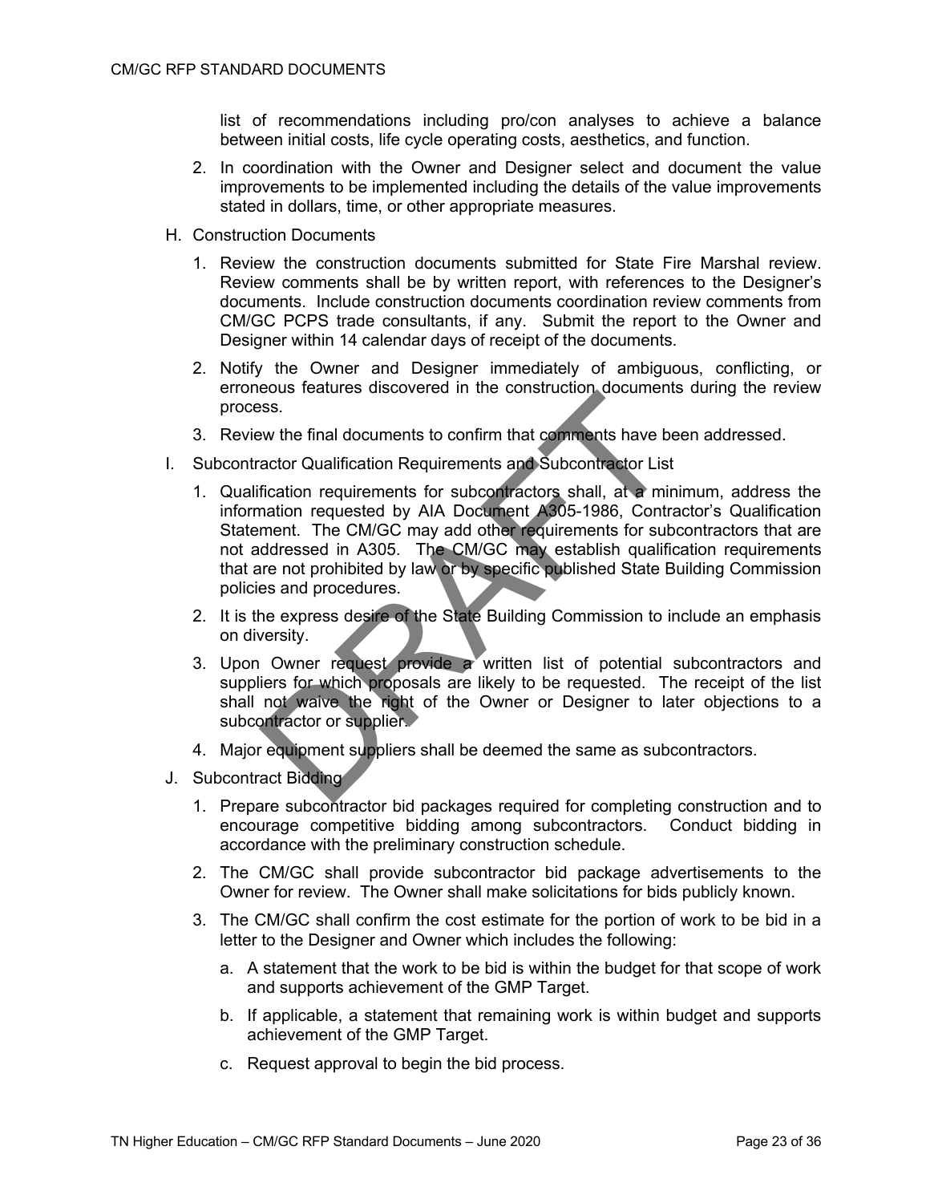list of recommendations including pro/con analyses to achieve a balance between initial costs, life cycle operating costs, aesthetics, and function.

2. In coordination with the Owner and Designer select and document the value improvements to be implemented including the details of the value improvements stated in dollars, time, or other appropriate measures.

H. Construction Documents

1. Review the construction documents submitted for State Fire Marshal review. Review comments shall be by written report, with references to the Designer's documents. Include construction documents coordination review comments from CM/GC PCPS trade consultants, if any. Submit the report to the Owner and Designer within 14 calendar days of receipt of the documents.

2. Notify the Owner and Designer immediately of ambiguous, conflicting, or erroneous features discovered in the construction documents during the review process.

3. Review the final documents to confirm that comments have been addressed.

I. Subcontractor Qualification Requirements and Subcontractor List

1. Qualification requirements for subcontractors shall, at a minimum, address the information requested by AIA Document A305-1986, Contractor's Qualification Statement. The CM/GC may add other requirements for subcontractors that are not addressed in A305. The CM/GC may establish qualification requirements that are not prohibited by law or by specific published State Building Commission policies and procedures.

2. It is the express desire of the State Building Commission to include an emphasis on diversity.

3. Upon Owner request provide a written list of potential subcontractors and suppliers for which proposals are likely to be requested. The receipt of the list shall not waive the right of the Owner or Designer to later objections to a subcontractor or supplier.

4. Major equipment suppliers shall be deemed the same as subcontractors.

J. Subcontract Bidding

1. Prepare subcontractor bid packages required for completing construction and to encourage competitive bidding among subcontractors. Conduct bidding in accordance with the preliminary construction schedule.

2. The CM/GC shall provide subcontractor bid package advertisements to the Owner for review. The Owner shall make solicitations for bids publicly known.

3. The CM/GC shall confirm the cost estimate for the portion of work to be bid in a letter to the Designer and Owner which includes the following:

   a. A statement that the work to be bid is within the budget for that scope of work and supports achievement of the GMP Target.

   b. If applicable, a statement that remaining work is within budget and supports achievement of the GMP Target.

   c. Request approval to begin the bid process.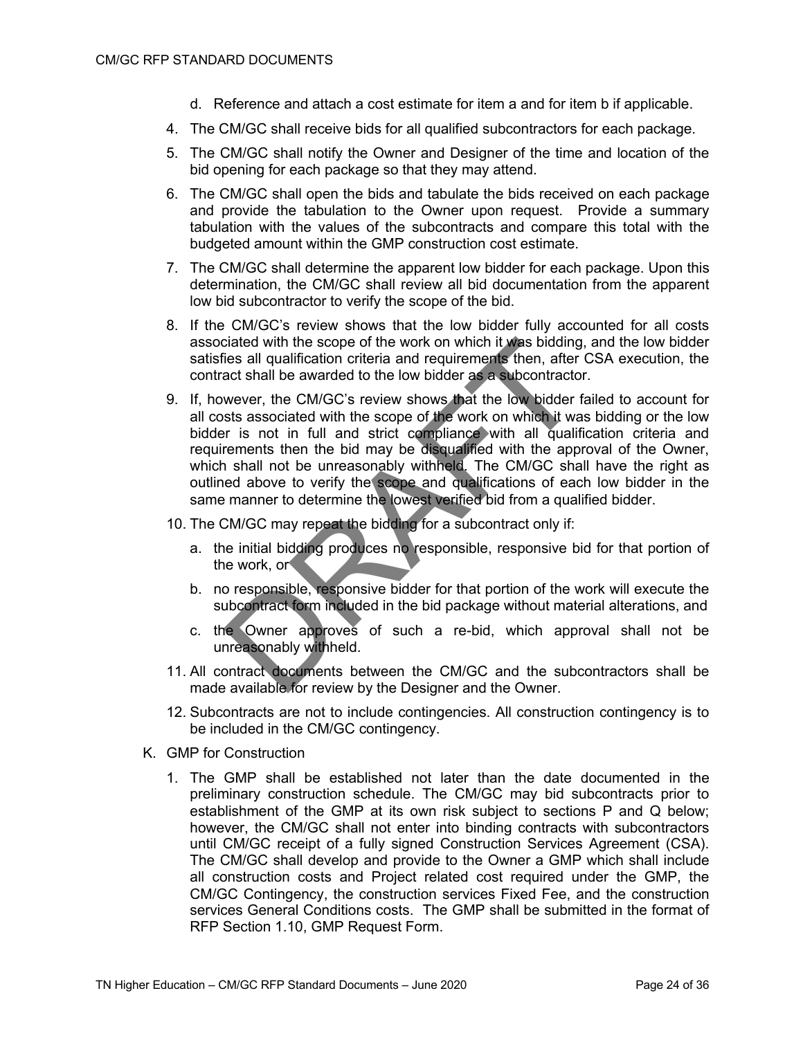d. Reference and attach a cost estimate for item a and for item b if applicable.

4. The CM/GC shall receive bids for all qualified subcontractors for each package.

5. The CM/GC shall notify the Owner and Designer of the time and location of the bid opening for each package so that they may attend.

6. The CM/GC shall open the bids and tabulate the bids received on each package and provide the tabulation to the Owner upon request. Provide a summary tabulation with the values of the subcontracts and compare this total with the budgeted amount within the GMP construction cost estimate.

7. The CM/GC shall determine the apparent low bidder for each package. Upon this determination, the CM/GC shall review all bid documentation from the apparent low bid subcontractor to verify the scope of the bid.

8. If the CM/GC's review shows that the low bidder fully accounted for all costs associated with the scope of the work on which it was bidding, and the low bidder satisfies all qualification criteria and requirements then, after CSA execution, the contract shall be awarded to the low bidder as a subcontractor.

9. If, however, the CM/GC's review shows that the low bidder failed to account for all costs associated with the scope of the work on which it was bidding or the low bidder is not in full and strict compliance with all qualification criteria and requirements then the bid may be disqualified with the approval of the Owner, which shall not be unreasonably withheld. The CM/GC shall have the right as outlined above to verify the scope and qualifications of each low bidder in the same manner to determine the lowest verified bid from a qualified bidder.

10. The CM/GC may repeat the bidding for a subcontract only if:

    a. the initial bidding produces no responsible, responsive bid for that portion of the work, or

    b. no responsible, responsive bidder for that portion of the work will execute the subcontract form included in the bid package without material alterations, and

    c. the Owner approves of such a re-bid, which approval shall not be unreasonably withheld.

11. All contract documents between the CM/GC and the subcontractors shall be made available for review by the Designer and the Owner.

12. Subcontracts are not to include contingencies. All construction contingency is to be included in the CM/GC contingency.

K. GMP for Construction

1. The GMP shall be established not later than the date documented in the preliminary construction schedule. The CM/GC may bid subcontracts prior to establishment of the GMP at its own risk subject to sections P and Q below; however, the CM/GC shall not enter into binding contracts with subcontractors until CM/GC receipt of a fully signed Construction Services Agreement (CSA). The CM/GC shall develop and provide to the Owner a GMP which shall include all construction costs and Project related cost required under the GMP, the CM/GC Contingency, the construction services Fixed Fee, and the construction services General Conditions costs. The GMP shall be submitted in the format of RFP Section 1.10, GMP Request Form.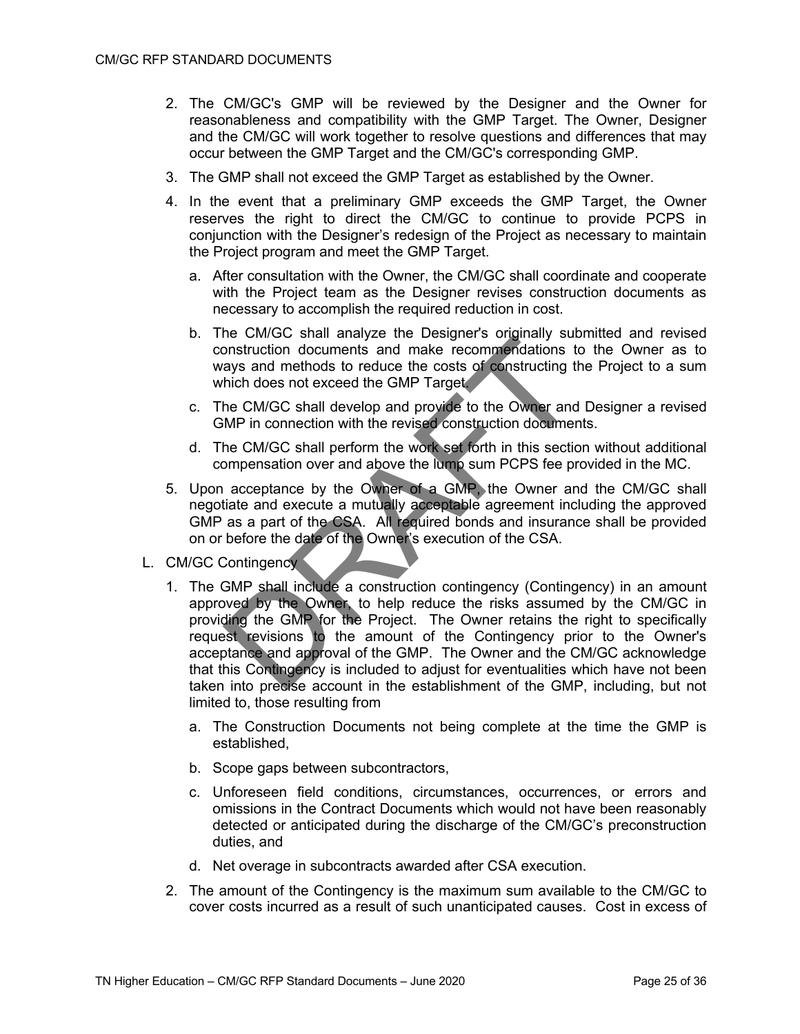2. The CM/GC's GMP will be reviewed by the Designer and the Owner for reasonableness and compatibility with the GMP Target. The Owner, Designer and the CM/GC will work together to resolve questions and differences that may occur between the GMP Target and the CM/GC's corresponding GMP.

3. The GMP shall not exceed the GMP Target as established by the Owner.

4. In the event that a preliminary GMP exceeds the GMP Target, the Owner reserves the right to direct the CM/GC to continue to provide PCPS in conjunction with the Designer's redesign of the Project as necessary to maintain the Project program and meet the GMP Target.

   a. After consultation with the Owner, the CM/GC shall coordinate and cooperate with the Project team as the Designer revises construction documents as necessary to accomplish the required reduction in cost.

   b. The CM/GC shall analyze the Designer's originally submitted and revised construction documents and make recommendations to the Owner as to ways and methods to reduce the costs of constructing the Project to a sum which does not exceed the GMP Target.

   c. The CM/GC shall develop and provide to the Owner and Designer a revised GMP in connection with the revised construction documents.

   d. The CM/GC shall perform the work set forth in this section without additional compensation over and above the lump sum PCPS fee provided in the MC.

5. Upon acceptance by the Owner of a GMP, the Owner and the CM/GC shall negotiate and execute a mutually acceptable agreement including the approved GMP as a part of the CSA. All required bonds and insurance shall be provided on or before the date of the Owner's execution of the CSA.

L. CM/GC Contingency

1. The GMP shall include a construction contingency (Contingency) in an amount approved by the Owner, to help reduce the risks assumed by the CM/GC in providing the GMP for the Project. The Owner retains the right to specifically request revisions to the amount of the Contingency prior to the Owner's acceptance and approval of the GMP. The Owner and the CM/GC acknowledge that this Contingency is included to adjust for eventualities which have not been taken into precise account in the establishment of the GMP, including, but not limited to, those resulting from

   a. The Construction Documents not being complete at the time the GMP is established,

   b. Scope gaps between subcontractors,

   c. Unforeseen field conditions, circumstances, occurrences, or errors and omissions in the Contract Documents which would not have been reasonably detected or anticipated during the discharge of the CM/GC's preconstruction duties, and

   d. Net overage in subcontracts awarded after CSA execution.

2. The amount of the Contingency is the maximum sum available to the CM/GC to cover costs incurred as a result of such unanticipated causes. Cost in excess of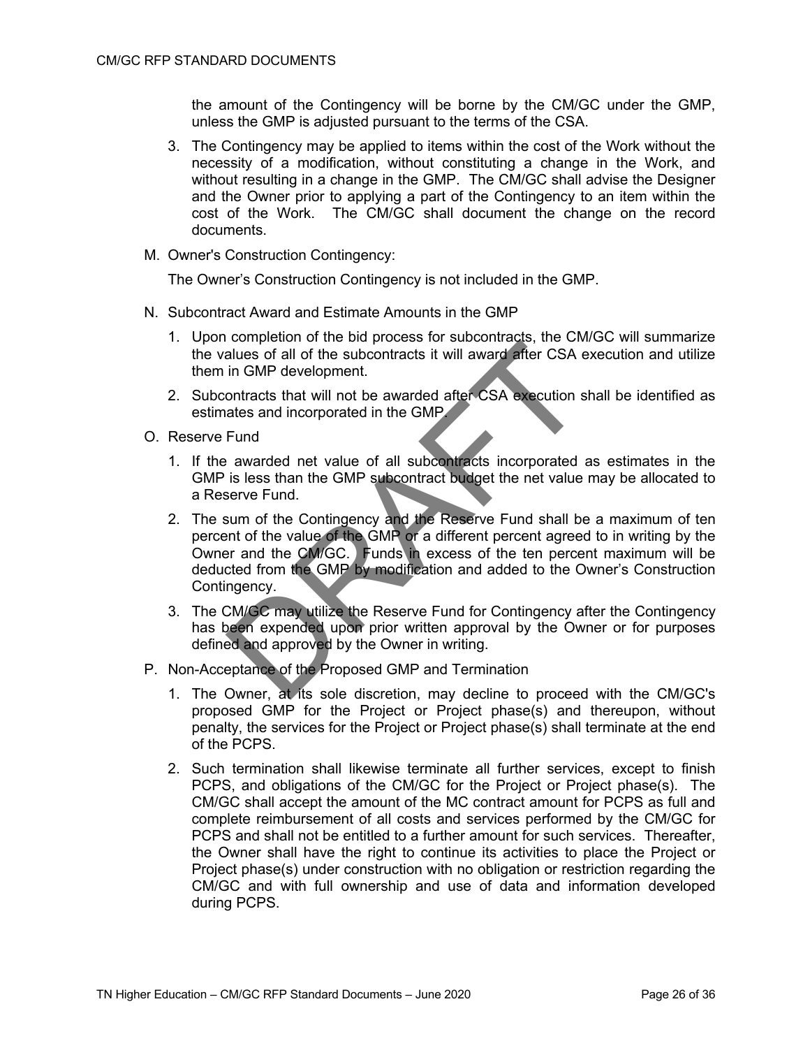the amount of the Contingency will be borne by the CM/GC under the GMP, unless the GMP is adjusted pursuant to the terms of the CSA.

3. The Contingency may be applied to items within the cost of the Work without the necessity of a modification, without constituting a change in the Work, and without resulting in a change in the GMP. The CM/GC shall advise the Designer and the Owner prior to applying a part of the Contingency to an item within the cost of the Work. The CM/GC shall document the change on the record documents.

M. Owner's Construction Contingency:

The Owner's Construction Contingency is not included in the GMP.

N. Subcontract Award and Estimate Amounts in the GMP

1. Upon completion of the bid process for subcontracts, the CM/GC will summarize the values of all of the subcontracts it will award after CSA execution and utilize them in GMP development.
2. Subcontracts that will not be awarded after CSA execution shall be identified as estimates and incorporated in the GMP.

O. Reserve Fund

1. If the awarded net value of all subcontracts incorporated as estimates in the GMP is less than the GMP subcontract budget the net value may be allocated to a Reserve Fund.
2. The sum of the Contingency and the Reserve Fund shall be a maximum of ten percent of the value of the GMP or a different percent agreed to in writing by the Owner and the CM/GC. Funds in excess of the ten percent maximum will be deducted from the GMP by modification and added to the Owner's Construction Contingency.
3. The CM/GC may utilize the Reserve Fund for Contingency after the Contingency has been expended upon prior written approval by the Owner or for purposes defined and approved by the Owner in writing.

P. Non-Acceptance of the Proposed GMP and Termination

1. The Owner, at its sole discretion, may decline to proceed with the CM/GC's proposed GMP for the Project or Project phase(s) and thereupon, without penalty, the services for the Project or Project phase(s) shall terminate at the end of the PCPS.
2. Such termination shall likewise terminate all further services, except to finish PCPS, and obligations of the CM/GC for the Project or Project phase(s). The CM/GC shall accept the amount of the MC contract amount for PCPS as full and complete reimbursement of all costs and services performed by the CM/GC for PCPS and shall not be entitled to a further amount for such services. Thereafter, the Owner shall have the right to continue its activities to place the Project or Project phase(s) under construction with no obligation or restriction regarding the CM/GC and with full ownership and use of data and information developed during PCPS.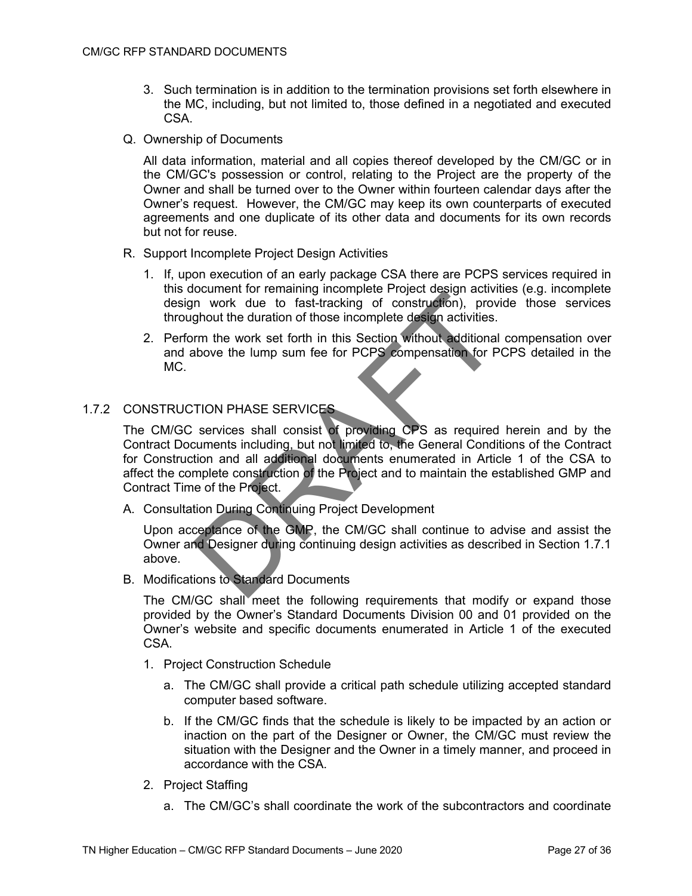3. Such termination is in addition to the termination provisions set forth elsewhere in the MC, including, but not limited to, those defined in a negotiated and executed CSA.

Q. Ownership of Documents

All data information, material and all copies thereof developed by the CM/GC or in the CM/GC's possession or control, relating to the Project are the property of the Owner and shall be turned over to the Owner within fourteen calendar days after the Owner's request. However, the CM/GC may keep its own counterparts of executed agreements and one duplicate of its other data and documents for its own records but not for reuse.

R. Support Incomplete Project Design Activities

1. If, upon execution of an early package CSA there are PCPS services required in this document for remaining incomplete Project design activities (e.g. incomplete design work due to fast-tracking of construction), provide those services throughout the duration of those incomplete design activities.
2. Perform the work set forth in this Section without additional compensation over and above the lump sum fee for PCPS compensation for PCPS detailed in the MC.

## 1.7.2 CONSTRUCTION PHASE SERVICES

The CM/GC services shall consist of providing CPS as required herein and by the Contract Documents including, but not limited to, the General Conditions of the Contract for Construction and all additional documents enumerated in Article 1 of the CSA to affect the complete construction of the Project and to maintain the established GMP and Contract Time of the Project.

A. Consultation During Continuing Project Development

Upon acceptance of the GMP, the CM/GC shall continue to advise and assist the Owner and Designer during continuing design activities as described in Section 1.7.1 above.

B. Modifications to Standard Documents

The CM/GC shall meet the following requirements that modify or expand those provided by the Owner's Standard Documents Division 00 and 01 provided on the Owner's website and specific documents enumerated in Article 1 of the executed CSA.

1. Project Construction Schedule
   a. The CM/GC shall provide a critical path schedule utilizing accepted standard computer based software.
   b. If the CM/GC finds that the schedule is likely to be impacted by an action or inaction on the part of the Designer or Owner, the CM/GC must review the situation with the Designer and the Owner in a timely manner, and proceed in accordance with the CSA.
2. Project Staffing
   a. The CM/GC's shall coordinate the work of the subcontractors and coordinate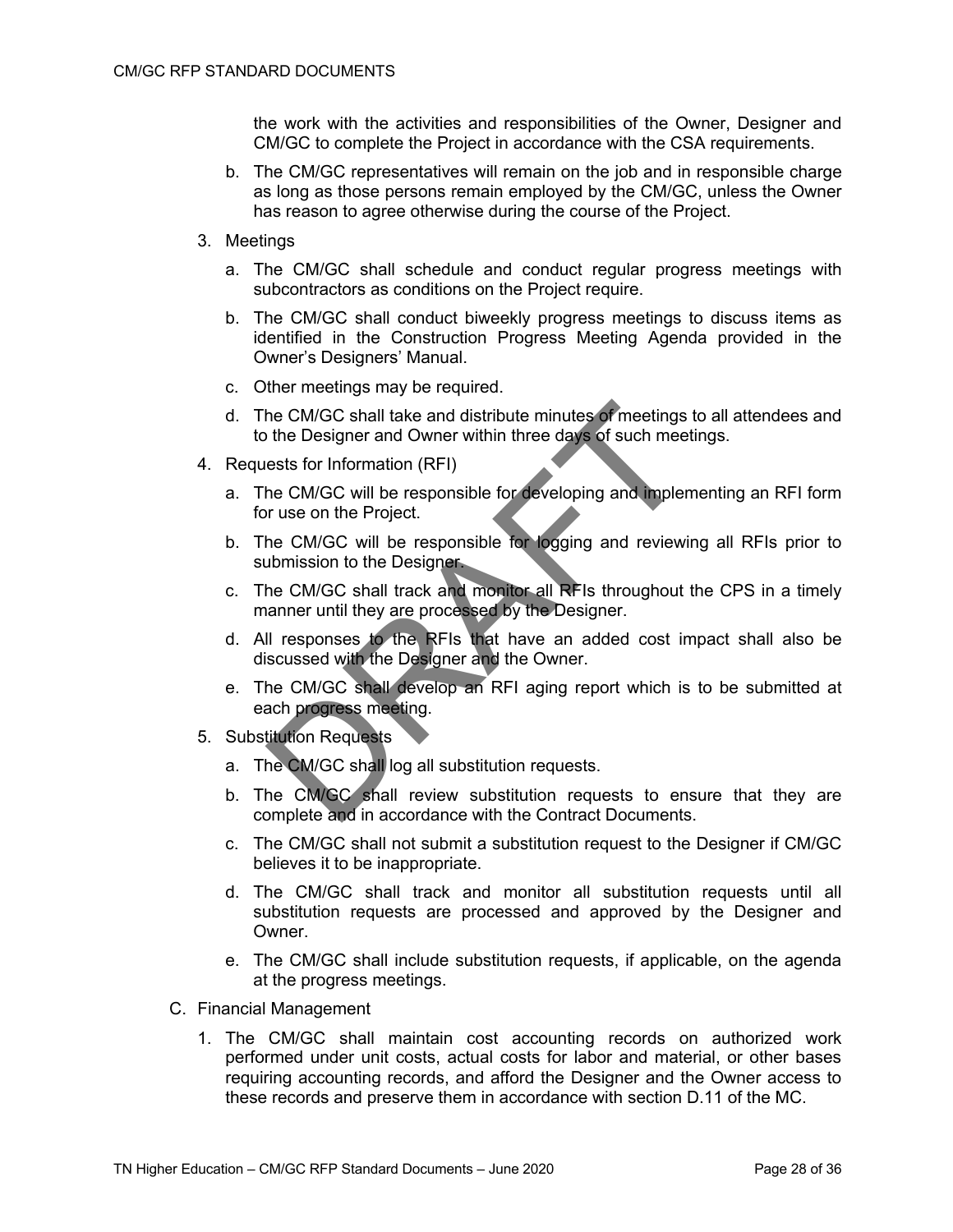the work with the activities and responsibilities of the Owner, Designer and CM/GC to complete the Project in accordance with the CSA requirements.

b. The CM/GC representatives will remain on the job and in responsible charge as long as those persons remain employed by the CM/GC, unless the Owner has reason to agree otherwise during the course of the Project.

3. Meetings

   a. The CM/GC shall schedule and conduct regular progress meetings with subcontractors as conditions on the Project require.

   b. The CM/GC shall conduct biweekly progress meetings to discuss items as identified in the Construction Progress Meeting Agenda provided in the Owner's Designers' Manual.

   c. Other meetings may be required.

   d. The CM/GC shall take and distribute minutes of meetings to all attendees and to the Designer and Owner within three days of such meetings.

4. Requests for Information (RFI)

   a. The CM/GC will be responsible for developing and implementing an RFI form for use on the Project.

   b. The CM/GC will be responsible for logging and reviewing all RFIs prior to submission to the Designer.

   c. The CM/GC shall track and monitor all RFIs throughout the CPS in a timely manner until they are processed by the Designer.

   d. All responses to the RFIs that have an added cost impact shall also be discussed with the Designer and the Owner.

   e. The CM/GC shall develop an RFI aging report which is to be submitted at each progress meeting.

5. Substitution Requests

   a. The CM/GC shall log all substitution requests.

   b. The CM/GC shall review substitution requests to ensure that they are complete and in accordance with the Contract Documents.

   c. The CM/GC shall not submit a substitution request to the Designer if CM/GC believes it to be inappropriate.

   d. The CM/GC shall track and monitor all substitution requests until all substitution requests are processed and approved by the Designer and Owner.

   e. The CM/GC shall include substitution requests, if applicable, on the agenda at the progress meetings.

C. Financial Management

1. The CM/GC shall maintain cost accounting records on authorized work performed under unit costs, actual costs for labor and material, or other bases requiring accounting records, and afford the Designer and the Owner access to these records and preserve them in accordance with section D.11 of the MC.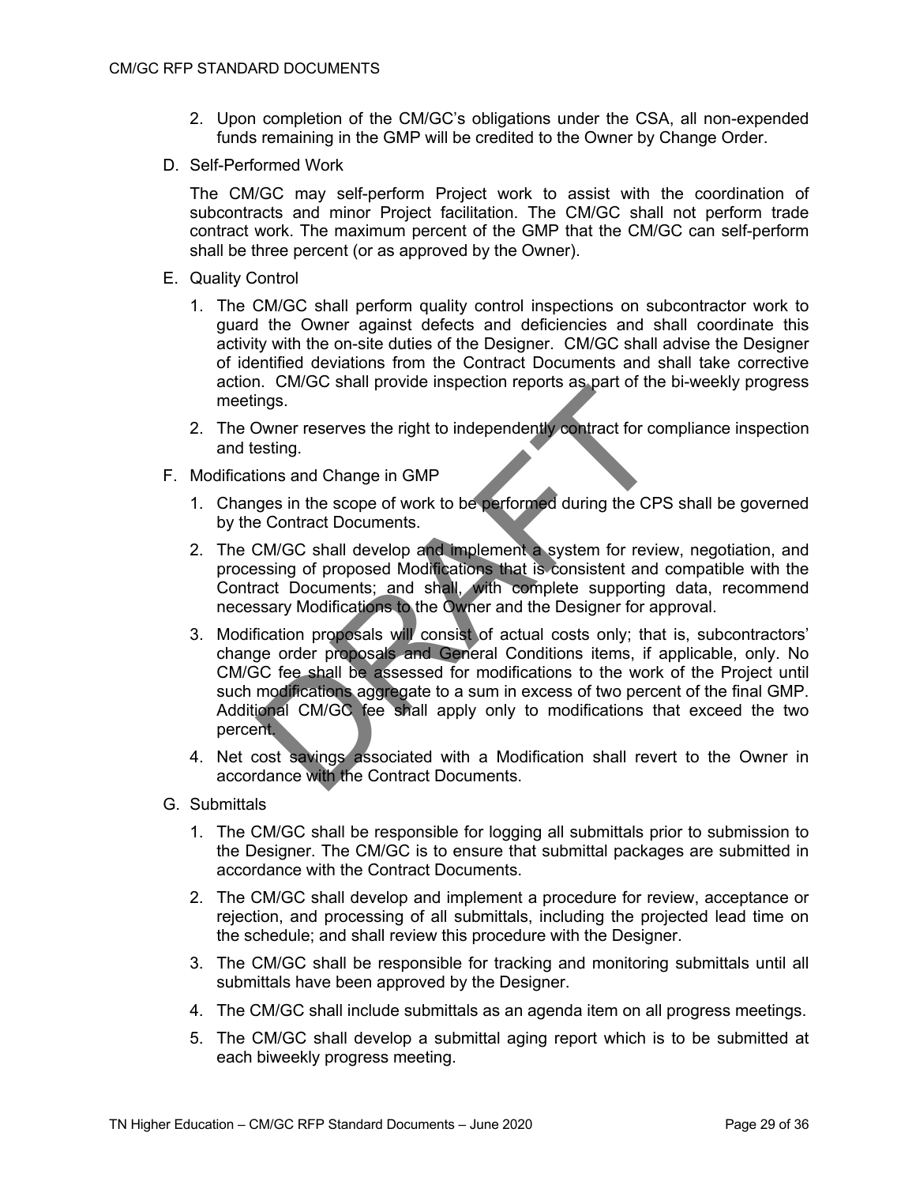2. Upon completion of the CM/GC's obligations under the CSA, all non-expended funds remaining in the GMP will be credited to the Owner by Change Order.

D. Self-Performed Work

The CM/GC may self-perform Project work to assist with the coordination of subcontracts and minor Project facilitation. The CM/GC shall not perform trade contract work. The maximum percent of the GMP that the CM/GC can self-perform shall be three percent (or as approved by the Owner).

E. Quality Control

1. The CM/GC shall perform quality control inspections on subcontractor work to guard the Owner against defects and deficiencies and shall coordinate this activity with the on-site duties of the Designer. CM/GC shall advise the Designer of identified deviations from the Contract Documents and shall take corrective action. CM/GC shall provide inspection reports as part of the bi-weekly progress meetings.
2. The Owner reserves the right to independently contract for compliance inspection and testing.

F. Modifications and Change in GMP

1. Changes in the scope of work to be performed during the CPS shall be governed by the Contract Documents.
2. The CM/GC shall develop and implement a system for review, negotiation, and processing of proposed Modifications that is consistent and compatible with the Contract Documents; and shall, with complete supporting data, recommend necessary Modifications to the Owner and the Designer for approval.
3. Modification proposals will consist of actual costs only; that is, subcontractors' change order proposals and General Conditions items, if applicable, only. No CM/GC fee shall be assessed for modifications to the work of the Project until such modifications aggregate to a sum in excess of two percent of the final GMP. Additional CM/GC fee shall apply only to modifications that exceed the two percent.
4. Net cost savings associated with a Modification shall revert to the Owner in accordance with the Contract Documents.

G. Submittals

1. The CM/GC shall be responsible for logging all submittals prior to submission to the Designer. The CM/GC is to ensure that submittal packages are submitted in accordance with the Contract Documents.
2. The CM/GC shall develop and implement a procedure for review, acceptance or rejection, and processing of all submittals, including the projected lead time on the schedule; and shall review this procedure with the Designer.
3. The CM/GC shall be responsible for tracking and monitoring submittals until all submittals have been approved by the Designer.
4. The CM/GC shall include submittals as an agenda item on all progress meetings.
5. The CM/GC shall develop a submittal aging report which is to be submitted at each biweekly progress meeting.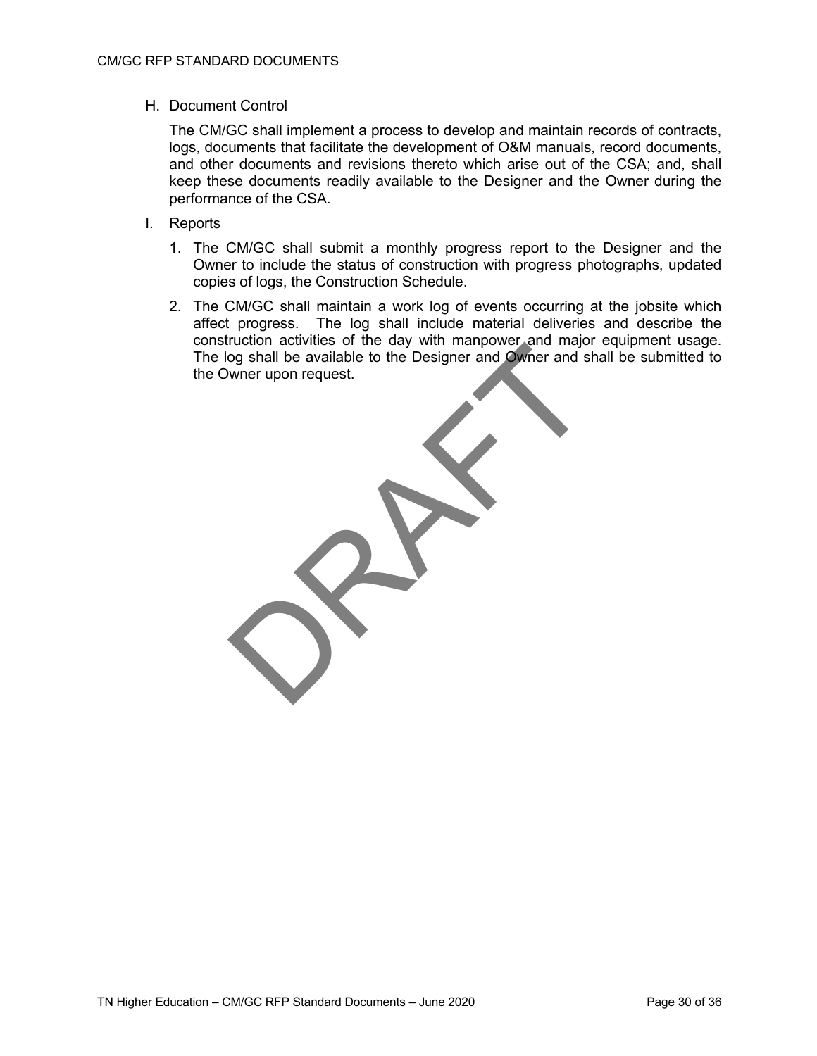H. Document Control

The CM/GC shall implement a process to develop and maintain records of contracts, logs, documents that facilitate the development of O&M manuals, record documents, and other documents and revisions thereto which arise out of the CSA; and, shall keep these documents readily available to the Designer and the Owner during the performance of the CSA.

I. Reports

1. The CM/GC shall submit a monthly progress report to the Designer and the Owner to include the status of construction with progress photographs, updated copies of logs, the Construction Schedule.
2. The CM/GC shall maintain a work log of events occurring at the jobsite which affect progress. The log shall include material deliveries and describe the construction activities of the day with manpower and major equipment usage. The log shall be available to the Designer and Owner and shall be submitted to the Owner upon request.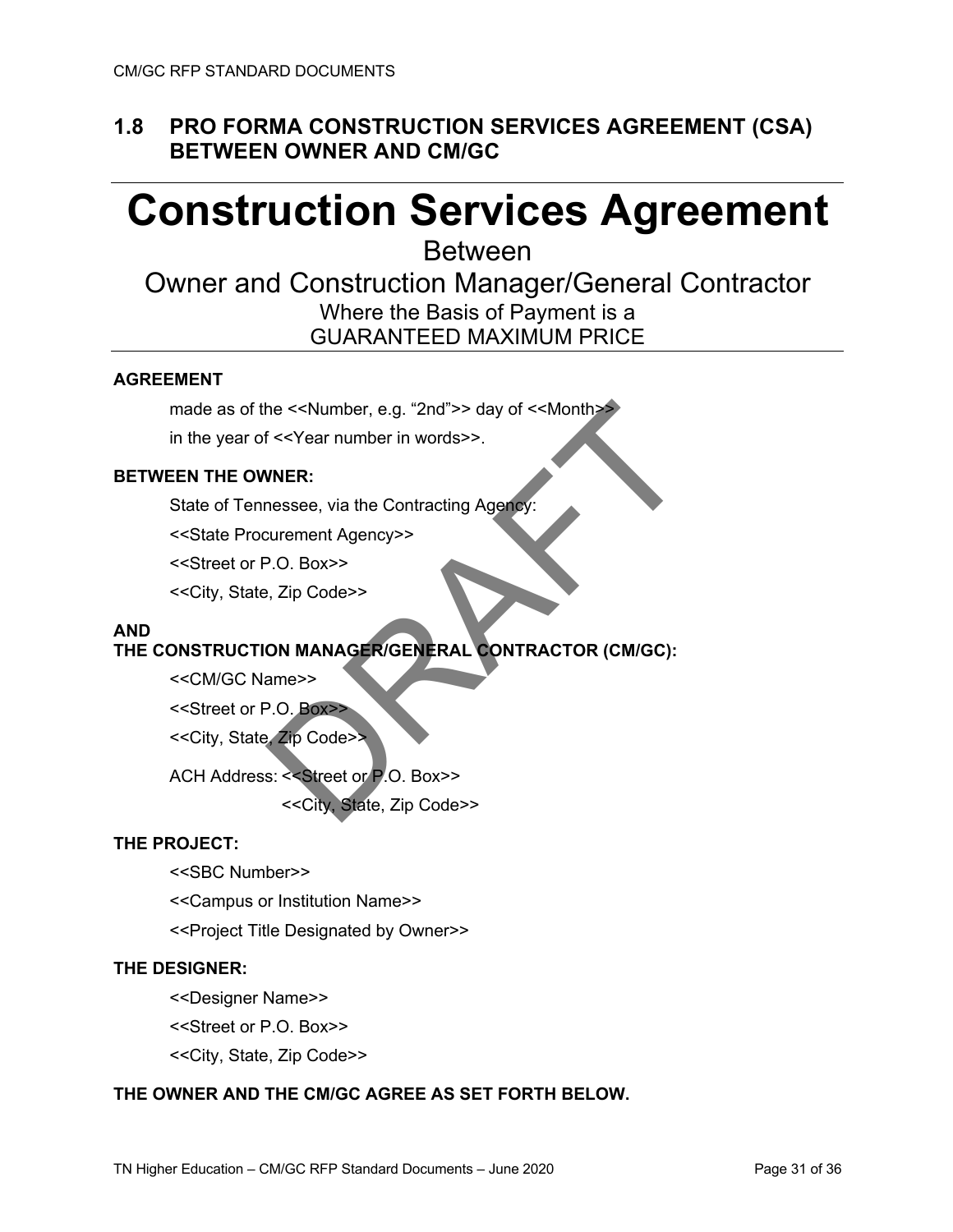## 1.8 PRO FORMA CONSTRUCTION SERVICES AGREEMENT (CSA) BETWEEN OWNER AND CM/GC

# Construction Services Agreement

Between

Owner and Construction Manager/General Contractor

Where the Basis of Payment is a

GUARANTEED MAXIMUM PRICE

**AGREEMENT**

made as of the <<Number, e.g. "2nd">> day of <<Month>>

in the year of <<Year number in words>>.

**BETWEEN THE OWNER:**

State of Tennessee, via the Contracting Agency:

<<State Procurement Agency>>

<<Street or P.O. Box>>

<<City, State, Zip Code>>

**AND**

**THE CONSTRUCTION MANAGER/GENERAL CONTRACTOR (CM/GC):**

<<CM/GC Name>>

<<Street or P.O. Box>>

<<City, State, Zip Code>>

ACH Address: <<Street or P.O. Box>>

<<City, State, Zip Code>>

**THE PROJECT:**

<<SBC Number>>

<<Campus or Institution Name>>

<<Project Title Designated by Owner>>

**THE DESIGNER:**

<<Designer Name>>

<<Street or P.O. Box>>

<<City, State, Zip Code>>

**THE OWNER AND THE CM/GC AGREE AS SET FORTH BELOW.**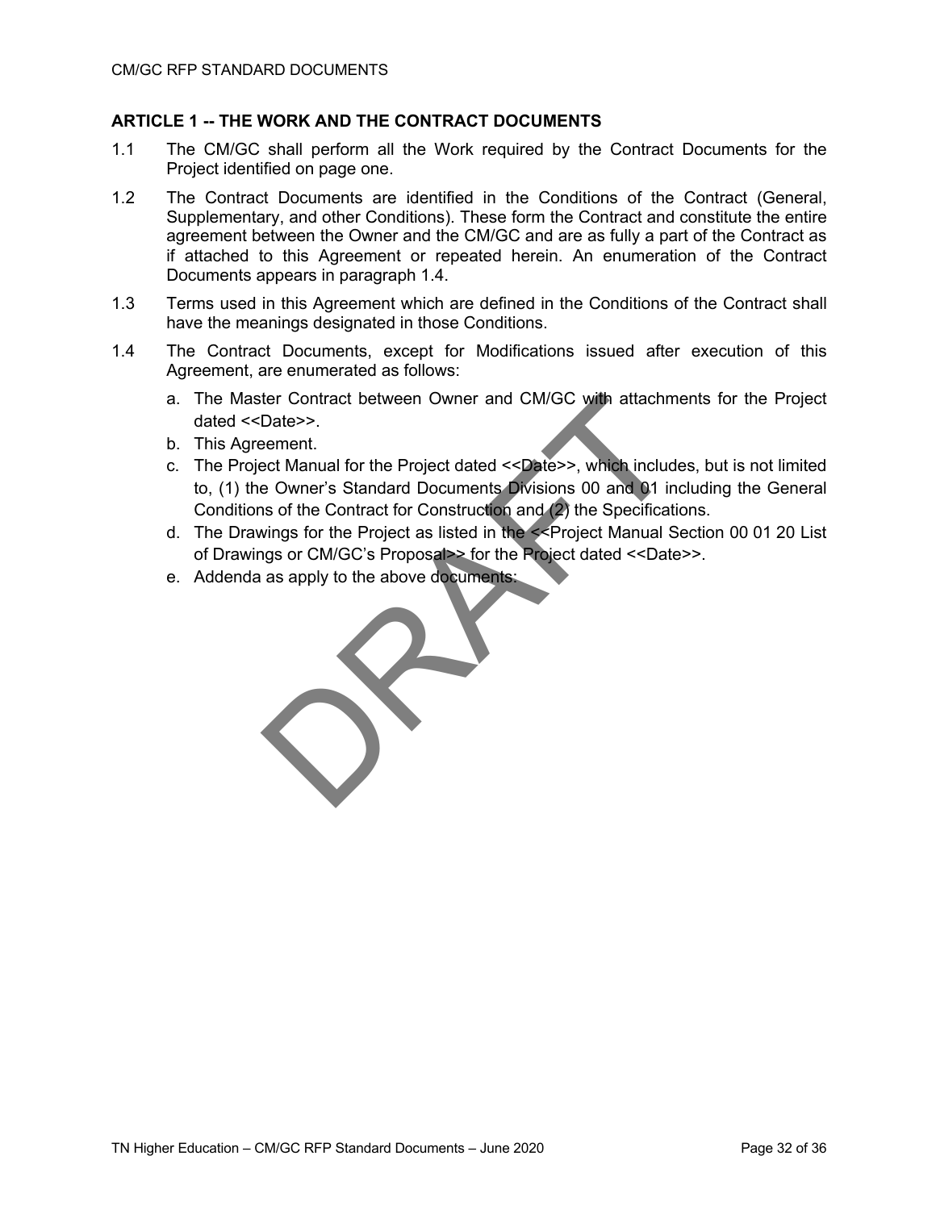## ARTICLE 1 -- THE WORK AND THE CONTRACT DOCUMENTS

1.1 The CM/GC shall perform all the Work required by the Contract Documents for the Project identified on page one.

1.2 The Contract Documents are identified in the Conditions of the Contract (General, Supplementary, and other Conditions). These form the Contract and constitute the entire agreement between the Owner and the CM/GC and are as fully a part of the Contract as if attached to this Agreement or repeated herein. An enumeration of the Contract Documents appears in paragraph 1.4.

1.3 Terms used in this Agreement which are defined in the Conditions of the Contract shall have the meanings designated in those Conditions.

1.4 The Contract Documents, except for Modifications issued after execution of this Agreement, are enumerated as follows:

a. The Master Contract between Owner and CM/GC with attachments for the Project dated <<Date>>.

b. This Agreement.

c. The Project Manual for the Project dated <<Date>>, which includes, but is not limited to, (1) the Owner's Standard Documents Divisions 00 and 01 including the General Conditions of the Contract for Construction and (2) the Specifications.

d. The Drawings for the Project as listed in the <<Project Manual Section 00 01 20 List of Drawings or CM/GC's Proposal>> for the Project dated <<Date>>.

e. Addenda as apply to the above documents:

DRAFT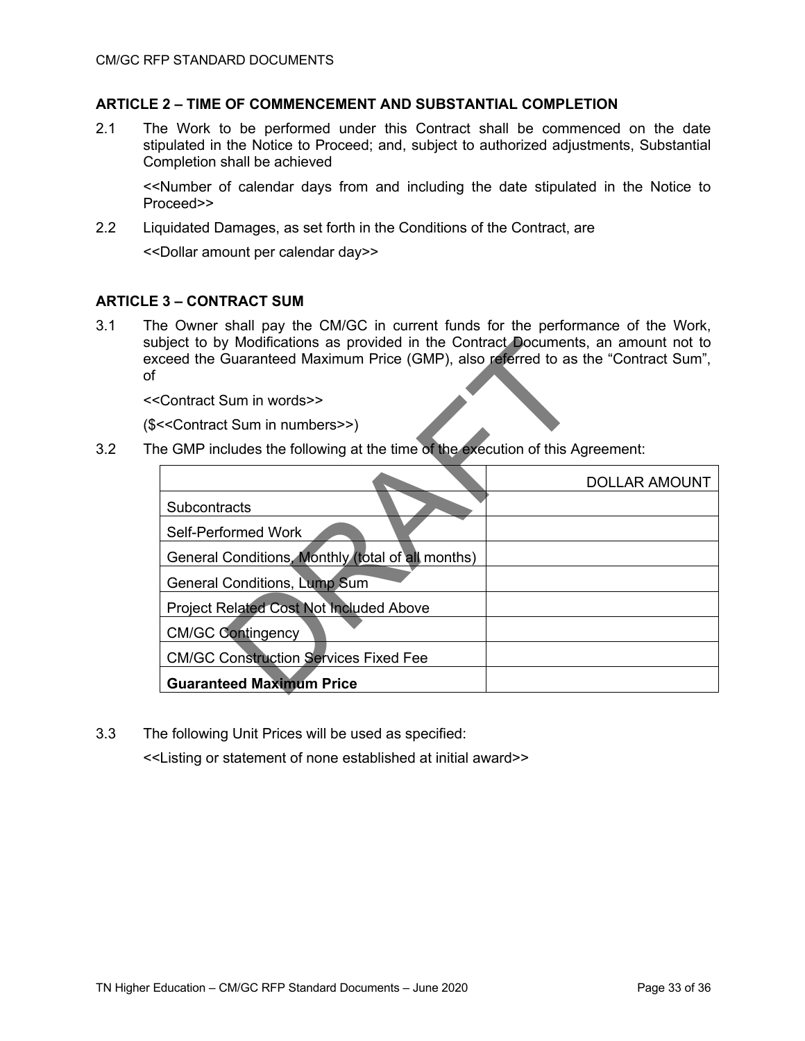### ARTICLE 2 – TIME OF COMMENCEMENT AND SUBSTANTIAL COMPLETION

2.1 The Work to be performed under this Contract shall be commenced on the date stipulated in the Notice to Proceed; and, subject to authorized adjustments, Substantial Completion shall be achieved

<<Number of calendar days from and including the date stipulated in the Notice to Proceed>>

2.2 Liquidated Damages, as set forth in the Conditions of the Contract, are

<<Dollar amount per calendar day>>

### ARTICLE 3 – CONTRACT SUM

3.1 The Owner shall pay the CM/GC in current funds for the performance of the Work, subject to Modifications as provided in the Contract Documents, an amount not to exceed the Guaranteed Maximum Price (GMP), also referred to as the "Contract Sum", of

<<Contract Sum in words>>

($<<Contract Sum in numbers>>)

3.2 The GMP includes the following at the time of the execution of this Agreement:

| | DOLLAR AMOUNT |
|---|---|
| Subcontracts | |
| Self-Performed Work | |
| General Conditions, Monthly (total of all months) | |
| General Conditions, Lump Sum | |
| Project Related Cost Not Included Above | |
| CM/GC Contingency | |
| CM/GC Construction Services Fixed Fee | |
| **Guaranteed Maximum Price** | |

3.3 The following Unit Prices will be used as specified:

<<Listing or statement of none established at initial award>>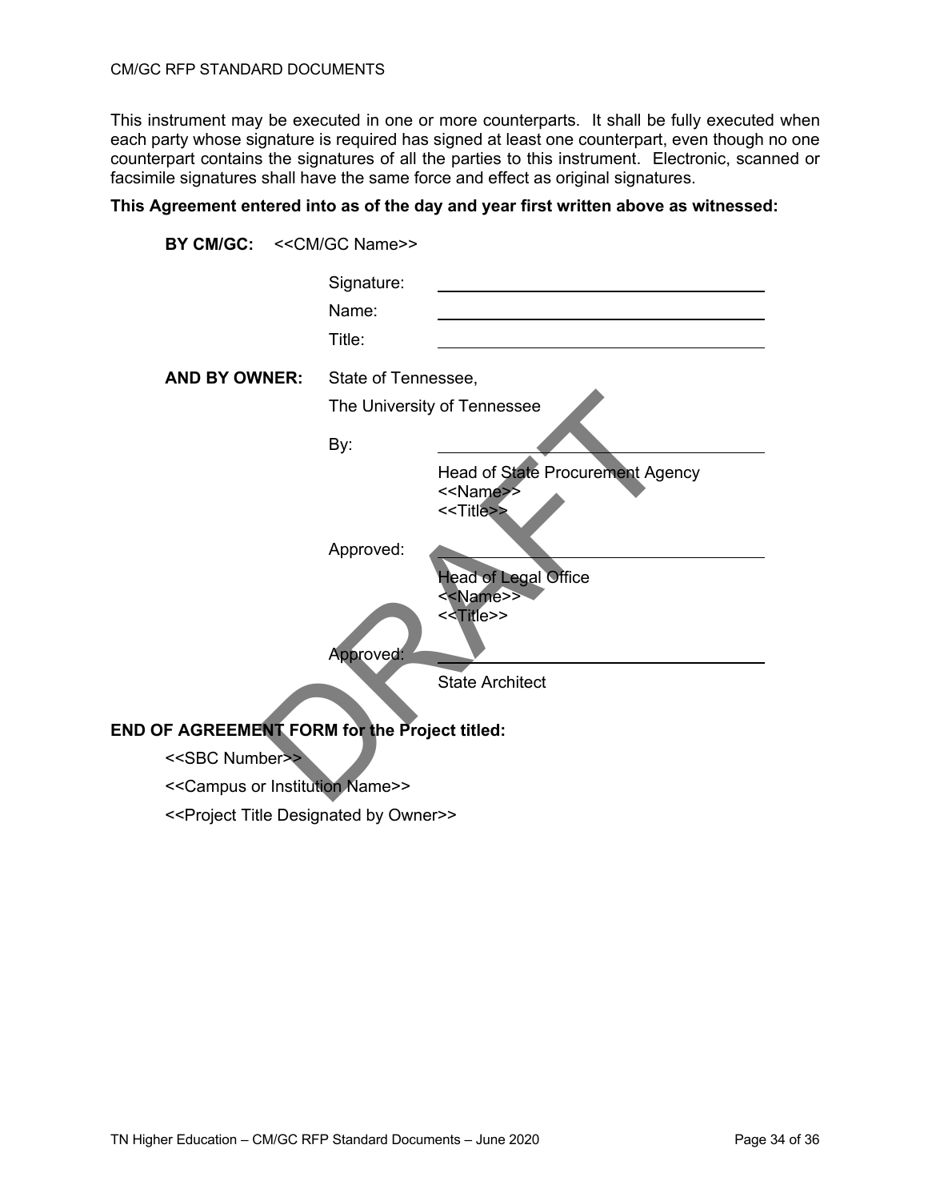This instrument may be executed in one or more counterparts. It shall be fully executed when each party whose signature is required has signed at least one counterpart, even though no one counterpart contains the signatures of all the parties to this instrument. Electronic, scanned or facsimile signatures shall have the same force and effect as original signatures.

**This Agreement entered into as of the day and year first written above as witnessed:**

**BY CM/GC:** <<CM/GC Name>>

Signature: \_\_\_\_\_\_\_\_\_\_\_\_\_\_\_\_\_\_\_\_\_\_\_\_\_\_\_\_\_\_

Name: \_\_\_\_\_\_\_\_\_\_\_\_\_\_\_\_\_\_\_\_\_\_\_\_\_\_\_\_\_\_

Title: \_\_\_\_\_\_\_\_\_\_\_\_\_\_\_\_\_\_\_\_\_\_\_\_\_\_\_\_\_\_

**AND BY OWNER:** State of Tennessee,

The University of Tennessee

By: \_\_\_\_\_\_\_\_\_\_\_\_\_\_\_\_\_\_\_\_\_\_\_\_\_\_\_\_\_\_

Head of State Procurement Agency
<<Name>>
<<Title>>

Approved: \_\_\_\_\_\_\_\_\_\_\_\_\_\_\_\_\_\_\_\_\_\_\_\_\_\_\_\_\_\_

Head of Legal Office
<<Name>>
<<Title>>

Approved: \_\_\_\_\_\_\_\_\_\_\_\_\_\_\_\_\_\_\_\_\_\_\_\_\_\_\_\_\_\_

State Architect

**END OF AGREEMENT FORM for the Project titled:**

<<SBC Number>>

<<Campus or Institution Name>>

<<Project Title Designated by Owner>>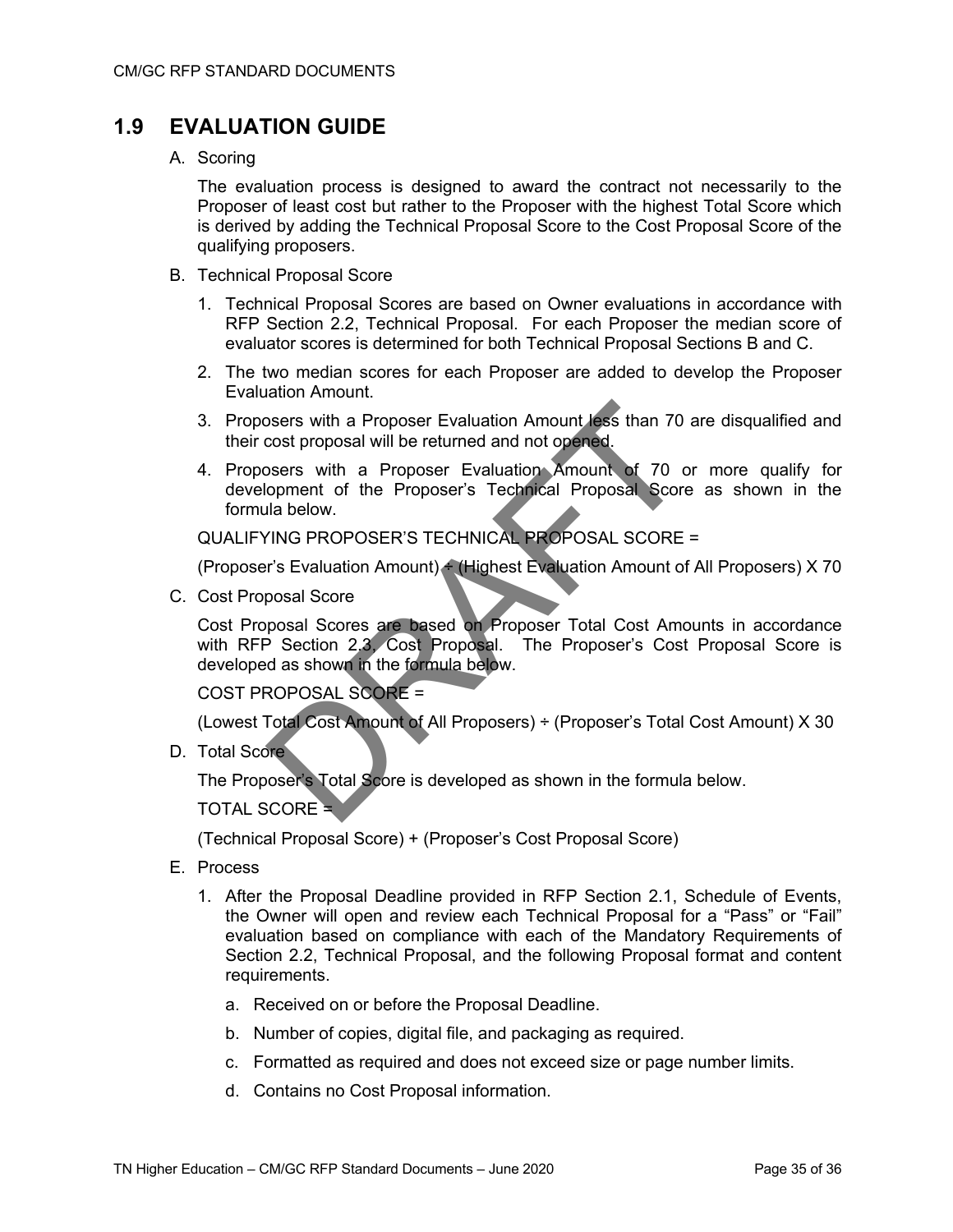## 1.9 EVALUATION GUIDE

A. Scoring

The evaluation process is designed to award the contract not necessarily to the Proposer of least cost but rather to the Proposer with the highest Total Score which is derived by adding the Technical Proposal Score to the Cost Proposal Score of the qualifying proposers.

B. Technical Proposal Score

1. Technical Proposal Scores are based on Owner evaluations in accordance with RFP Section 2.2, Technical Proposal. For each Proposer the median score of evaluator scores is determined for both Technical Proposal Sections B and C.
2. The two median scores for each Proposer are added to develop the Proposer Evaluation Amount.
3. Proposers with a Proposer Evaluation Amount less than 70 are disqualified and their cost proposal will be returned and not opened.
4. Proposers with a Proposer Evaluation Amount of 70 or more qualify for development of the Proposer's Technical Proposal Score as shown in the formula below.

QUALIFYING PROPOSER'S TECHNICAL PROPOSAL SCORE =

(Proposer's Evaluation Amount) ÷ (Highest Evaluation Amount of All Proposers) X 70

C. Cost Proposal Score

Cost Proposal Scores are based on Proposer Total Cost Amounts in accordance with RFP Section 2.3, Cost Proposal. The Proposer's Cost Proposal Score is developed as shown in the formula below.

COST PROPOSAL SCORE =

(Lowest Total Cost Amount of All Proposers) ÷ (Proposer's Total Cost Amount) X 30

D. Total Score

The Proposer's Total Score is developed as shown in the formula below.

TOTAL SCORE =

(Technical Proposal Score) + (Proposer's Cost Proposal Score)

E. Process

1. After the Proposal Deadline provided in RFP Section 2.1, Schedule of Events, the Owner will open and review each Technical Proposal for a "Pass" or "Fail" evaluation based on compliance with each of the Mandatory Requirements of Section 2.2, Technical Proposal, and the following Proposal format and content requirements.
   a. Received on or before the Proposal Deadline.
   b. Number of copies, digital file, and packaging as required.
   c. Formatted as required and does not exceed size or page number limits.
   d. Contains no Cost Proposal information.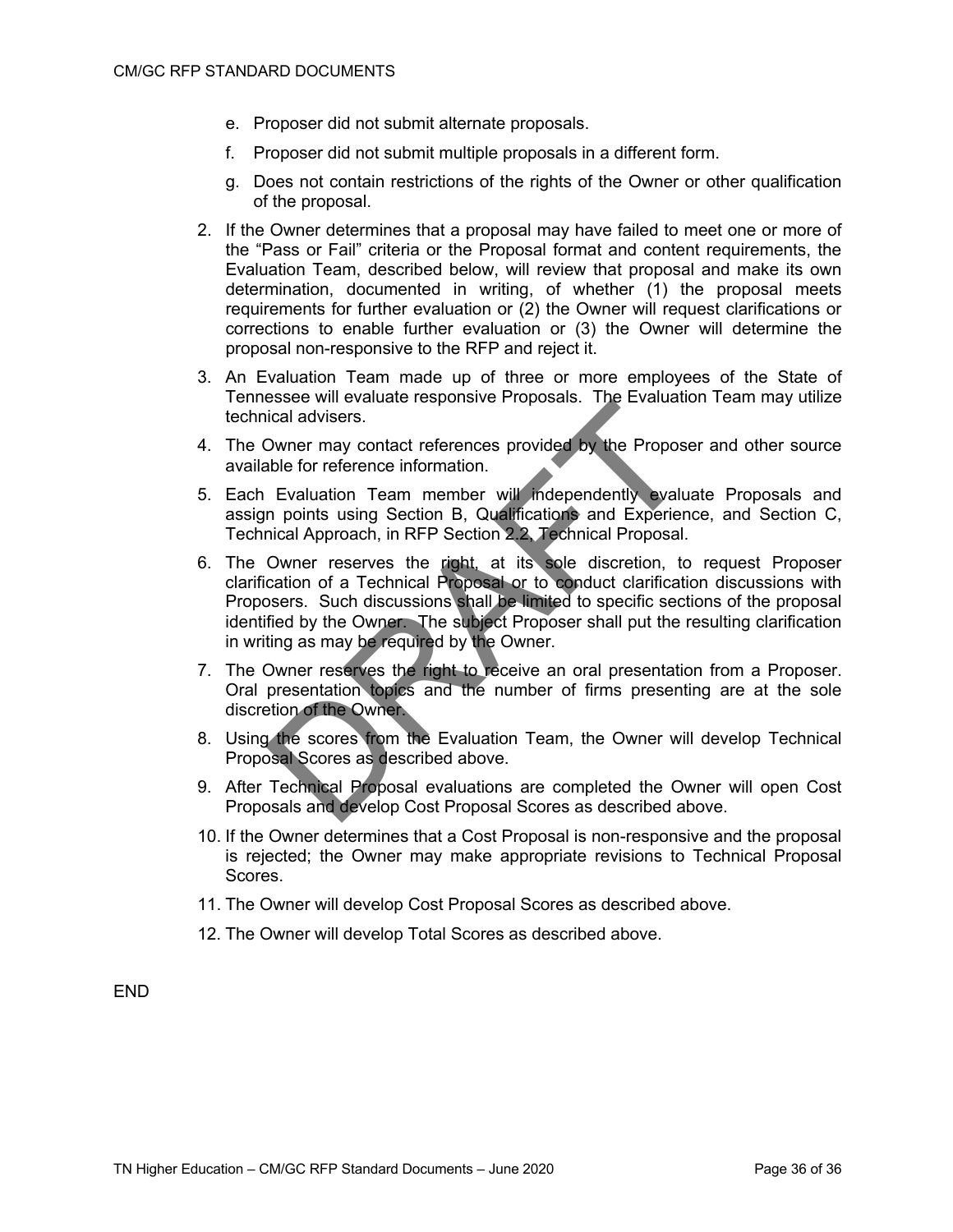e. Proposer did not submit alternate proposals.

f. Proposer did not submit multiple proposals in a different form.

g. Does not contain restrictions of the rights of the Owner or other qualification of the proposal.

2. If the Owner determines that a proposal may have failed to meet one or more of the "Pass or Fail" criteria or the Proposal format and content requirements, the Evaluation Team, described below, will review that proposal and make its own determination, documented in writing, of whether (1) the proposal meets requirements for further evaluation or (2) the Owner will request clarifications or corrections to enable further evaluation or (3) the Owner will determine the proposal non-responsive to the RFP and reject it.

3. An Evaluation Team made up of three or more employees of the State of Tennessee will evaluate responsive Proposals. The Evaluation Team may utilize technical advisers.

4. The Owner may contact references provided by the Proposer and other source available for reference information.

5. Each Evaluation Team member will independently evaluate Proposals and assign points using Section B, Qualifications and Experience, and Section C, Technical Approach, in RFP Section 2.2, Technical Proposal.

6. The Owner reserves the right, at its sole discretion, to request Proposer clarification of a Technical Proposal or to conduct clarification discussions with Proposers. Such discussions shall be limited to specific sections of the proposal identified by the Owner. The subject Proposer shall put the resulting clarification in writing as may be required by the Owner.

7. The Owner reserves the right to receive an oral presentation from a Proposer. Oral presentation topics and the number of firms presenting are at the sole discretion of the Owner.

8. Using the scores from the Evaluation Team, the Owner will develop Technical Proposal Scores as described above.

9. After Technical Proposal evaluations are completed the Owner will open Cost Proposals and develop Cost Proposal Scores as described above.

10. If the Owner determines that a Cost Proposal is non-responsive and the proposal is rejected; the Owner may make appropriate revisions to Technical Proposal Scores.

11. The Owner will develop Cost Proposal Scores as described above.

12. The Owner will develop Total Scores as described above.

END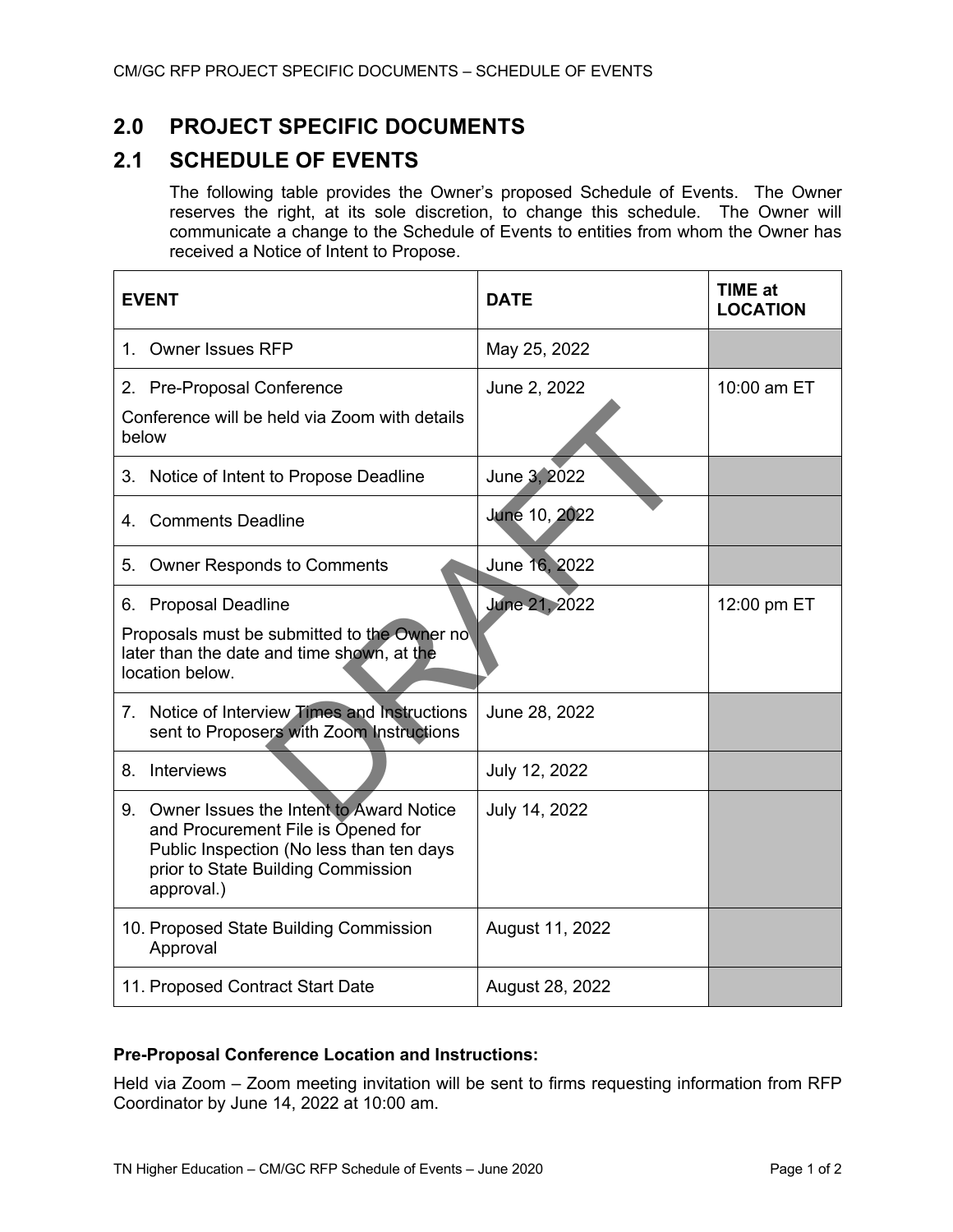## 2.0 PROJECT SPECIFIC DOCUMENTS

## 2.1 SCHEDULE OF EVENTS

The following table provides the Owner's proposed Schedule of Events. The Owner reserves the right, at its sole discretion, to change this schedule. The Owner will communicate a change to the Schedule of Events to entities from whom the Owner has received a Notice of Intent to Propose.

| EVENT | DATE | TIME at LOCATION |
|---|---|---|
| 1. Owner Issues RFP | May 25, 2022 | |
| 2. Pre-Proposal Conference<br>Conference will be held via Zoom with details below | June 2, 2022 | 10:00 am ET |
| 3. Notice of Intent to Propose Deadline | June 3, 2022 | |
| 4. Comments Deadline | June 10, 2022 | |
| 5. Owner Responds to Comments | June 16, 2022 | |
| 6. Proposal Deadline<br>Proposals must be submitted to the Owner no later than the date and time shown, at the location below. | June 21, 2022 | 12:00 pm ET |
| 7. Notice of Interview Times and Instructions sent to Proposers with Zoom Instructions | June 28, 2022 | |
| 8. Interviews | July 12, 2022 | |
| 9. Owner Issues the Intent to Award Notice and Procurement File is Opened for Public Inspection (No less than ten days prior to State Building Commission approval.) | July 14, 2022 | |
| 10. Proposed State Building Commission Approval | August 11, 2022 | |
| 11. Proposed Contract Start Date | August 28, 2022 | |

**Pre-Proposal Conference Location and Instructions:**

Held via Zoom – Zoom meeting invitation will be sent to firms requesting information from RFP Coordinator by June 14, 2022 at 10:00 am.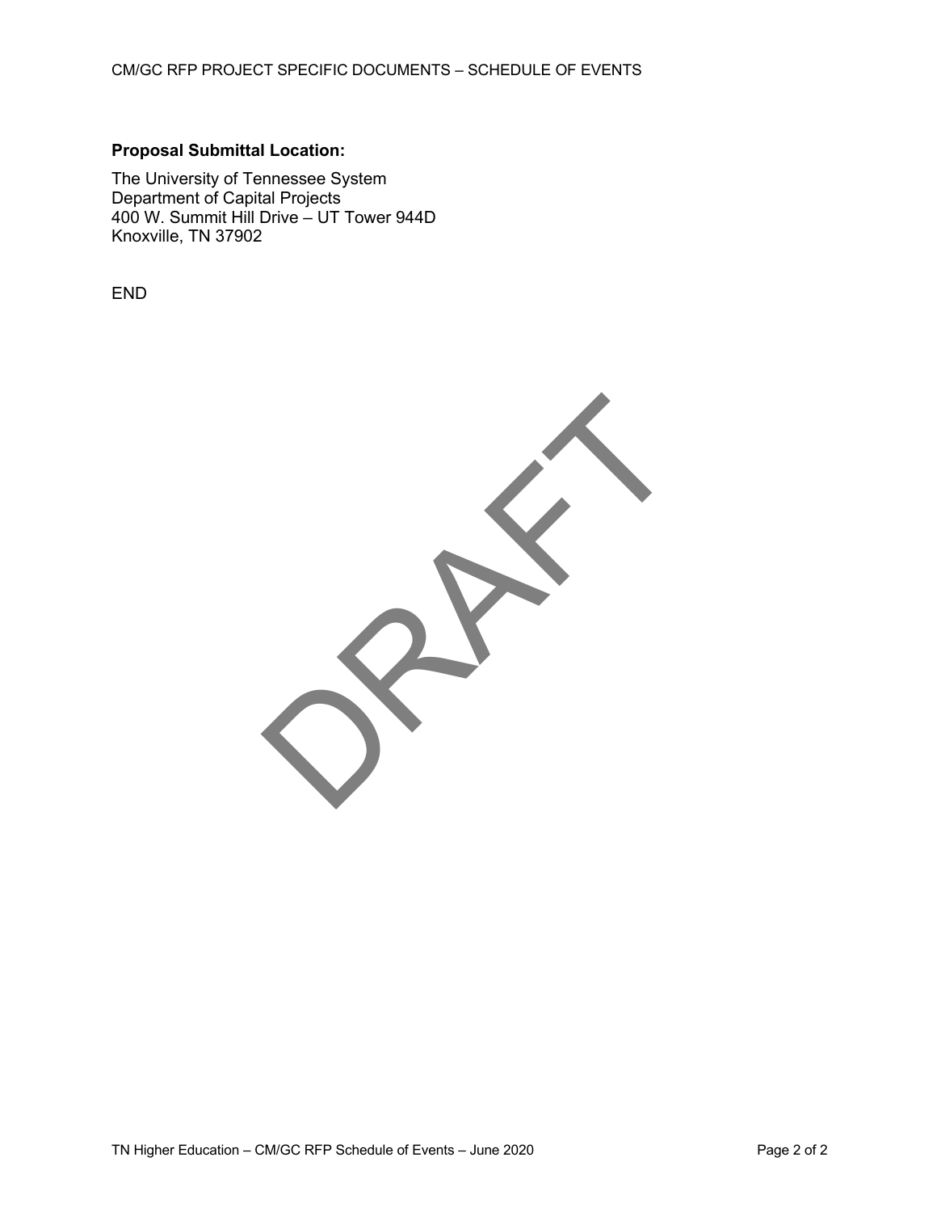**Proposal Submittal Location:**

The University of Tennessee System
Department of Capital Projects
400 W. Summit Hill Drive – UT Tower 944D
Knoxville, TN 37902

END

DRAFT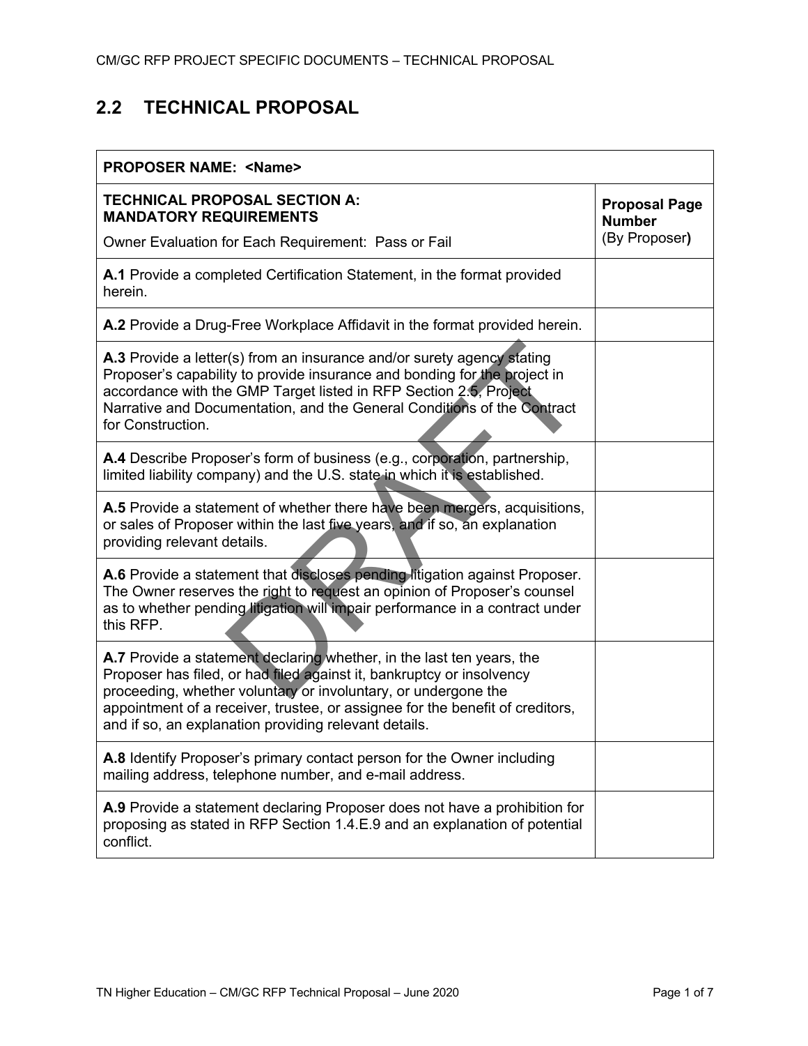## 2.2 TECHNICAL PROPOSAL

| PROPOSER NAME: <Name> | |
|---|---|
| **TECHNICAL PROPOSAL SECTION A: MANDATORY REQUIREMENTS**<br>Owner Evaluation for Each Requirement: Pass or Fail | **Proposal Page Number** (By Proposer**)** |
| **A.1** Provide a completed Certification Statement, in the format provided herein. | |
| **A.2** Provide a Drug-Free Workplace Affidavit in the format provided herein. | |
| **A.3** Provide a letter(s) from an insurance and/or surety agency stating Proposer's capability to provide insurance and bonding for the project in accordance with the GMP Target listed in RFP Section 2.5, Project Narrative and Documentation, and the General Conditions of the Contract for Construction. | |
| **A.4** Describe Proposer's form of business (e.g., corporation, partnership, limited liability company) and the U.S. state in which it is established. | |
| **A.5** Provide a statement of whether there have been mergers, acquisitions, or sales of Proposer within the last five years, and if so, an explanation providing relevant details. | |
| **A.6** Provide a statement that discloses pending litigation against Proposer. The Owner reserves the right to request an opinion of Proposer's counsel as to whether pending litigation will impair performance in a contract under this RFP. | |
| **A.7** Provide a statement declaring whether, in the last ten years, the Proposer has filed, or had filed against it, bankruptcy or insolvency proceeding, whether voluntary or involuntary, or undergone the appointment of a receiver, trustee, or assignee for the benefit of creditors, and if so, an explanation providing relevant details. | |
| **A.8** Identify Proposer's primary contact person for the Owner including mailing address, telephone number, and e-mail address. | |
| **A.9** Provide a statement declaring Proposer does not have a prohibition for proposing as stated in RFP Section 1.4.E.9 and an explanation of potential conflict. | |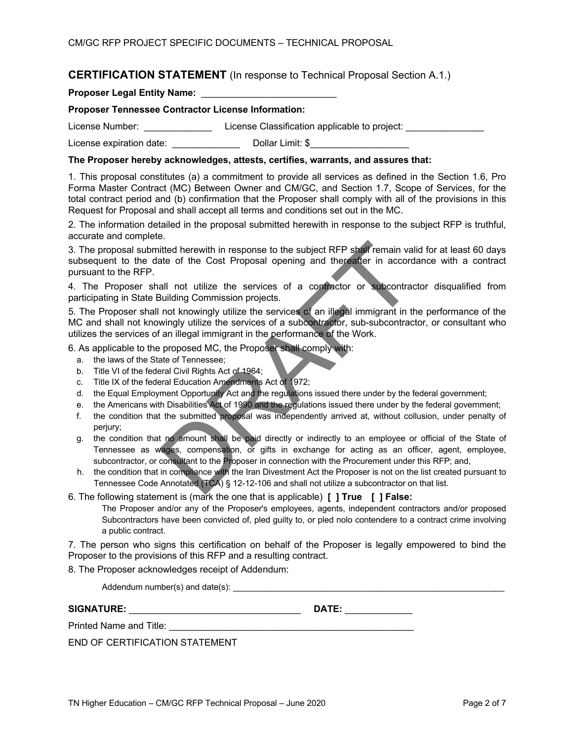## CERTIFICATION STATEMENT (In response to Technical Proposal Section A.1.)

**Proposer Legal Entity Name:** ___________________________

**Proposer Tennessee Contractor License Information:**

License Number: _____________ License Classification applicable to project: _______________

License expiration date: _____________ Dollar Limit: $___________________

**The Proposer hereby acknowledges, attests, certifies, warrants, and assures that:**

1. This proposal constitutes (a) a commitment to provide all services as defined in the Section 1.6, Pro Forma Master Contract (MC) Between Owner and CM/GC, and Section 1.7, Scope of Services, for the total contract period and (b) confirmation that the Proposer shall comply with all of the provisions in this Request for Proposal and shall accept all terms and conditions set out in the MC.

2. The information detailed in the proposal submitted herewith in response to the subject RFP is truthful, accurate and complete.

3. The proposal submitted herewith in response to the subject RFP shall remain valid for at least 60 days subsequent to the date of the Cost Proposal opening and thereafter in accordance with a contract pursuant to the RFP.

4. The Proposer shall not utilize the services of a contractor or subcontractor disqualified from participating in State Building Commission projects.

5. The Proposer shall not knowingly utilize the services of an illegal immigrant in the performance of the MC and shall not knowingly utilize the services of a subcontractor, sub-subcontractor, or consultant who utilizes the services of an illegal immigrant in the performance of the Work.

6. As applicable to the proposed MC, the Proposer shall comply with:

   a. the laws of the State of Tennessee;
   b. Title VI of the federal Civil Rights Act of 1964;
   c. Title IX of the federal Education Amendments Act of 1972;
   d. the Equal Employment Opportunity Act and the regulations issued there under by the federal government;
   e. the Americans with Disabilities Act of 1990 and the regulations issued there under by the federal government;
   f. the condition that the submitted proposal was independently arrived at, without collusion, under penalty of perjury;
   g. the condition that no amount shall be paid directly or indirectly to an employee or official of the State of Tennessee as wages, compensation, or gifts in exchange for acting as an officer, agent, employee, subcontractor, or consultant to the Proposer in connection with the Procurement under this RFP; and,
   h. the condition that in compliance with the Iran Divestment Act the Proposer is not on the list created pursuant to Tennessee Code Annotated (TCA) § 12-12-106 and shall not utilize a subcontractor on that list.

6. The following statement is (mark the one that is applicable) **[ ] True [ ] False:**

   The Proposer and/or any of the Proposer's employees, agents, independent contractors and/or proposed Subcontractors have been convicted of, pled guilty to, or pled nolo contendere to a contract crime involving a public contract.

7. The person who signs this certification on behalf of the Proposer is legally empowered to bind the Proposer to the provisions of this RFP and a resulting contract.

8. The Proposer acknowledges receipt of Addendum:

   Addendum number(s) and date(s): ______________________________________________

**SIGNATURE:** _________________________________ **DATE:** _____________

Printed Name and Title: __________________________________________________

END OF CERTIFICATION STATEMENT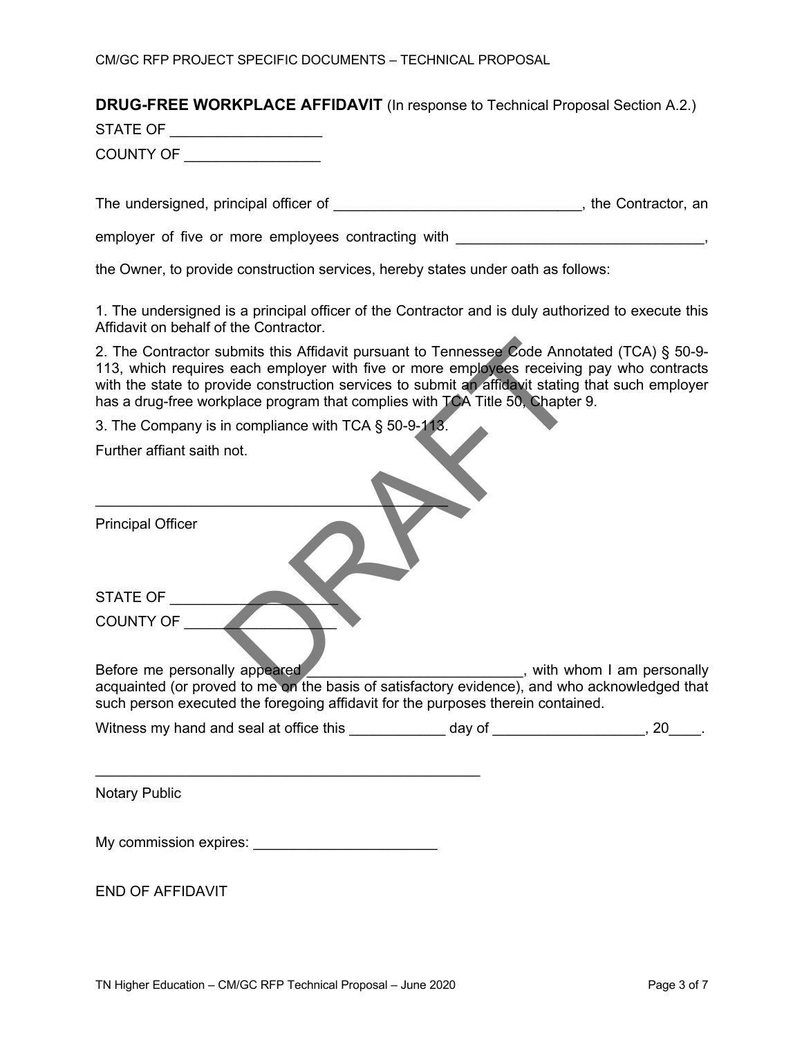**DRUG-FREE WORKPLACE AFFIDAVIT** (In response to Technical Proposal Section A.2.)

STATE OF ___________________

COUNTY OF _________________

The undersigned, principal officer of _______________________________, the Contractor, an employer of five or more employees contracting with _______________________________, the Owner, to provide construction services, hereby states under oath as follows:

1. The undersigned is a principal officer of the Contractor and is duly authorized to execute this Affidavit on behalf of the Contractor.

2. The Contractor submits this Affidavit pursuant to Tennessee Code Annotated (TCA) § 50-9-113, which requires each employer with five or more employees receiving pay who contracts with the state to provide construction services to submit an affidavit stating that such employer has a drug-free workplace program that complies with TCA Title 50, Chapter 9.

3. The Company is in compliance with TCA § 50-9-113.

Further affiant saith not.

_________________________________________

Principal Officer

STATE OF ______________________

COUNTY OF ___________________

Before me personally appeared ___________________________, with whom I am personally acquainted (or proved to me on the basis of satisfactory evidence), and who acknowledged that such person executed the foregoing affidavit for the purposes therein contained.

Witness my hand and seal at office this ____________ day of ___________________, 20____.

__________________________________________________

Notary Public

My commission expires: ________________________

END OF AFFIDAVIT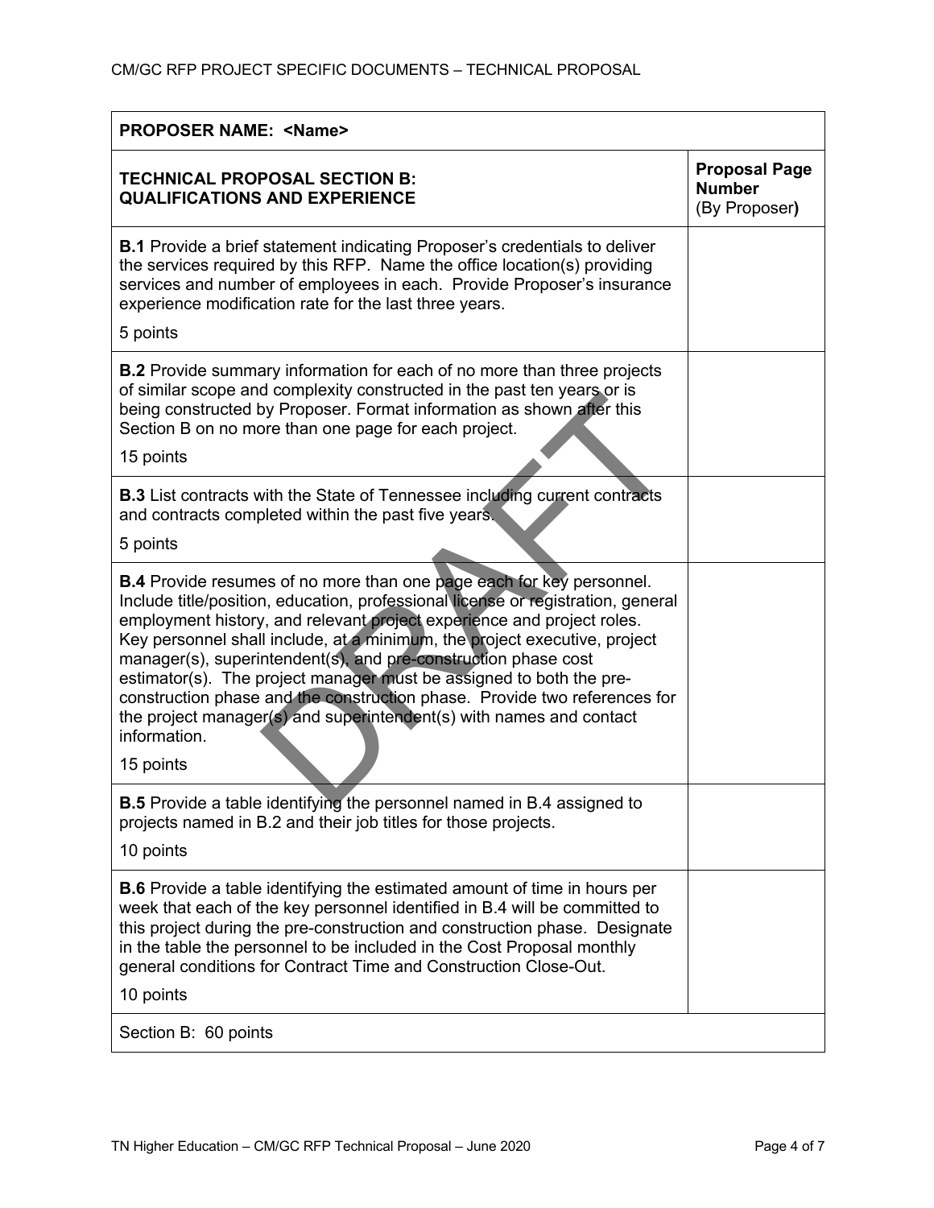| PROPOSER NAME: <Name> | |
|---|---|
| **TECHNICAL PROPOSAL SECTION B: QUALIFICATIONS AND EXPERIENCE** | **Proposal Page Number** (By Proposer**)** |
| **B.1** Provide a brief statement indicating Proposer's credentials to deliver the services required by this RFP. Name the office location(s) providing services and number of employees in each. Provide Proposer's insurance experience modification rate for the last three years.<br><br>5 points | |
| **B.2** Provide summary information for each of no more than three projects of similar scope and complexity constructed in the past ten years or is being constructed by Proposer. Format information as shown after this Section B on no more than one page for each project.<br><br>15 points | |
| **B.3** List contracts with the State of Tennessee including current contracts and contracts completed within the past five years.<br><br>5 points | |
| **B.4** Provide resumes of no more than one page each for key personnel. Include title/position, education, professional license or registration, general employment history, and relevant project experience and project roles. Key personnel shall include, at a minimum, the project executive, project manager(s), superintendent(s), and pre-construction phase cost estimator(s). The project manager must be assigned to both the pre-construction phase and the construction phase. Provide two references for the project manager(s) and superintendent(s) with names and contact information.<br><br>15 points | |
| **B.5** Provide a table identifying the personnel named in B.4 assigned to projects named in B.2 and their job titles for those projects.<br><br>10 points | |
| **B.6** Provide a table identifying the estimated amount of time in hours per week that each of the key personnel identified in B.4 will be committed to this project during the pre-construction and construction phase. Designate in the table the personnel to be included in the Cost Proposal monthly general conditions for Contract Time and Construction Close-Out.<br><br>10 points | |
| Section B: 60 points | |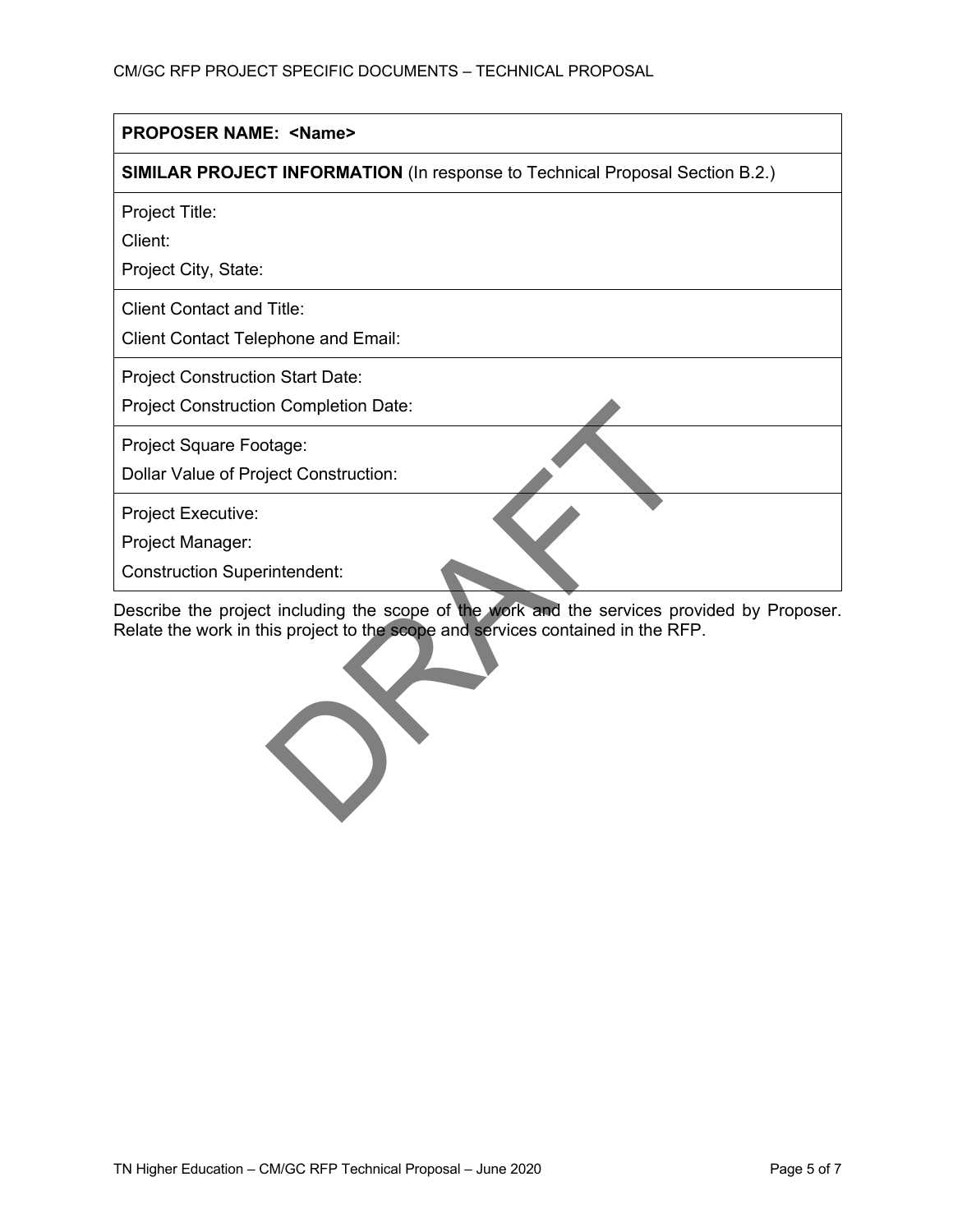| PROPOSER NAME: <Name> |
|---|
| **SIMILAR PROJECT INFORMATION** (In response to Technical Proposal Section B.2.) |
| Project Title:<br>Client:<br>Project City, State: |
| Client Contact and Title:<br>Client Contact Telephone and Email: |
| Project Construction Start Date:<br>Project Construction Completion Date: |
| Project Square Footage:<br>Dollar Value of Project Construction: |
| Project Executive:<br>Project Manager:<br>Construction Superintendent: |

Describe the project including the scope of the work and the services provided by Proposer. Relate the work in this project to the scope and services contained in the RFP.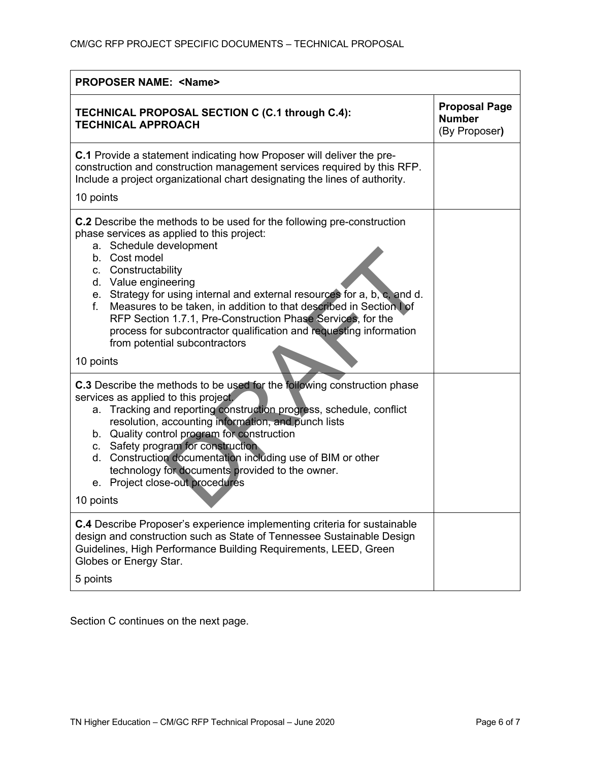| PROPOSER NAME: <Name> | |
|---|---|
| **TECHNICAL PROPOSAL SECTION C (C.1 through C.4): TECHNICAL APPROACH** | **Proposal Page Number** (By Proposer**)** |
| **C.1** Provide a statement indicating how Proposer will deliver the pre-construction and construction management services required by this RFP. Include a project organizational chart designating the lines of authority.<br><br>10 points | |
| **C.2** Describe the methods to be used for the following pre-construction phase services as applied to this project:<br>a. Schedule development<br>b. Cost model<br>c. Constructability<br>d. Value engineering<br>e. Strategy for using internal and external resources for a, b, c, and d.<br>f. Measures to be taken, in addition to that described in Section I of RFP Section 1.7.1, Pre-Construction Phase Services, for the process for subcontractor qualification and requesting information from potential subcontractors<br><br>10 points | |
| **C.3** Describe the methods to be used for the following construction phase services as applied to this project.<br>a. Tracking and reporting construction progress, schedule, conflict resolution, accounting information, and punch lists<br>b. Quality control program for construction<br>c. Safety program for construction<br>d. Construction documentation including use of BIM or other technology for documents provided to the owner.<br>e. Project close-out procedures<br><br>10 points | |
| **C.4** Describe Proposer's experience implementing criteria for sustainable design and construction such as State of Tennessee Sustainable Design Guidelines, High Performance Building Requirements, LEED, Green Globes or Energy Star.<br><br>5 points | |

Section C continues on the next page.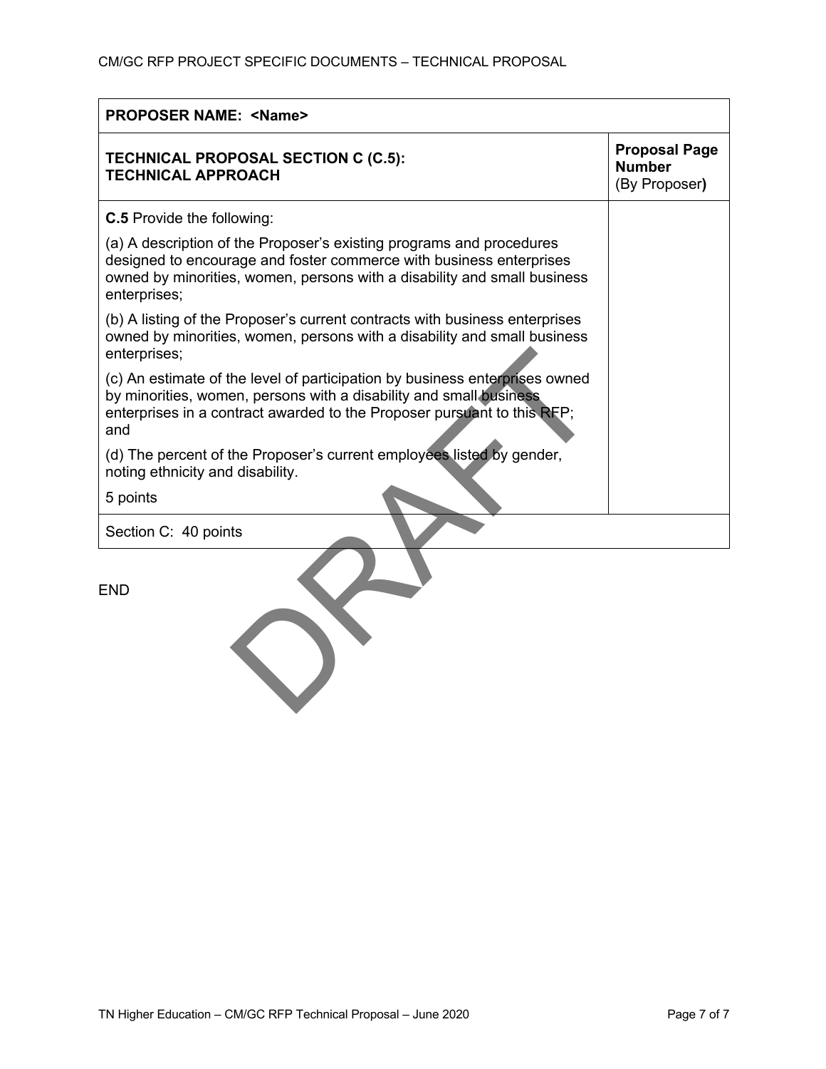| PROPOSER NAME: <Name> | |
|---|---|
| **TECHNICAL PROPOSAL SECTION C (C.5): TECHNICAL APPROACH** | **Proposal Page Number** (By Proposer**)** |
| **C.5** Provide the following:<br><br>(a) A description of the Proposer's existing programs and procedures designed to encourage and foster commerce with business enterprises owned by minorities, women, persons with a disability and small business enterprises;<br><br>(b) A listing of the Proposer's current contracts with business enterprises owned by minorities, women, persons with a disability and small business enterprises;<br><br>(c) An estimate of the level of participation by business enterprises owned by minorities, women, persons with a disability and small business enterprises in a contract awarded to the Proposer pursuant to this RFP; and<br><br>(d) The percent of the Proposer's current employees listed by gender, noting ethnicity and disability.<br><br>5 points | |
| Section C: 40 points | |

END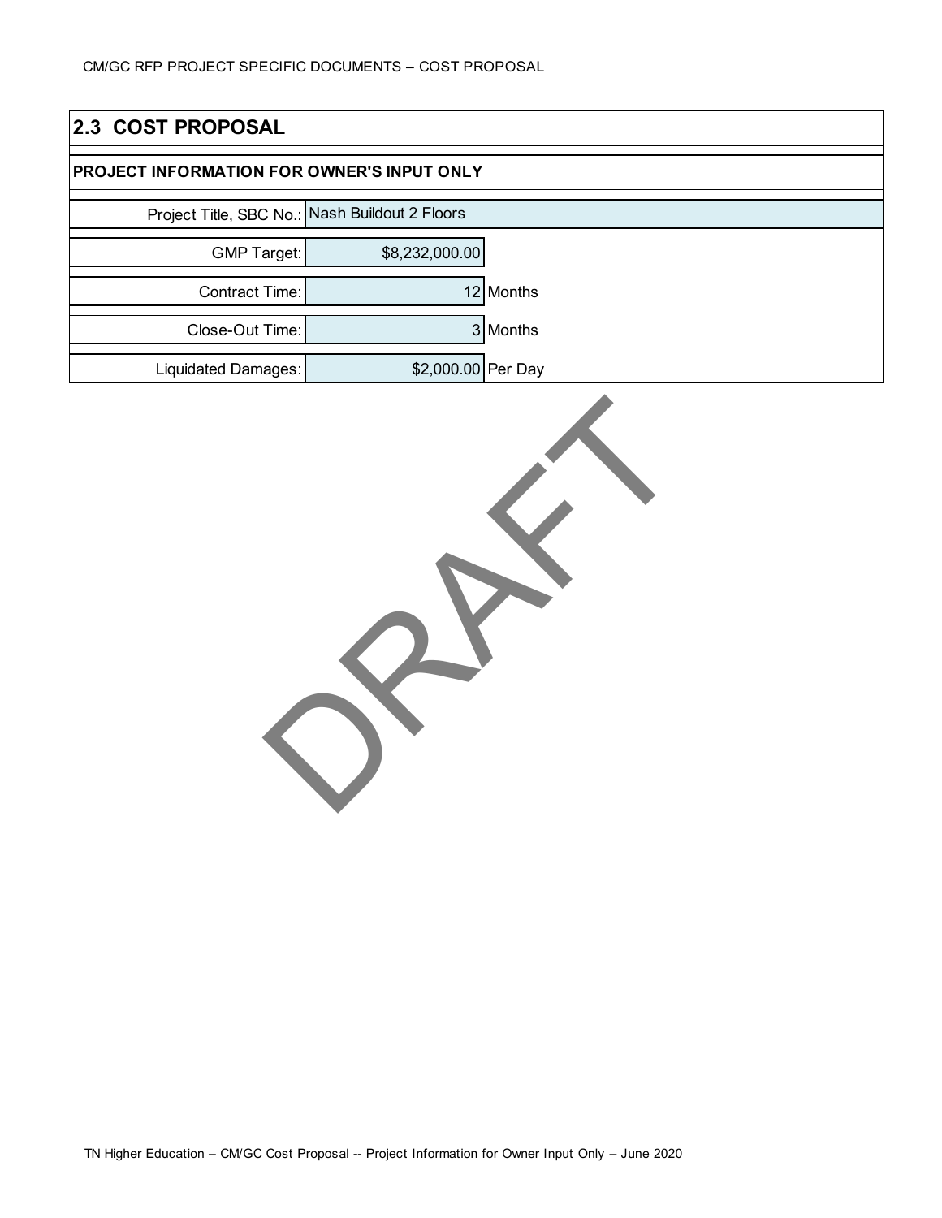## 2.3 COST PROPOSAL

**PROJECT INFORMATION FOR OWNER'S INPUT ONLY**

| Field | Value | Unit |
|---|---|---|
| Project Title, SBC No.: | Nash Buildout 2 Floors | |
| GMP Target: | $8,232,000.00 | |
| Contract Time: | 12 | Months |
| Close-Out Time: | 3 | Months |
| Liquidated Damages: | $2,000.00 | Per Day |

DRAFT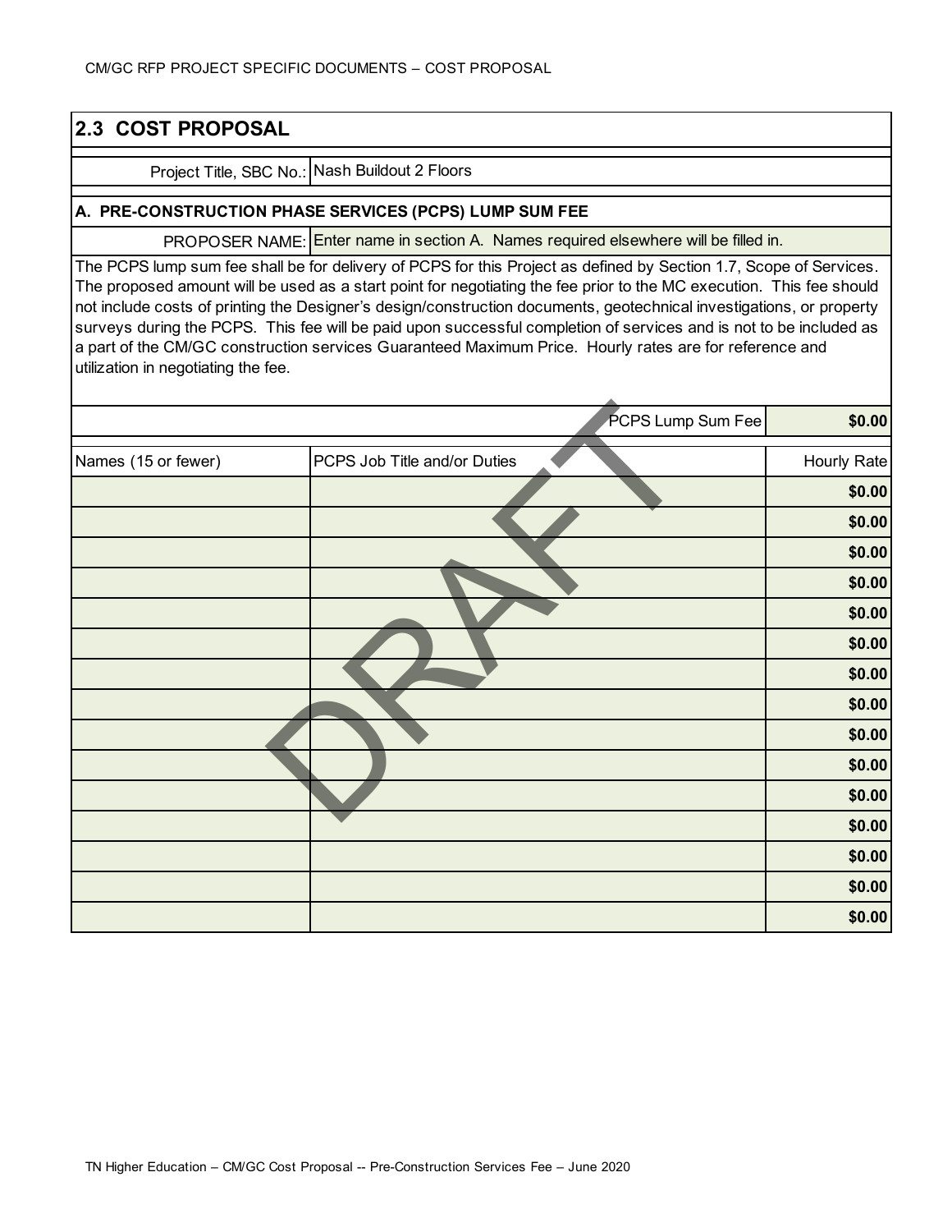## 2.3 COST PROPOSAL

| Project Title, SBC No.: | Nash Buildout 2 Floors |
|---|---|

**A. PRE-CONSTRUCTION PHASE SERVICES (PCPS) LUMP SUM FEE**

| PROPOSER NAME: | Enter name in section A. Names required elsewhere will be filled in. |
|---|---|

The PCPS lump sum fee shall be for delivery of PCPS for this Project as defined by Section 1.7, Scope of Services. The proposed amount will be used as a start point for negotiating the fee prior to the MC execution. This fee should not include costs of printing the Designer's design/construction documents, geotechnical investigations, or property surveys during the PCPS. This fee will be paid upon successful completion of services and is not to be included as a part of the CM/GC construction services Guaranteed Maximum Price. Hourly rates are for reference and utilization in negotiating the fee.

| | PCPS Lump Sum Fee | **$0.00** |
|---|---|---|
| Names (15 or fewer) | PCPS Job Title and/or Duties | Hourly Rate |
| | | **$0.00** |
| | | **$0.00** |
| | | **$0.00** |
| | | **$0.00** |
| | | **$0.00** |
| | | **$0.00** |
| | | **$0.00** |
| | | **$0.00** |
| | | **$0.00** |
| | | **$0.00** |
| | | **$0.00** |
| | | **$0.00** |
| | | **$0.00** |
| | | **$0.00** |
| | | **$0.00** |

DRAFT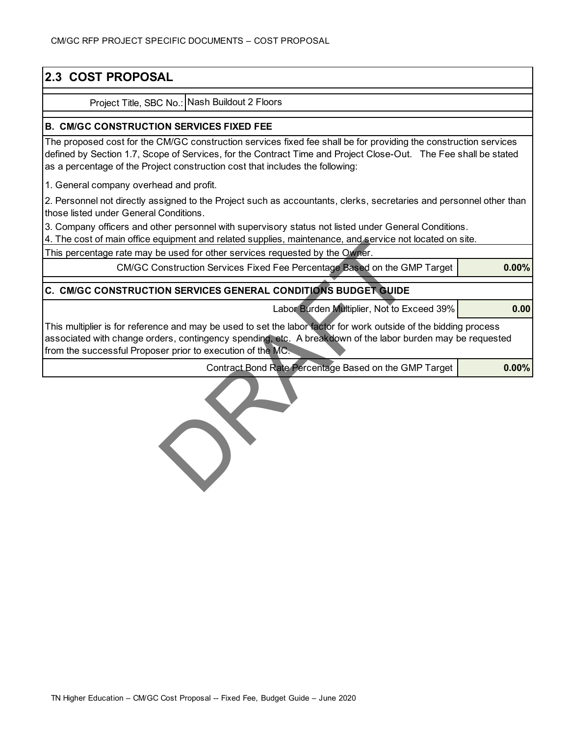## 2.3 COST PROPOSAL

| Project Title, SBC No.: | Nash Buildout 2 Floors |
|---|---|

**B. CM/GC CONSTRUCTION SERVICES FIXED FEE**

The proposed cost for the CM/GC construction services fixed fee shall be for providing the construction services defined by Section 1.7, Scope of Services, for the Contract Time and Project Close-Out. The Fee shall be stated as a percentage of the Project construction cost that includes the following:

1. General company overhead and profit.
2. Personnel not directly assigned to the Project such as accountants, clerks, secretaries and personnel other than those listed under General Conditions.
3. Company officers and other personnel with supervisory status not listed under General Conditions.
4. The cost of main office equipment and related supplies, maintenance, and service not located on site.

This percentage rate may be used for other services requested by the Owner.

| CM/GC Construction Services Fixed Fee Percentage Based on the GMP Target | **0.00%** |
|---|---|

**C. CM/GC CONSTRUCTION SERVICES GENERAL CONDITIONS BUDGET GUIDE**

| Labor Burden Multiplier, Not to Exceed 39% | **0.00** |
|---|---|

This multiplier is for reference and may be used to set the labor factor for work outside of the bidding process associated with change orders, contingency spending, etc. A breakdown of the labor burden may be requested from the successful Proposer prior to execution of the MC.

| Contract Bond Rate Percentage Based on the GMP Target | **0.00%** |
|---|---|

DRAFT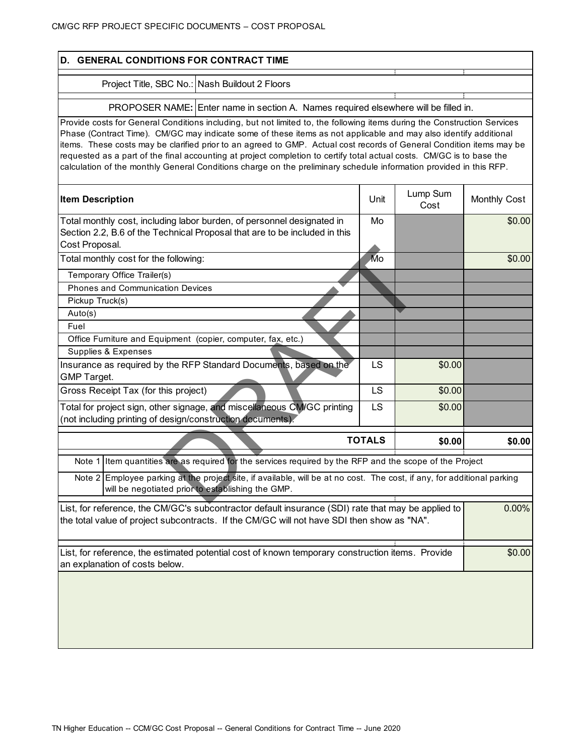CM/GC RFP PROJECT SPECIFIC DOCUMENTS – COST PROPOSAL

## D. GENERAL CONDITIONS FOR CONTRACT TIME

| | |
|---|---|
| Project Title, SBC No.: | Nash Buildout 2 Floors |
| PROPOSER NAME: | Enter name in section A. Names required elsewhere will be filled in. |

Provide costs for General Conditions including, but not limited to, the following items during the Construction Services Phase (Contract Time). CM/GC may indicate some of these items as not applicable and may also identify additional items. These costs may be clarified prior to an agreed to GMP. Actual cost records of General Condition items may be requested as a part of the final accounting at project completion to certify total actual costs. CM/GC is to base the calculation of the monthly General Conditions charge on the preliminary schedule information provided in this RFP.

| Item Description | Unit | Lump Sum Cost | Monthly Cost |
|---|---|---|---|
| Total monthly cost, including labor burden, of personnel designated in Section 2.2, B.6 of the Technical Proposal that are to be included in this Cost Proposal. | Mo | | $0.00 |
| Total monthly cost for the following: | Mo | | $0.00 |
| Temporary Office Trailer(s) | | | |
| Phones and Communication Devices | | | |
| Pickup Truck(s) | | | |
| Auto(s) | | | |
| Fuel | | | |
| Office Furniture and Equipment (copier, computer, fax, etc.) | | | |
| Supplies & Expenses | | | |
| Insurance as required by the RFP Standard Documents, based on the GMP Target. | LS | $0.00 | |
| Gross Receipt Tax (for this project) | LS | $0.00 | |
| Total for project sign, other signage, and miscellaneous CM/GC printing (not including printing of design/construction documents). | LS | $0.00 | |
| **TOTALS** | | **$0.00** | **$0.00** |

| | |
|---|---|
| Note 1 | Item quantities are as required for the services required by the RFP and the scope of the Project |
| Note 2 | Employee parking at the project site, if available, will be at no cost. The cost, if any, for additional parking will be negotiated prior to establishing the GMP. |

| | |
|---|---|
| List, for reference, the CM/GC's subcontractor default insurance (SDI) rate that may be applied to the total value of project subcontracts. If the CM/GC will not have SDI then show as "NA". | 0.00% |
| List, for reference, the estimated potential cost of known temporary construction items. Provide an explanation of costs below. | $0.00 |

DRAFT

TN Higher Education -- CCM/GC Cost Proposal -- General Conditions for Contract Time -- June 2020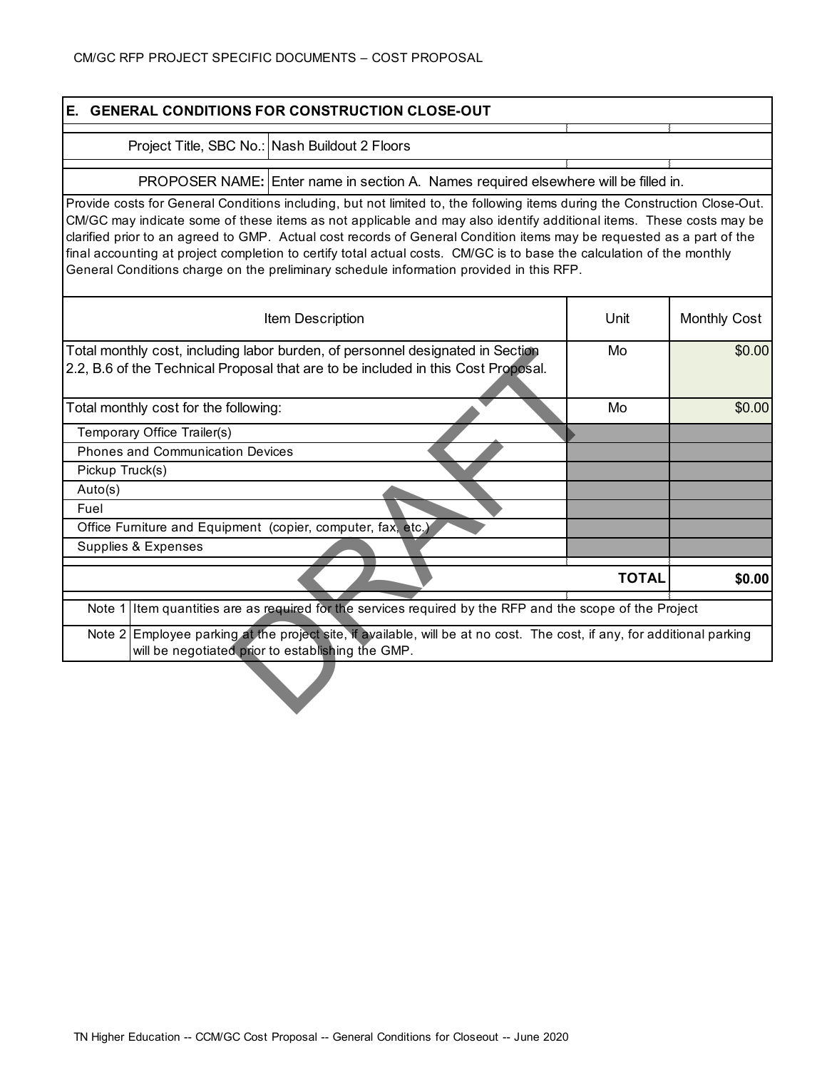CM/GC RFP PROJECT SPECIFIC DOCUMENTS – COST PROPOSAL

## E. GENERAL CONDITIONS FOR CONSTRUCTION CLOSE-OUT

| Project Title, SBC No.: | Nash Buildout 2 Floors |
|---|---|
| PROPOSER NAME: | Enter name in section A. Names required elsewhere will be filled in. |

Provide costs for General Conditions including, but not limited to, the following items during the Construction Close-Out. CM/GC may indicate some of these items as not applicable and may also identify additional items. These costs may be clarified prior to an agreed to GMP. Actual cost records of General Condition items may be requested as a part of the final accounting at project completion to certify total actual costs. CM/GC is to base the calculation of the monthly General Conditions charge on the preliminary schedule information provided in this RFP.

| Item Description | Unit | Monthly Cost |
|---|---|---|
| Total monthly cost, including labor burden, of personnel designated in Section 2.2, B.6 of the Technical Proposal that are to be included in this Cost Proposal. | Mo | $0.00 |
| Total monthly cost for the following: | Mo | $0.00 |
| Temporary Office Trailer(s) | | |
| Phones and Communication Devices | | |
| Pickup Truck(s) | | |
| Auto(s) | | |
| Fuel | | |
| Office Furniture and Equipment (copier, computer, fax, etc.) | | |
| Supplies & Expenses | | |
| | **TOTAL** | **$0.00** |

| | |
|---|---|
| Note 1 | Item quantities are as required for the services required by the RFP and the scope of the Project |
| Note 2 | Employee parking at the project site, if available, will be at no cost. The cost, if any, for additional parking will be negotiated prior to establishing the GMP. |

DRAFT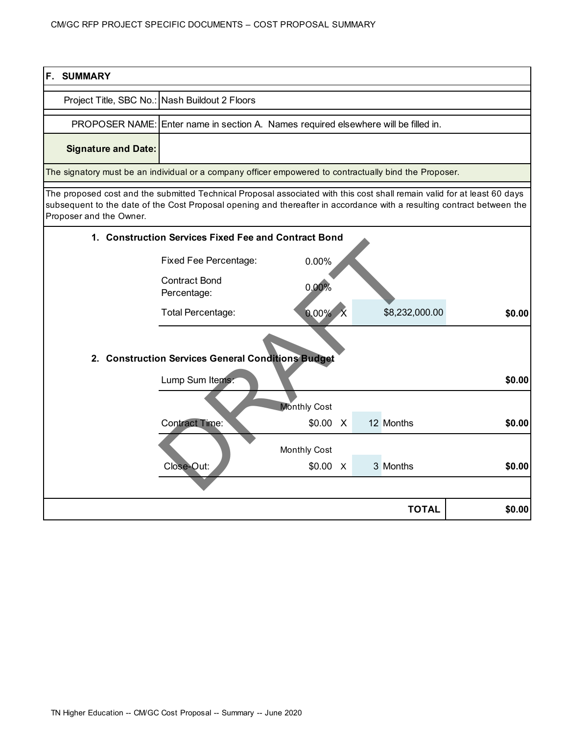## F. SUMMARY

| | |
|---|---|
| Project Title, SBC No.: | Nash Buildout 2 Floors |
| PROPOSER NAME: | Enter name in section A. Names required elsewhere will be filled in. |
| **Signature and Date:** | |

The signatory must be an individual or a company officer empowered to contractually bind the Proposer.

The proposed cost and the submitted Technical Proposal associated with this cost shall remain valid for at least 60 days subsequent to the date of the Cost Proposal opening and thereafter in accordance with a resulting contract between the Proposer and the Owner.

**1. Construction Services Fixed Fee and Contract Bond**

| | | | | |
|---|---|---|---|---|
| Fixed Fee Percentage: | 0.00% | | | |
| Contract Bond Percentage: | 0.00% | | | |
| Total Percentage: | 0.00% | X | $8,232,000.00 | **$0.00** |

**2. Construction Services General Conditions Budget**

| | | | | |
|---|---|---|---|---|
| Lump Sum Items: | | | | **$0.00** |
| | Monthly Cost | | | |
| Contract Time: | $0.00 | X | 12 Months | **$0.00** |
| | Monthly Cost | | | |
| Close-Out: | $0.00 | X | 3 Months | **$0.00** |
| | | | **TOTAL** | **$0.00** |

DRAFT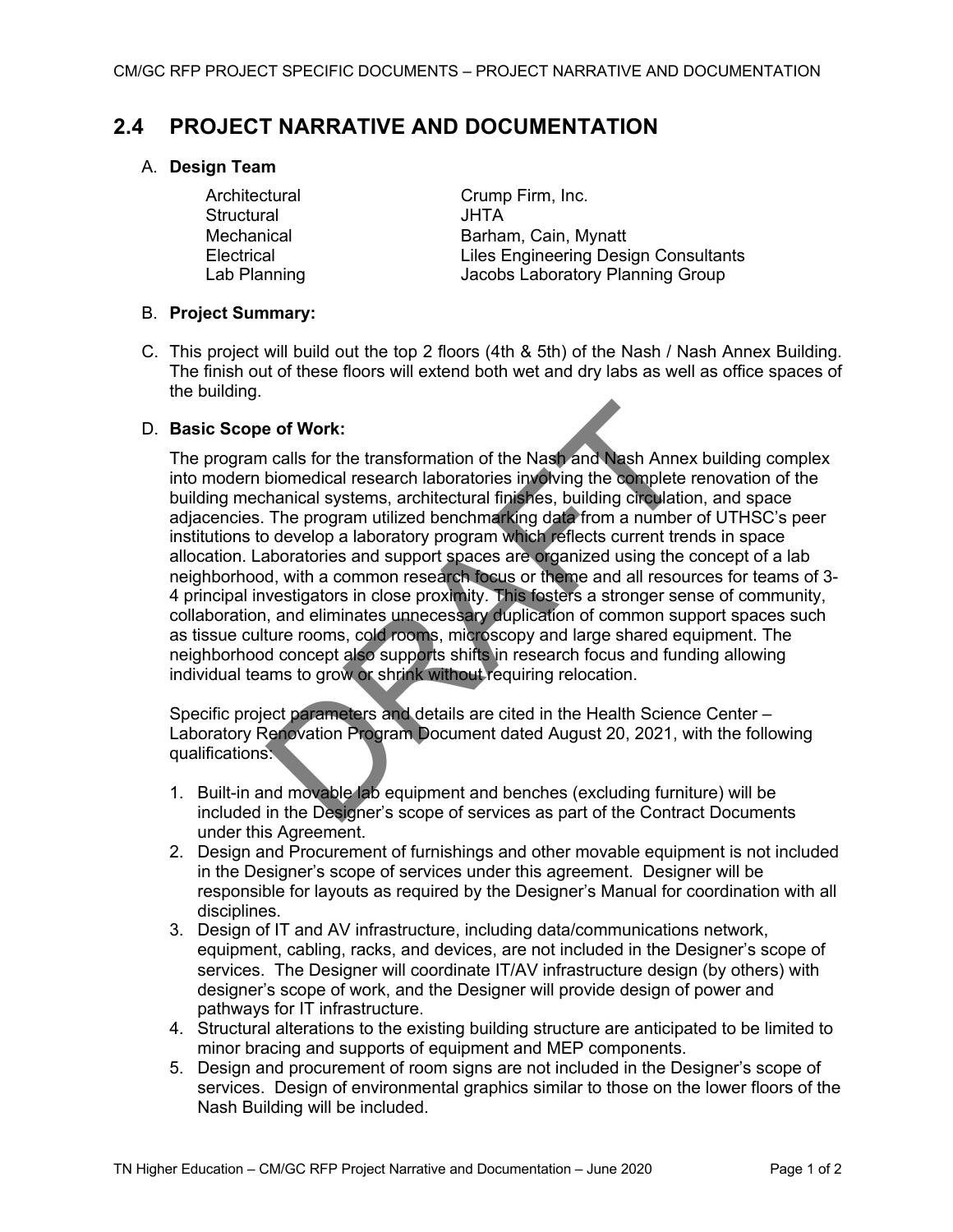## 2.4 PROJECT NARRATIVE AND DOCUMENTATION

A. **Design Team**

| | |
|---|---|
| Architectural | Crump Firm, Inc. |
| Structural | JHTA |
| Mechanical | Barham, Cain, Mynatt |
| Electrical | Liles Engineering Design Consultants |
| Lab Planning | Jacobs Laboratory Planning Group |

B. **Project Summary:**

C. This project will build out the top 2 floors (4th & 5th) of the Nash / Nash Annex Building. The finish out of these floors will extend both wet and dry labs as well as office spaces of the building.

D. **Basic Scope of Work:**

The program calls for the transformation of the Nash and Nash Annex building complex into modern biomedical research laboratories involving the complete renovation of the building mechanical systems, architectural finishes, building circulation, and space adjacencies. The program utilized benchmarking data from a number of UTHSC's peer institutions to develop a laboratory program which reflects current trends in space allocation. Laboratories and support spaces are organized using the concept of a lab neighborhood, with a common research focus or theme and all resources for teams of 3-4 principal investigators in close proximity. This fosters a stronger sense of community, collaboration, and eliminates unnecessary duplication of common support spaces such as tissue culture rooms, cold rooms, microscopy and large shared equipment. The neighborhood concept also supports shifts in research focus and funding allowing individual teams to grow or shrink without requiring relocation.

Specific project parameters and details are cited in the Health Science Center – Laboratory Renovation Program Document dated August 20, 2021, with the following qualifications:

1. Built-in and movable lab equipment and benches (excluding furniture) will be included in the Designer's scope of services as part of the Contract Documents under this Agreement.
2. Design and Procurement of furnishings and other movable equipment is not included in the Designer's scope of services under this agreement. Designer will be responsible for layouts as required by the Designer's Manual for coordination with all disciplines.
3. Design of IT and AV infrastructure, including data/communications network, equipment, cabling, racks, and devices, are not included in the Designer's scope of services. The Designer will coordinate IT/AV infrastructure design (by others) with designer's scope of work, and the Designer will provide design of power and pathways for IT infrastructure.
4. Structural alterations to the existing building structure are anticipated to be limited to minor bracing and supports of equipment and MEP components.
5. Design and procurement of room signs are not included in the Designer's scope of services. Design of environmental graphics similar to those on the lower floors of the Nash Building will be included.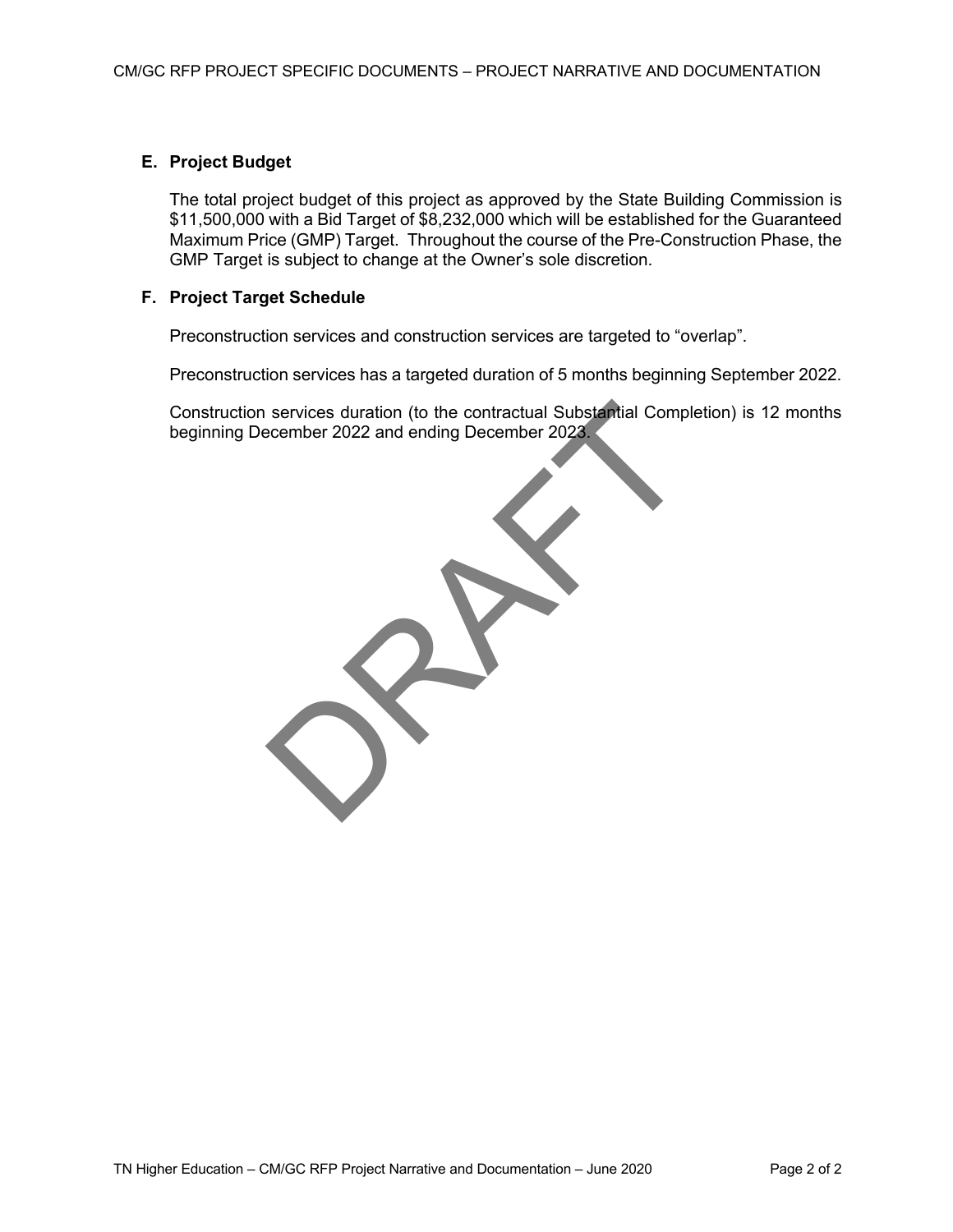## E. Project Budget

The total project budget of this project as approved by the State Building Commission is $11,500,000 with a Bid Target of $8,232,000 which will be established for the Guaranteed Maximum Price (GMP) Target. Throughout the course of the Pre-Construction Phase, the GMP Target is subject to change at the Owner's sole discretion.

## F. Project Target Schedule

Preconstruction services and construction services are targeted to "overlap".

Preconstruction services has a targeted duration of 5 months beginning September 2022.

Construction services duration (to the contractual Substantial Completion) is 12 months beginning December 2022 and ending December 2023.

DRAFT